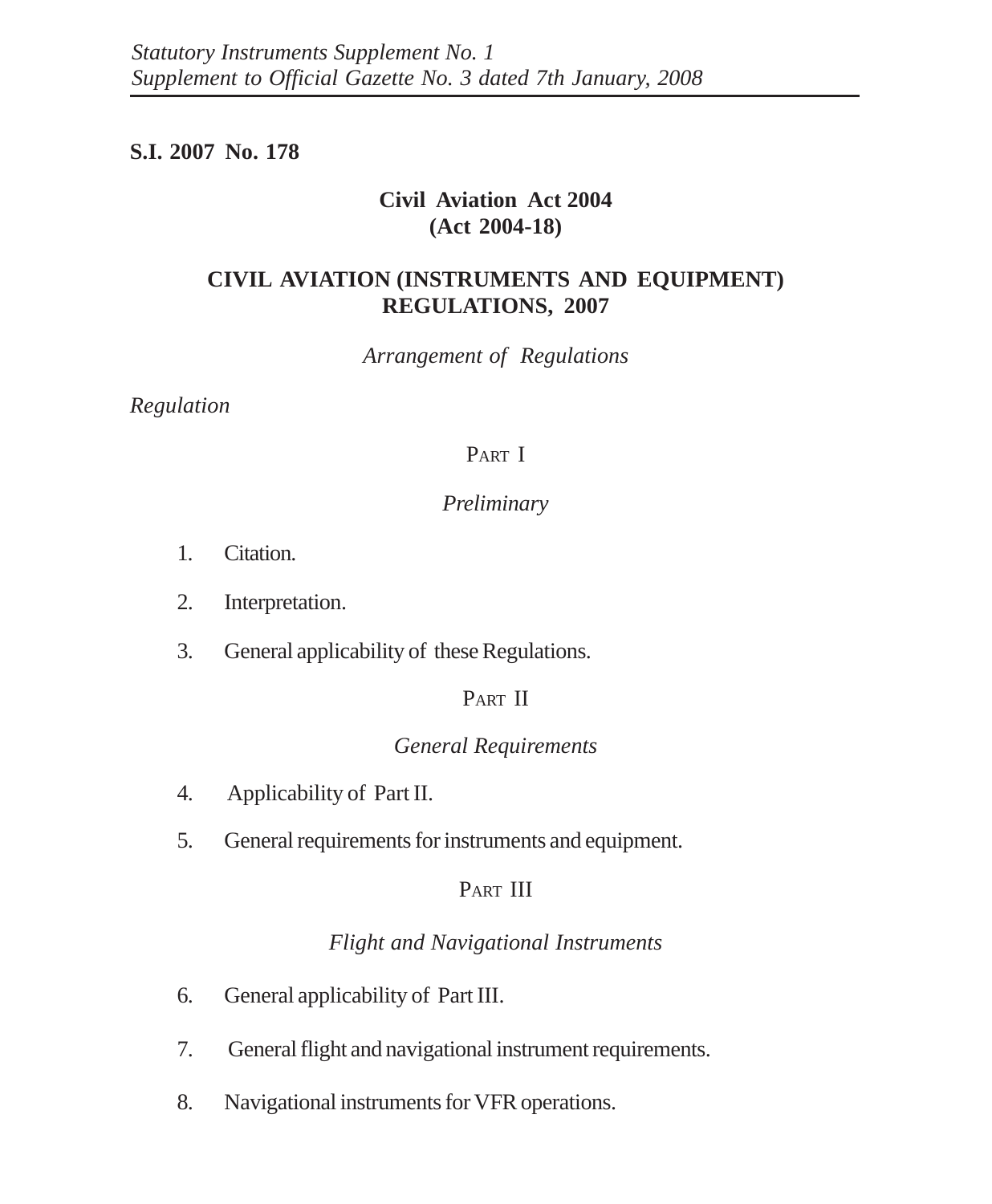*Statutory Instruments Supplement No. 1*
*Supplement to Official Gazette No. 3 dated 7th January, 2008*

**S.I. 2007 No. 178**

**Civil Aviation Act 2004**
**(Act 2004-18)**

# CIVIL AVIATION (INSTRUMENTS AND EQUIPMENT) REGULATIONS, 2007

*Arrangement of Regulations*

*Regulation*

## PART I

*Preliminary*

1. Citation.
2. Interpretation.
3. General applicability of these Regulations.

## PART II

*General Requirements*

4. Applicability of Part II.
5. General requirements for instruments and equipment.

## PART III

*Flight and Navigational Instruments*

6. General applicability of Part III.
7. General flight and navigational instrument requirements.
8. Navigational instruments for VFR operations.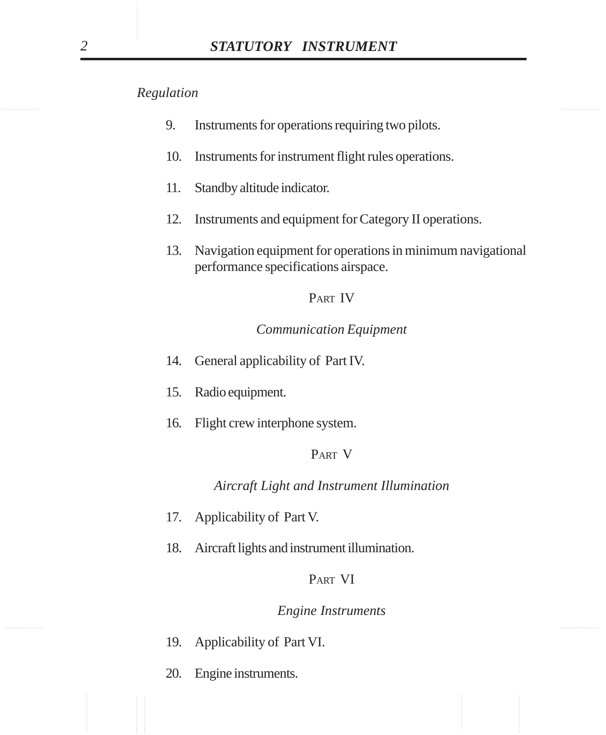*Regulation*

9. Instruments for operations requiring two pilots.

10. Instruments for instrument flight rules operations.

11. Standby altitude indicator.

12. Instruments and equipment for Category II operations.

13. Navigation equipment for operations in minimum navigational performance specifications airspace.

## PART IV

### *Communication Equipment*

14. General applicability of Part IV.

15. Radio equipment.

16. Flight crew interphone system.

## PART V

### *Aircraft Light and Instrument Illumination*

17. Applicability of Part V.

18. Aircraft lights and instrument illumination.

## PART VI

### *Engine Instruments*

19. Applicability of Part VI.

20. Engine instruments.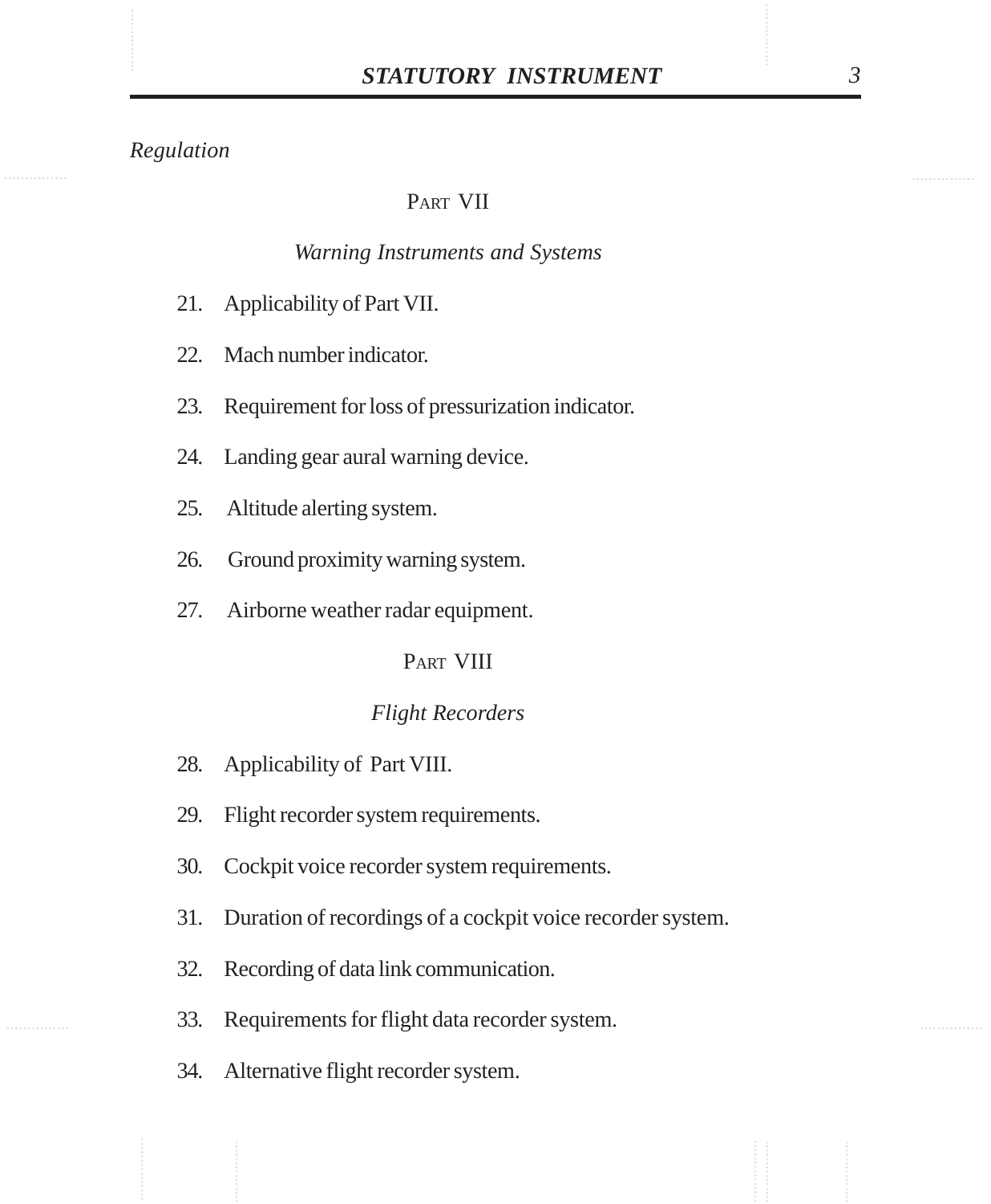*Regulation*

PART VII

*Warning Instruments and Systems*

21. Applicability of Part VII.
22. Mach number indicator.
23. Requirement for loss of pressurization indicator.
24. Landing gear aural warning device.
25. Altitude alerting system.
26. Ground proximity warning system.
27. Airborne weather radar equipment.

PART VIII

*Flight Recorders*

28. Applicability of Part VIII.
29. Flight recorder system requirements.
30. Cockpit voice recorder system requirements.
31. Duration of recordings of a cockpit voice recorder system.
32. Recording of data link communication.
33. Requirements for flight data recorder system.
34. Alternative flight recorder system.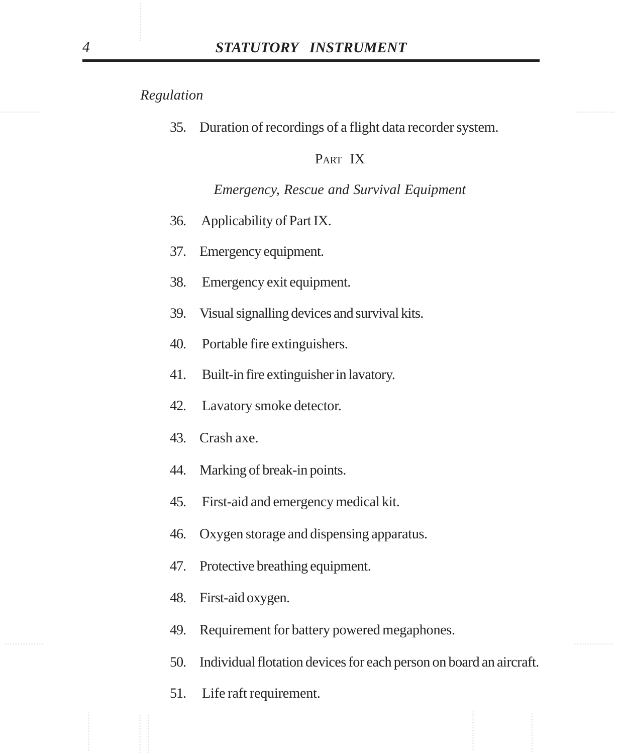*Regulation*

35. Duration of recordings of a flight data recorder system.

PART IX

*Emergency, Rescue and Survival Equipment*

36. Applicability of Part IX.

37. Emergency equipment.

38. Emergency exit equipment.

39. Visual signalling devices and survival kits.

40. Portable fire extinguishers.

41. Built-in fire extinguisher in lavatory.

42. Lavatory smoke detector.

43. Crash axe.

44. Marking of break-in points.

45. First-aid and emergency medical kit.

46. Oxygen storage and dispensing apparatus.

47. Protective breathing equipment.

48. First-aid oxygen.

49. Requirement for battery powered megaphones.

50. Individual flotation devices for each person on board an aircraft.

51. Life raft requirement.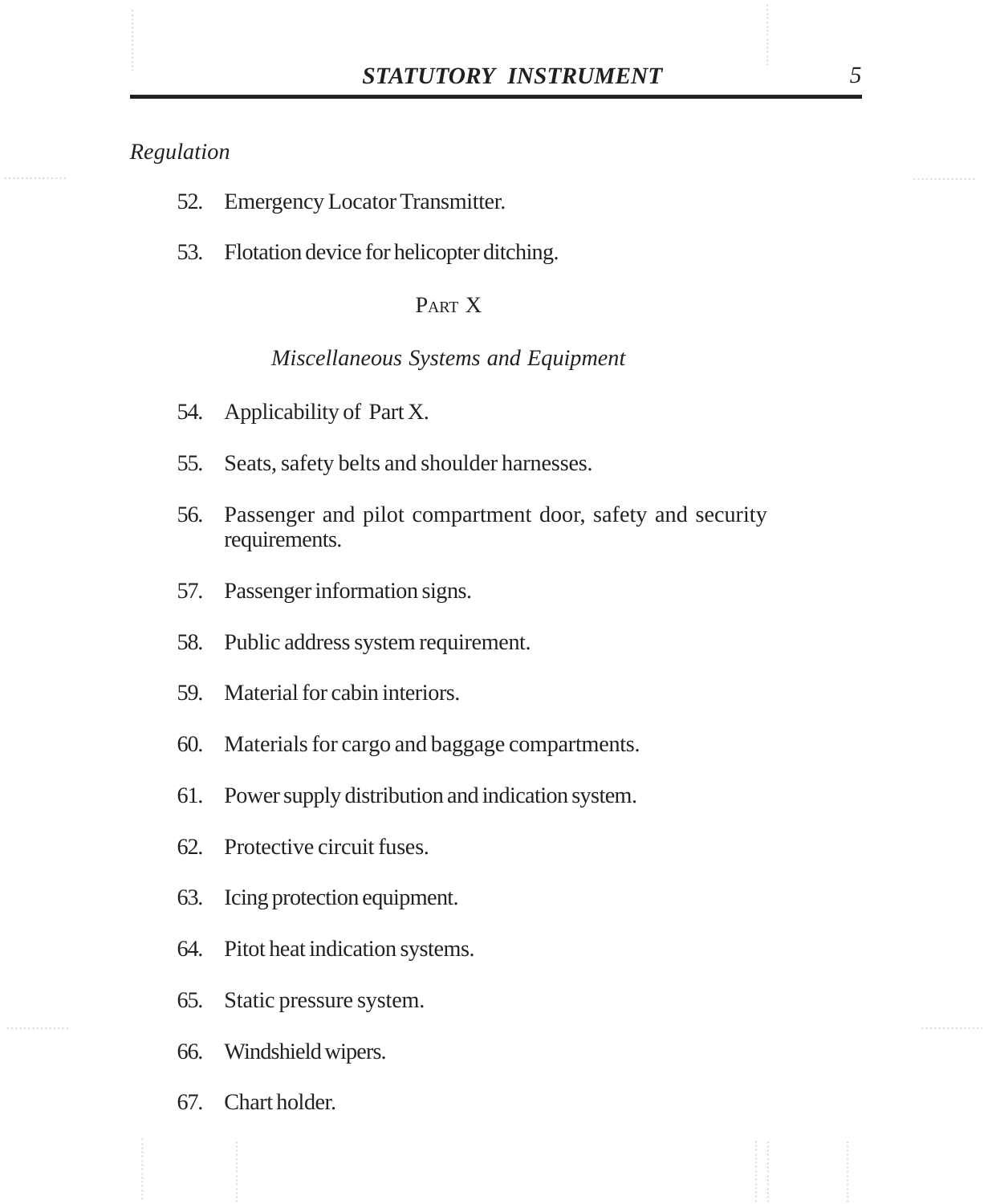*Regulation*

52. Emergency Locator Transmitter.

53. Flotation device for helicopter ditching.

PART X

*Miscellaneous Systems and Equipment*

54. Applicability of Part X.

55. Seats, safety belts and shoulder harnesses.

56. Passenger and pilot compartment door, safety and security requirements.

57. Passenger information signs.

58. Public address system requirement.

59. Material for cabin interiors.

60. Materials for cargo and baggage compartments.

61. Power supply distribution and indication system.

62. Protective circuit fuses.

63. Icing protection equipment.

64. Pitot heat indication systems.

65. Static pressure system.

66. Windshield wipers.

67. Chart holder.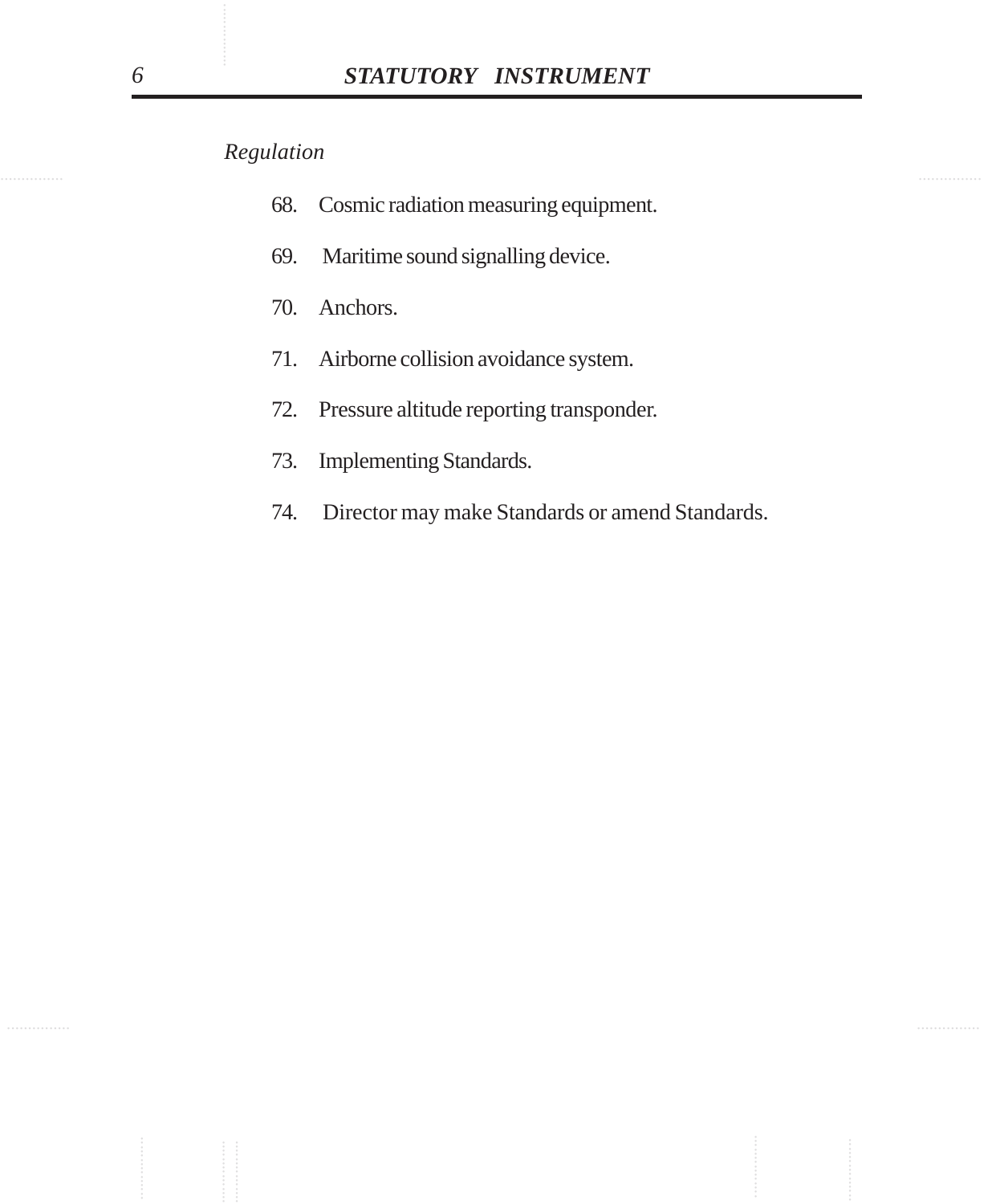*Regulation*

68. Cosmic radiation measuring equipment.

69. Maritime sound signalling device.

70. Anchors.

71. Airborne collision avoidance system.

72. Pressure altitude reporting transponder.

73. Implementing Standards.

74. Director may make Standards or amend Standards.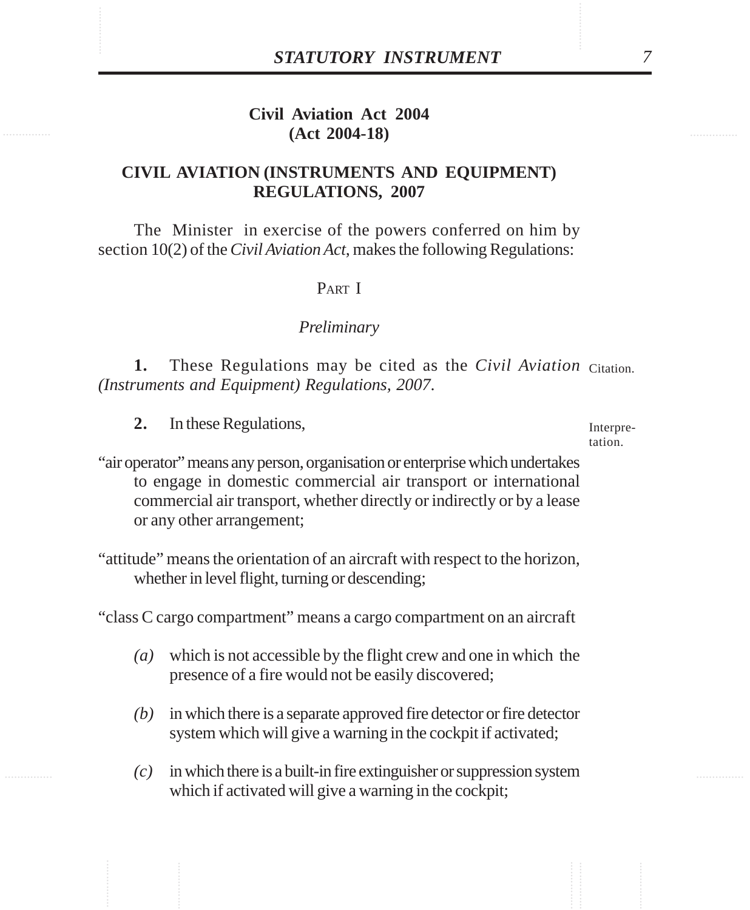## Civil Aviation Act 2004
## (Act 2004-18)

# CIVIL AVIATION (INSTRUMENTS AND EQUIPMENT) REGULATIONS, 2007

The Minister in exercise of the powers conferred on him by section 10(2) of the *Civil Aviation Act*, makes the following Regulations:

## PART I

### *Preliminary*

**1.** These Regulations may be cited as the *Civil Aviation (Instruments and Equipment) Regulations, 2007*. Citation.

**2.** In these Regulations, Interpretation.

"air operator" means any person, organisation or enterprise which undertakes to engage in domestic commercial air transport or international commercial air transport, whether directly or indirectly or by a lease or any other arrangement;

"attitude" means the orientation of an aircraft with respect to the horizon, whether in level flight, turning or descending;

"class C cargo compartment" means a cargo compartment on an aircraft

- *(a)* which is not accessible by the flight crew and one in which the presence of a fire would not be easily discovered;
- *(b)* in which there is a separate approved fire detector or fire detector system which will give a warning in the cockpit if activated;
- *(c)* in which there is a built-in fire extinguisher or suppression system which if activated will give a warning in the cockpit;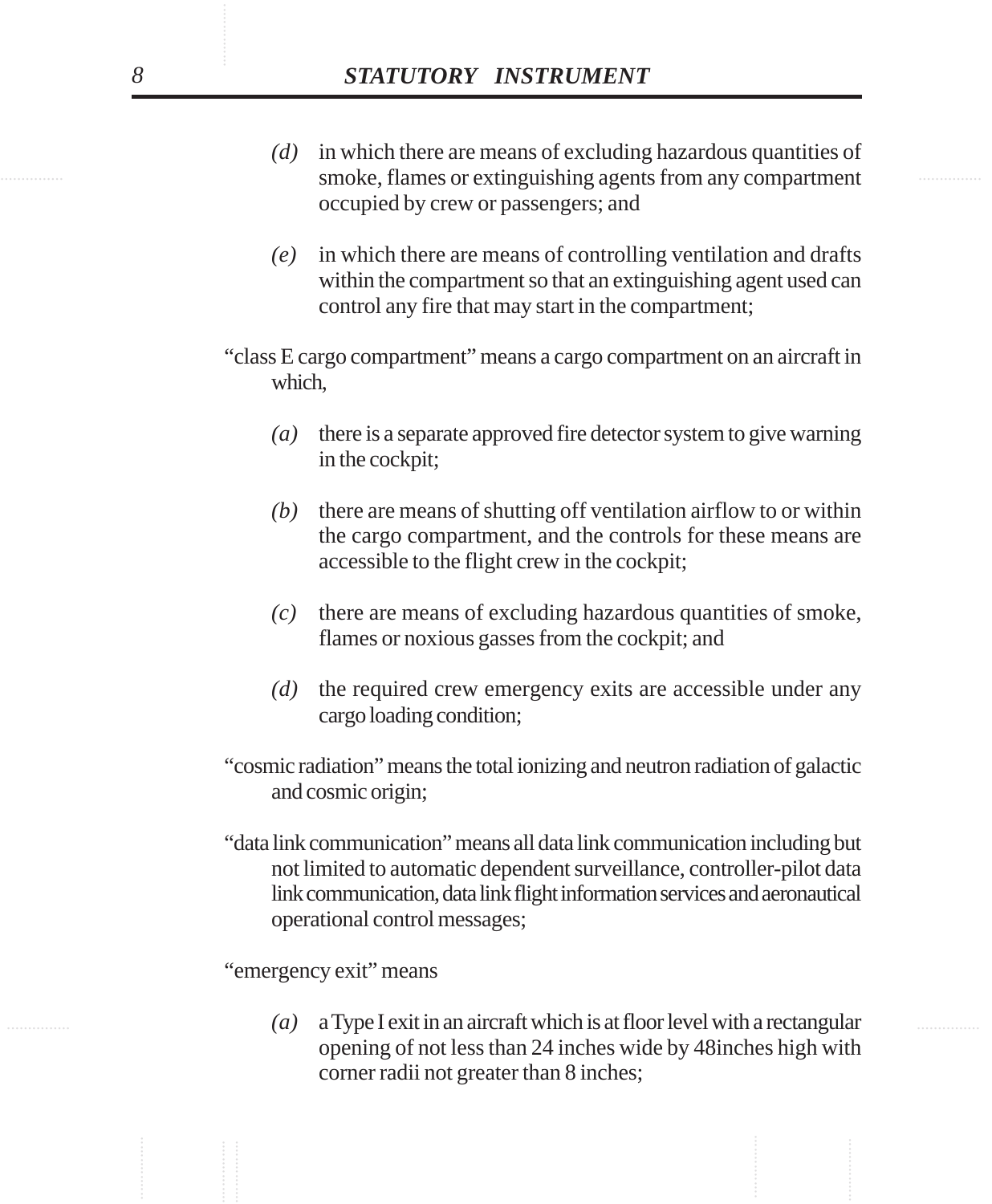*(d)* in which there are means of excluding hazardous quantities of smoke, flames or extinguishing agents from any compartment occupied by crew or passengers; and

*(e)* in which there are means of controlling ventilation and drafts within the compartment so that an extinguishing agent used can control any fire that may start in the compartment;

"class E cargo compartment" means a cargo compartment on an aircraft in which,

*(a)* there is a separate approved fire detector system to give warning in the cockpit;

*(b)* there are means of shutting off ventilation airflow to or within the cargo compartment, and the controls for these means are accessible to the flight crew in the cockpit;

*(c)* there are means of excluding hazardous quantities of smoke, flames or noxious gasses from the cockpit; and

*(d)* the required crew emergency exits are accessible under any cargo loading condition;

"cosmic radiation" means the total ionizing and neutron radiation of galactic and cosmic origin;

"data link communication" means all data link communication including but not limited to automatic dependent surveillance, controller-pilot data link communication, data link flight information services and aeronautical operational control messages;

"emergency exit" means

*(a)* a Type I exit in an aircraft which is at floor level with a rectangular opening of not less than 24 inches wide by 48inches high with corner radii not greater than 8 inches;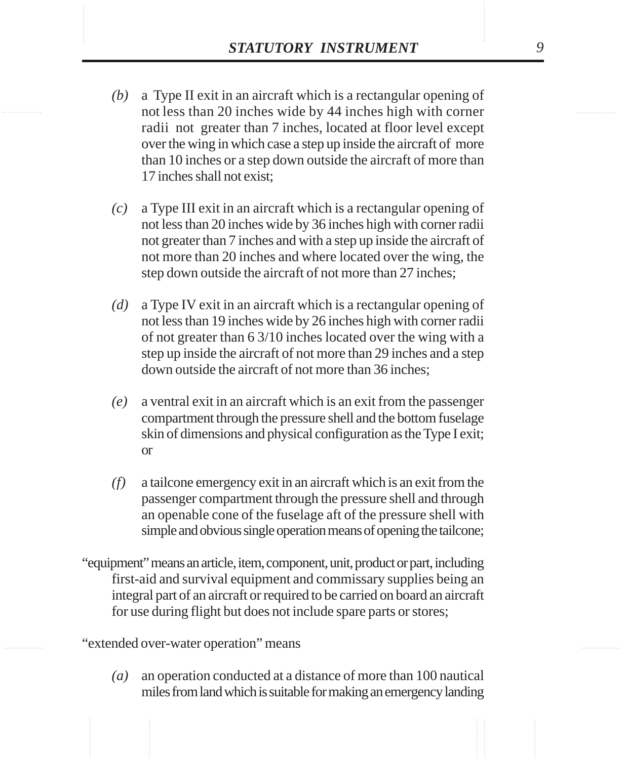*(b)* a Type II exit in an aircraft which is a rectangular opening of not less than 20 inches wide by 44 inches high with corner radii not greater than 7 inches, located at floor level except over the wing in which case a step up inside the aircraft of more than 10 inches or a step down outside the aircraft of more than 17 inches shall not exist;

*(c)* a Type III exit in an aircraft which is a rectangular opening of not less than 20 inches wide by 36 inches high with corner radii not greater than 7 inches and with a step up inside the aircraft of not more than 20 inches and where located over the wing, the step down outside the aircraft of not more than 27 inches;

*(d)* a Type IV exit in an aircraft which is a rectangular opening of not less than 19 inches wide by 26 inches high with corner radii of not greater than 6 3/10 inches located over the wing with a step up inside the aircraft of not more than 29 inches and a step down outside the aircraft of not more than 36 inches;

*(e)* a ventral exit in an aircraft which is an exit from the passenger compartment through the pressure shell and the bottom fuselage skin of dimensions and physical configuration as the Type I exit; or

*(f)* a tailcone emergency exit in an aircraft which is an exit from the passenger compartment through the pressure shell and through an openable cone of the fuselage aft of the pressure shell with simple and obvious single operation means of opening the tailcone;

"equipment" means an article, item, component, unit, product or part, including first-aid and survival equipment and commissary supplies being an integral part of an aircraft or required to be carried on board an aircraft for use during flight but does not include spare parts or stores;

"extended over-water operation" means

*(a)* an operation conducted at a distance of more than 100 nautical miles from land which is suitable for making an emergency landing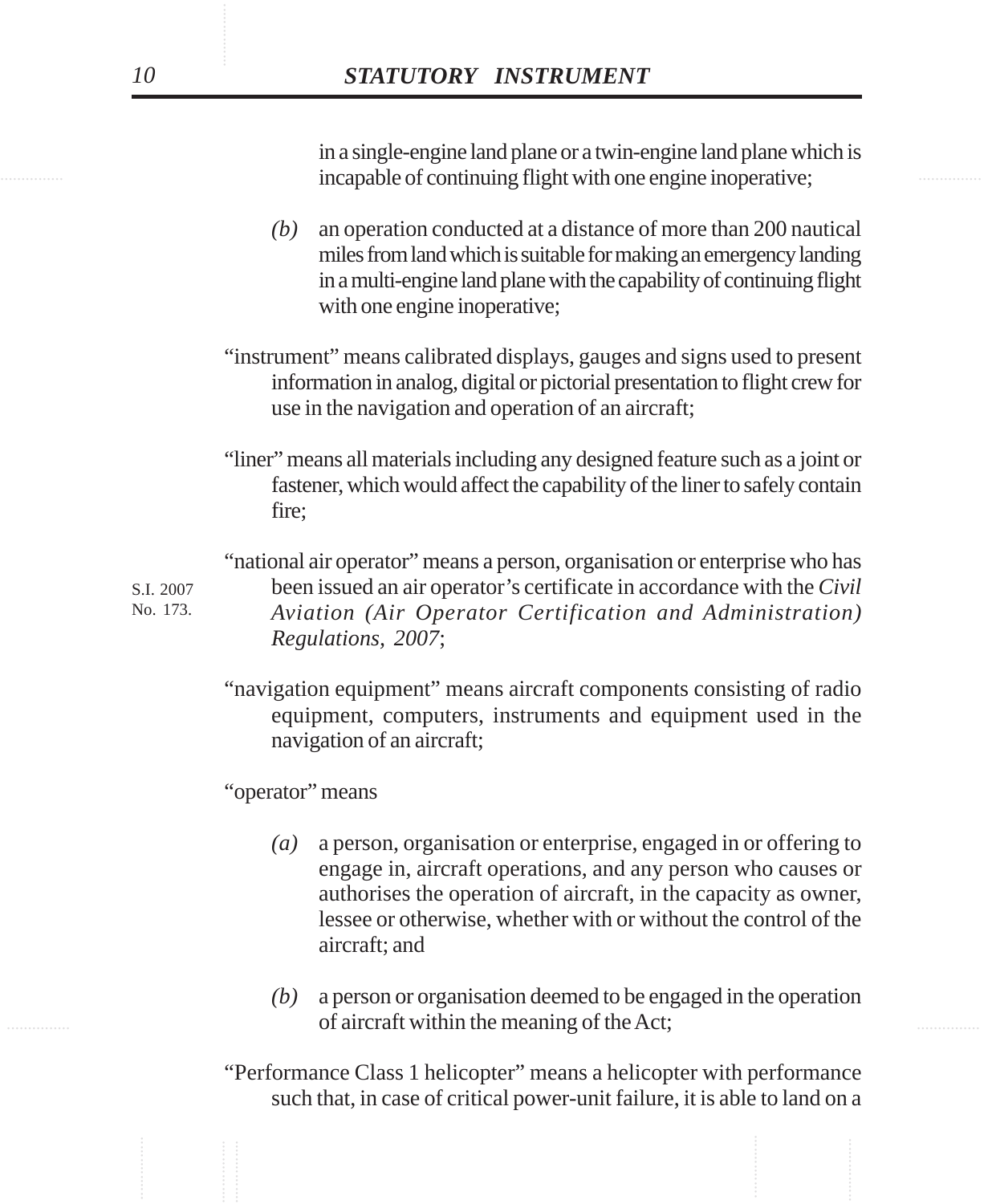in a single-engine land plane or a twin-engine land plane which is incapable of continuing flight with one engine inoperative;

*(b)* an operation conducted at a distance of more than 200 nautical miles from land which is suitable for making an emergency landing in a multi-engine land plane with the capability of continuing flight with one engine inoperative;

"instrument" means calibrated displays, gauges and signs used to present information in analog, digital or pictorial presentation to flight crew for use in the navigation and operation of an aircraft;

"liner" means all materials including any designed feature such as a joint or fastener, which would affect the capability of the liner to safely contain fire;

"national air operator" means a person, organisation or enterprise who has been issued an air operator's certificate in accordance with the *Civil Aviation (Air Operator Certification and Administration) Regulations, 2007*;

S.I. 2007 No. 173.

"navigation equipment" means aircraft components consisting of radio equipment, computers, instruments and equipment used in the navigation of an aircraft;

"operator" means

*(a)* a person, organisation or enterprise, engaged in or offering to engage in, aircraft operations, and any person who causes or authorises the operation of aircraft, in the capacity as owner, lessee or otherwise, whether with or without the control of the aircraft; and

*(b)* a person or organisation deemed to be engaged in the operation of aircraft within the meaning of the Act;

"Performance Class 1 helicopter" means a helicopter with performance such that, in case of critical power-unit failure, it is able to land on a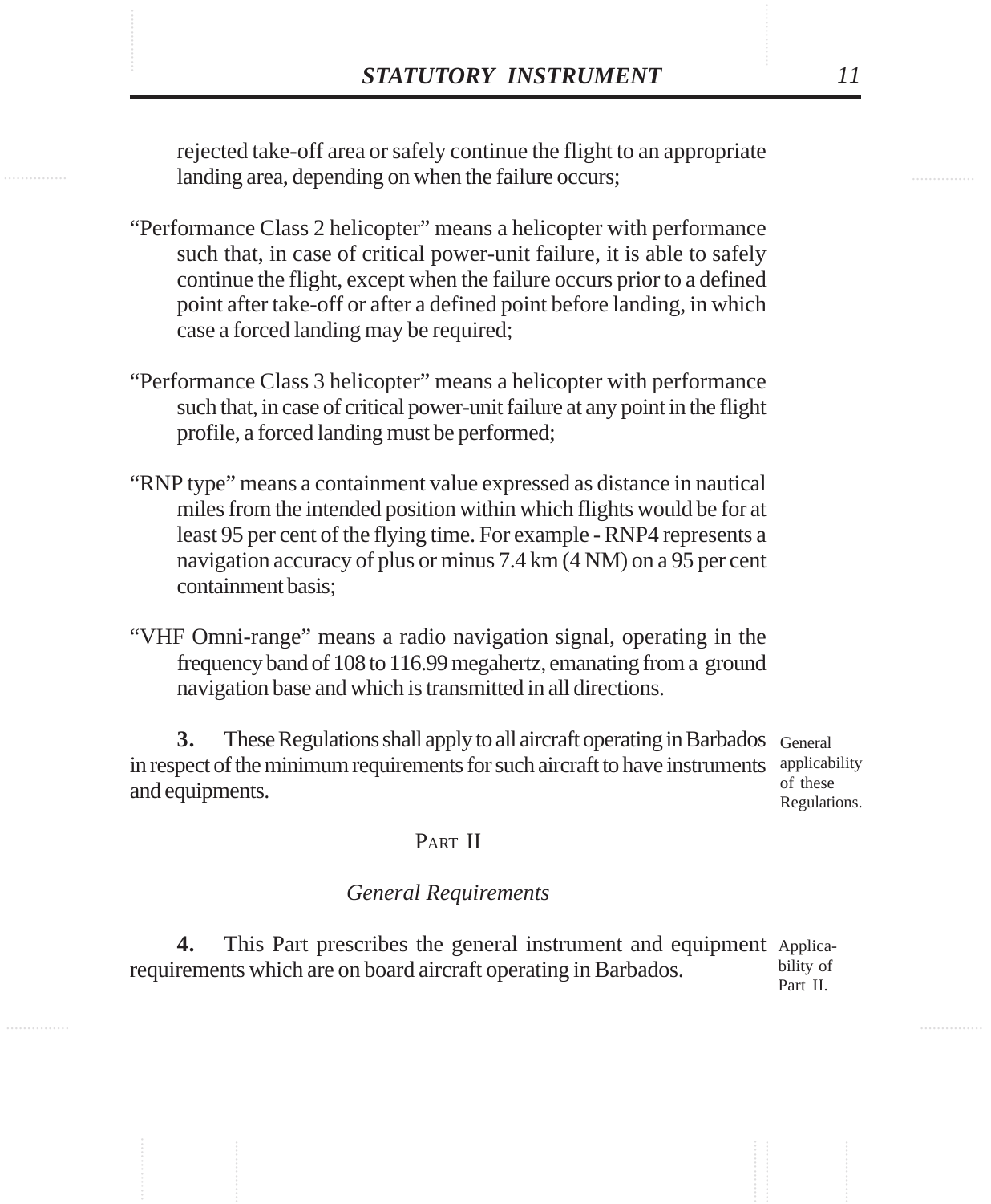rejected take-off area or safely continue the flight to an appropriate landing area, depending on when the failure occurs;

"Performance Class 2 helicopter" means a helicopter with performance such that, in case of critical power-unit failure, it is able to safely continue the flight, except when the failure occurs prior to a defined point after take-off or after a defined point before landing, in which case a forced landing may be required;

"Performance Class 3 helicopter" means a helicopter with performance such that, in case of critical power-unit failure at any point in the flight profile, a forced landing must be performed;

"RNP type" means a containment value expressed as distance in nautical miles from the intended position within which flights would be for at least 95 per cent of the flying time. For example - RNP4 represents a navigation accuracy of plus or minus 7.4 km (4 NM) on a 95 per cent containment basis;

"VHF Omni-range" means a radio navigation signal, operating in the frequency band of 108 to 116.99 megahertz, emanating from a ground navigation base and which is transmitted in all directions.

General applicability of these Regulations.

**3.** These Regulations shall apply to all aircraft operating in Barbados in respect of the minimum requirements for such aircraft to have instruments and equipments.

## PART II

### *General Requirements*

Applicability of Part II.

**4.** This Part prescribes the general instrument and equipment requirements which are on board aircraft operating in Barbados.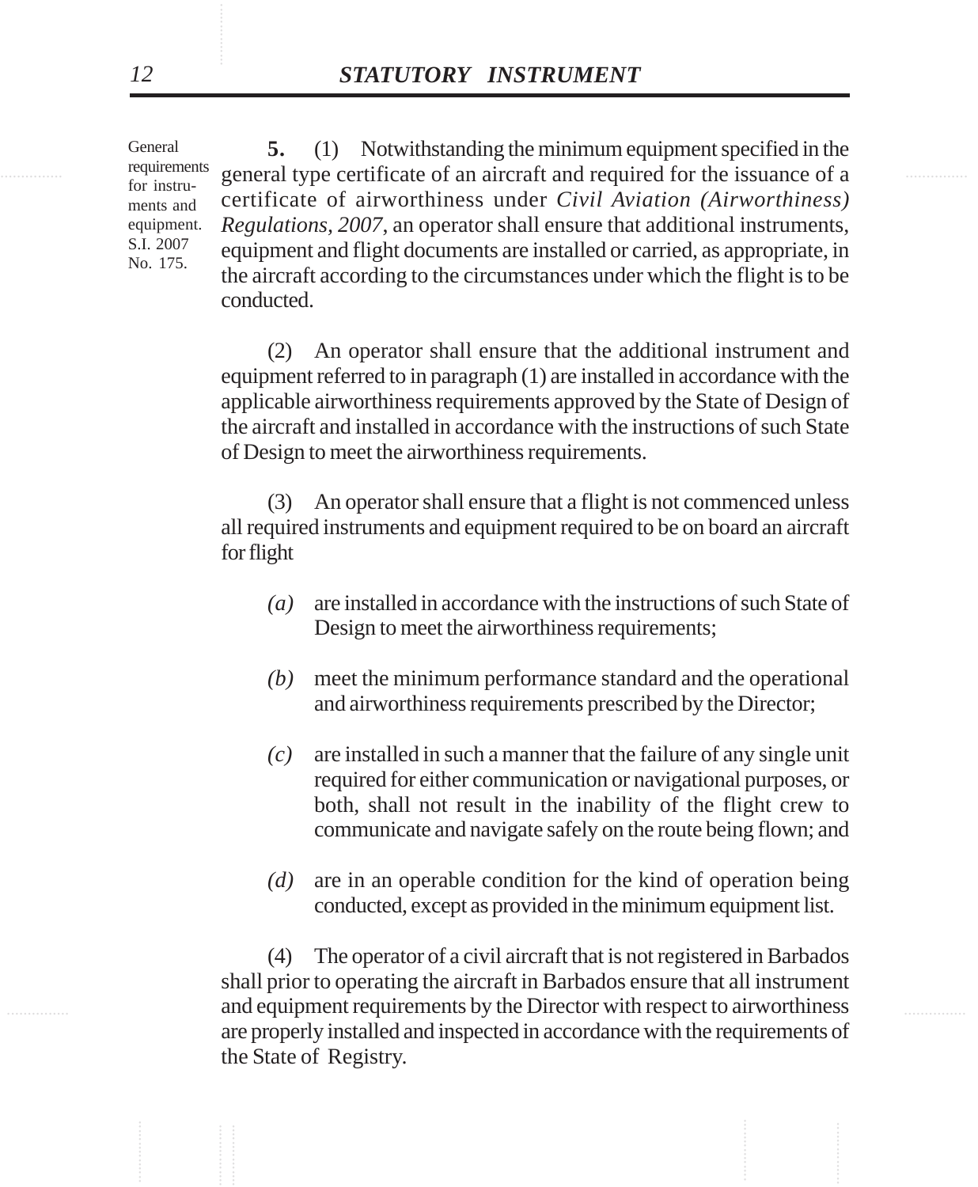General requirements for instruments and equipment. S.I. 2007 No. 175.

**5.** (1) Notwithstanding the minimum equipment specified in the general type certificate of an aircraft and required for the issuance of a certificate of airworthiness under *Civil Aviation (Airworthiness) Regulations, 2007*, an operator shall ensure that additional instruments, equipment and flight documents are installed or carried, as appropriate, in the aircraft according to the circumstances under which the flight is to be conducted.

(2) An operator shall ensure that the additional instrument and equipment referred to in paragraph (1) are installed in accordance with the applicable airworthiness requirements approved by the State of Design of the aircraft and installed in accordance with the instructions of such State of Design to meet the airworthiness requirements.

(3) An operator shall ensure that a flight is not commenced unless all required instruments and equipment required to be on board an aircraft for flight

*(a)* are installed in accordance with the instructions of such State of Design to meet the airworthiness requirements;

*(b)* meet the minimum performance standard and the operational and airworthiness requirements prescribed by the Director;

*(c)* are installed in such a manner that the failure of any single unit required for either communication or navigational purposes, or both, shall not result in the inability of the flight crew to communicate and navigate safely on the route being flown; and

*(d)* are in an operable condition for the kind of operation being conducted, except as provided in the minimum equipment list.

(4) The operator of a civil aircraft that is not registered in Barbados shall prior to operating the aircraft in Barbados ensure that all instrument and equipment requirements by the Director with respect to airworthiness are properly installed and inspected in accordance with the requirements of the State of Registry.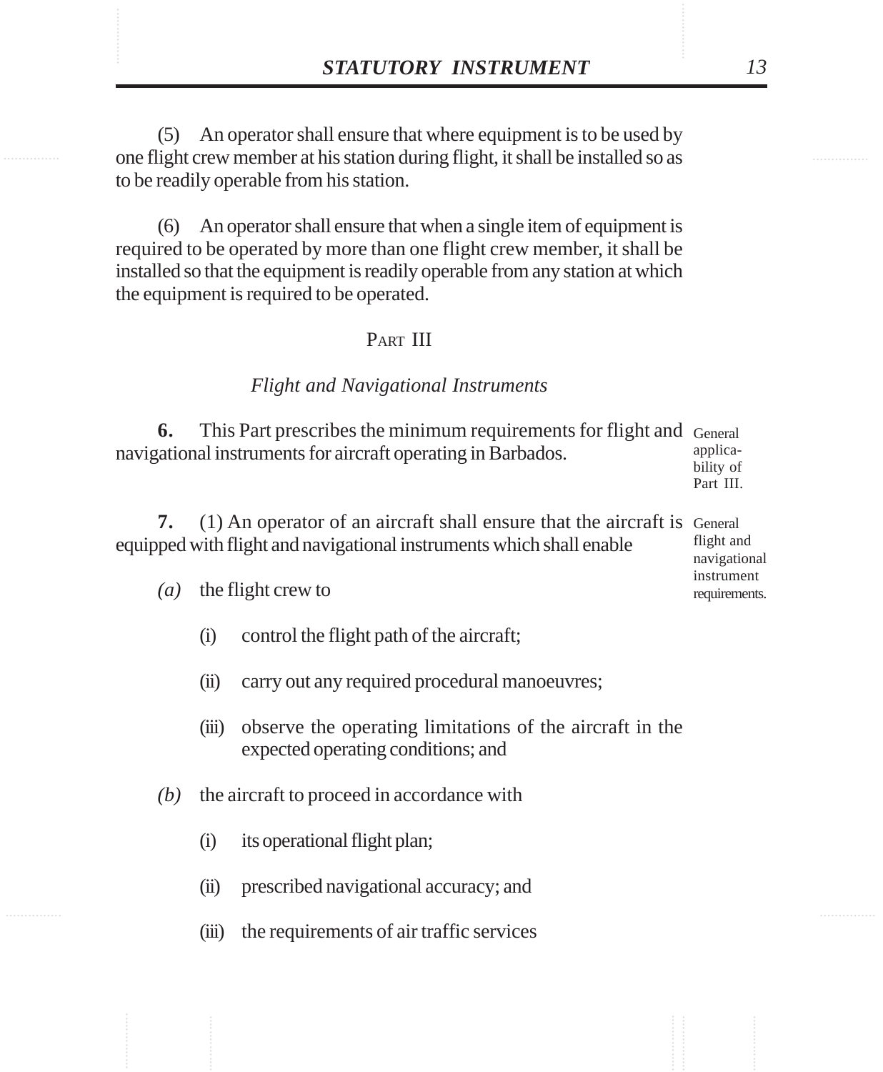(5) An operator shall ensure that where equipment is to be used by one flight crew member at his station during flight, it shall be installed so as to be readily operable from his station.

(6) An operator shall ensure that when a single item of equipment is required to be operated by more than one flight crew member, it shall be installed so that the equipment is readily operable from any station at which the equipment is required to be operated.

## PART III

### *Flight and Navigational Instruments*

General applicability of Part III.

**6.** This Part prescribes the minimum requirements for flight and navigational instruments for aircraft operating in Barbados.

General flight and navigational instrument requirements.

**7.** (1) An operator of an aircraft shall ensure that the aircraft is equipped with flight and navigational instruments which shall enable

*(a)* the flight crew to

(i) control the flight path of the aircraft;

(ii) carry out any required procedural manoeuvres;

(iii) observe the operating limitations of the aircraft in the expected operating conditions; and

*(b)* the aircraft to proceed in accordance with

(i) its operational flight plan;

(ii) prescribed navigational accuracy; and

(iii) the requirements of air traffic services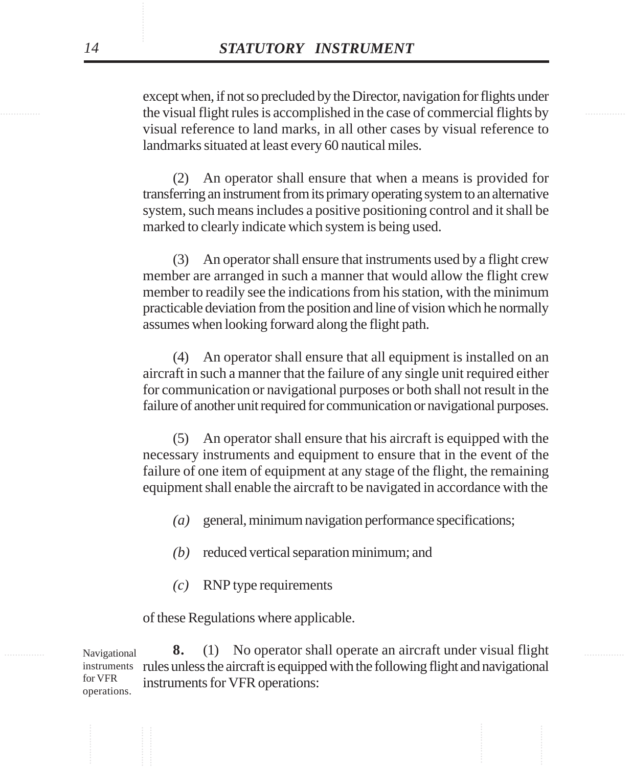except when, if not so precluded by the Director, navigation for flights under the visual flight rules is accomplished in the case of commercial flights by visual reference to land marks, in all other cases by visual reference to landmarks situated at least every 60 nautical miles.

(2) An operator shall ensure that when a means is provided for transferring an instrument from its primary operating system to an alternative system, such means includes a positive positioning control and it shall be marked to clearly indicate which system is being used.

(3) An operator shall ensure that instruments used by a flight crew member are arranged in such a manner that would allow the flight crew member to readily see the indications from his station, with the minimum practicable deviation from the position and line of vision which he normally assumes when looking forward along the flight path.

(4) An operator shall ensure that all equipment is installed on an aircraft in such a manner that the failure of any single unit required either for communication or navigational purposes or both shall not result in the failure of another unit required for communication or navigational purposes.

(5) An operator shall ensure that his aircraft is equipped with the necessary instruments and equipment to ensure that in the event of the failure of one item of equipment at any stage of the flight, the remaining equipment shall enable the aircraft to be navigated in accordance with the

*(a)* general, minimum navigation performance specifications;

*(b)* reduced vertical separation minimum; and

*(c)* RNP type requirements

of these Regulations where applicable.

Navigational instruments for VFR operations.

**8.** (1) No operator shall operate an aircraft under visual flight rules unless the aircraft is equipped with the following flight and navigational instruments for VFR operations: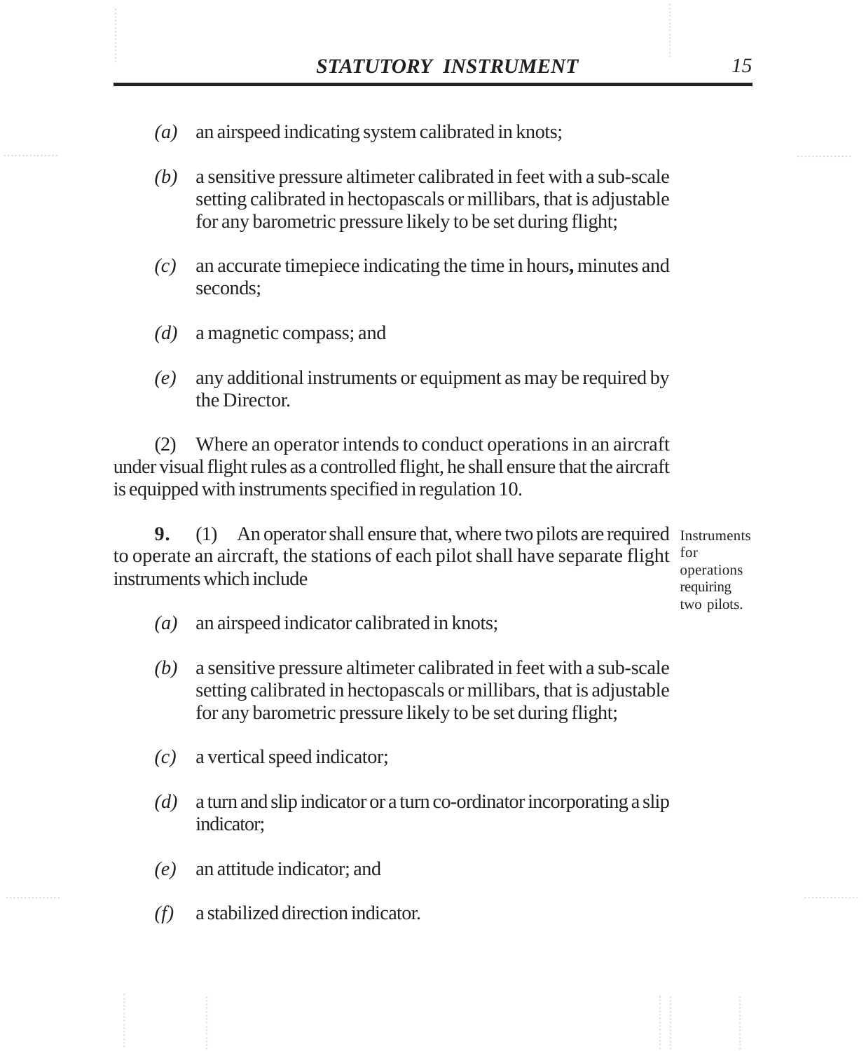*(a)* an airspeed indicating system calibrated in knots;

*(b)* a sensitive pressure altimeter calibrated in feet with a sub-scale setting calibrated in hectopascals or millibars, that is adjustable for any barometric pressure likely to be set during flight;

*(c)* an accurate timepiece indicating the time in hours**,** minutes and seconds;

*(d)* a magnetic compass; and

*(e)* any additional instruments or equipment as may be required by the Director.

(2) Where an operator intends to conduct operations in an aircraft under visual flight rules as a controlled flight, he shall ensure that the aircraft is equipped with instruments specified in regulation 10.

Instruments for operations requiring two pilots.

**9.** (1) An operator shall ensure that, where two pilots are required to operate an aircraft, the stations of each pilot shall have separate flight instruments which include

*(a)* an airspeed indicator calibrated in knots;

*(b)* a sensitive pressure altimeter calibrated in feet with a sub-scale setting calibrated in hectopascals or millibars, that is adjustable for any barometric pressure likely to be set during flight;

*(c)* a vertical speed indicator;

*(d)* a turn and slip indicator or a turn co-ordinator incorporating a slip indicator;

*(e)* an attitude indicator; and

*(f)* a stabilized direction indicator.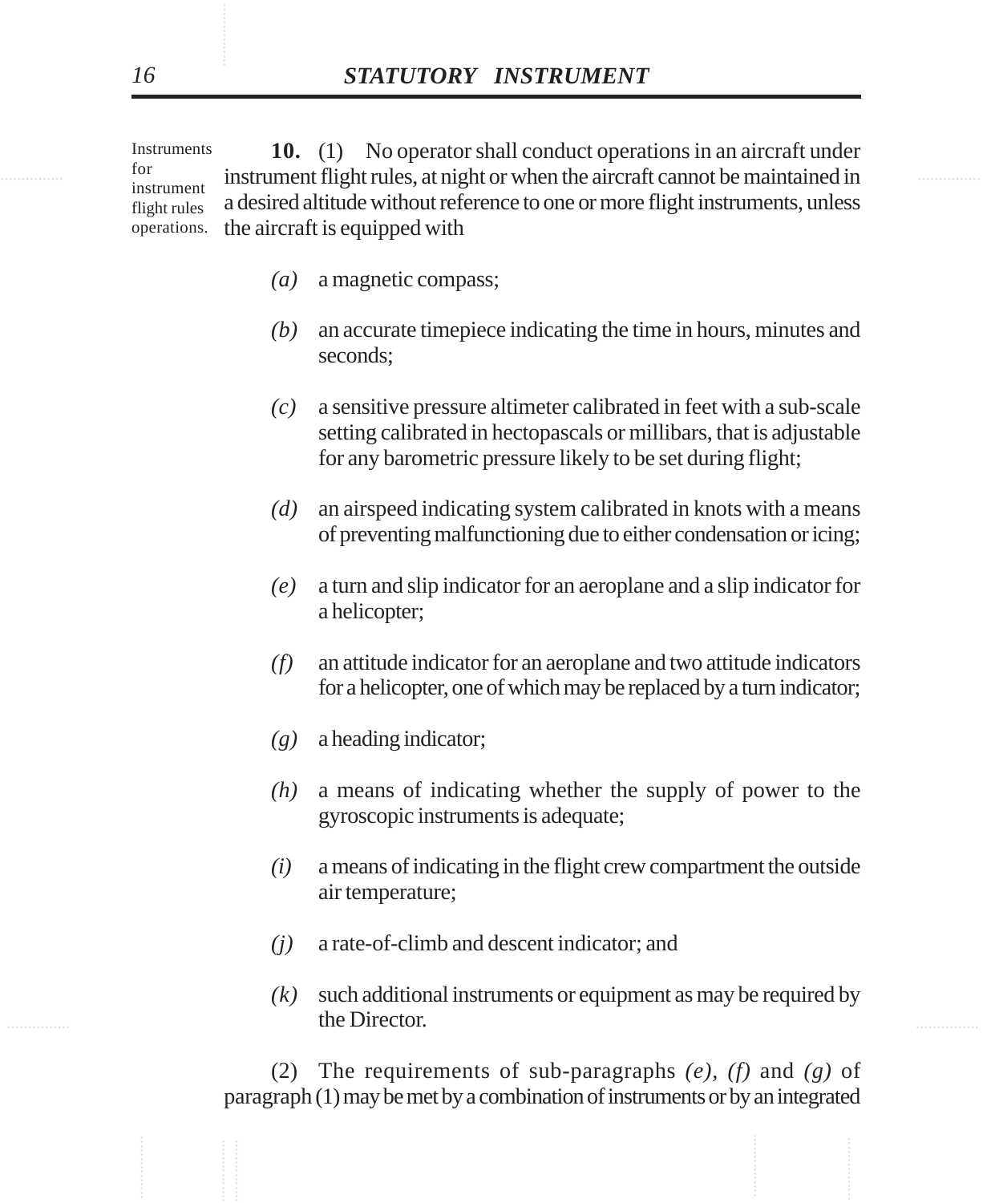Instruments for instrument flight rules operations.

**10.** (1) No operator shall conduct operations in an aircraft under instrument flight rules, at night or when the aircraft cannot be maintained in a desired altitude without reference to one or more flight instruments, unless the aircraft is equipped with

*(a)* a magnetic compass;

*(b)* an accurate timepiece indicating the time in hours, minutes and seconds;

*(c)* a sensitive pressure altimeter calibrated in feet with a sub-scale setting calibrated in hectopascals or millibars, that is adjustable for any barometric pressure likely to be set during flight;

*(d)* an airspeed indicating system calibrated in knots with a means of preventing malfunctioning due to either condensation or icing;

*(e)* a turn and slip indicator for an aeroplane and a slip indicator for a helicopter;

*(f)* an attitude indicator for an aeroplane and two attitude indicators for a helicopter, one of which may be replaced by a turn indicator;

*(g)* a heading indicator;

*(h)* a means of indicating whether the supply of power to the gyroscopic instruments is adequate;

*(i)* a means of indicating in the flight crew compartment the outside air temperature;

*(j)* a rate-of-climb and descent indicator; and

*(k)* such additional instruments or equipment as may be required by the Director.

(2) The requirements of sub-paragraphs *(e)*, *(f)* and *(g)* of paragraph (1) may be met by a combination of instruments or by an integrated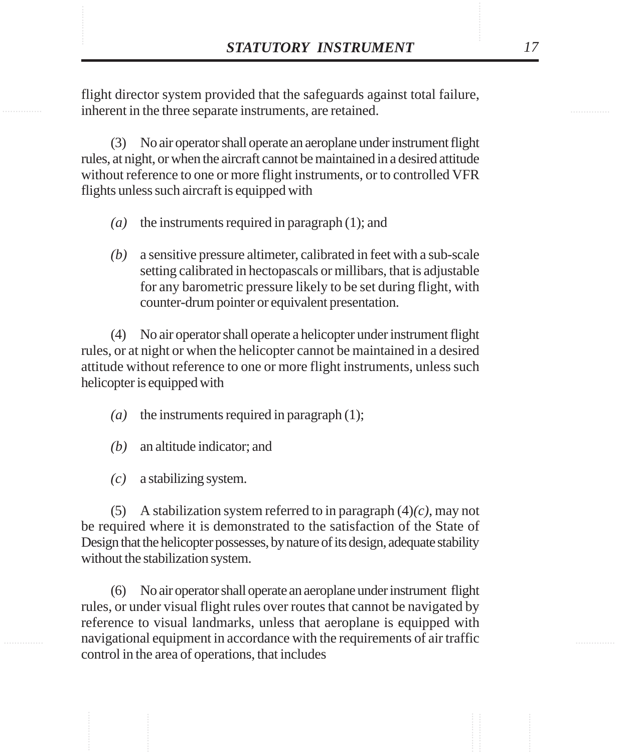flight director system provided that the safeguards against total failure, inherent in the three separate instruments, are retained.

(3) No air operator shall operate an aeroplane under instrument flight rules, at night, or when the aircraft cannot be maintained in a desired attitude without reference to one or more flight instruments, or to controlled VFR flights unless such aircraft is equipped with

*(a)* the instruments required in paragraph (1); and

*(b)* a sensitive pressure altimeter, calibrated in feet with a sub-scale setting calibrated in hectopascals or millibars, that is adjustable for any barometric pressure likely to be set during flight, with counter-drum pointer or equivalent presentation.

(4) No air operator shall operate a helicopter under instrument flight rules, or at night or when the helicopter cannot be maintained in a desired attitude without reference to one or more flight instruments, unless such helicopter is equipped with

*(a)* the instruments required in paragraph (1);

*(b)* an altitude indicator; and

*(c)* a stabilizing system.

(5) A stabilization system referred to in paragraph (4)*(c)*, may not be required where it is demonstrated to the satisfaction of the State of Design that the helicopter possesses, by nature of its design, adequate stability without the stabilization system.

(6) No air operator shall operate an aeroplane under instrument flight rules, or under visual flight rules over routes that cannot be navigated by reference to visual landmarks, unless that aeroplane is equipped with navigational equipment in accordance with the requirements of air traffic control in the area of operations, that includes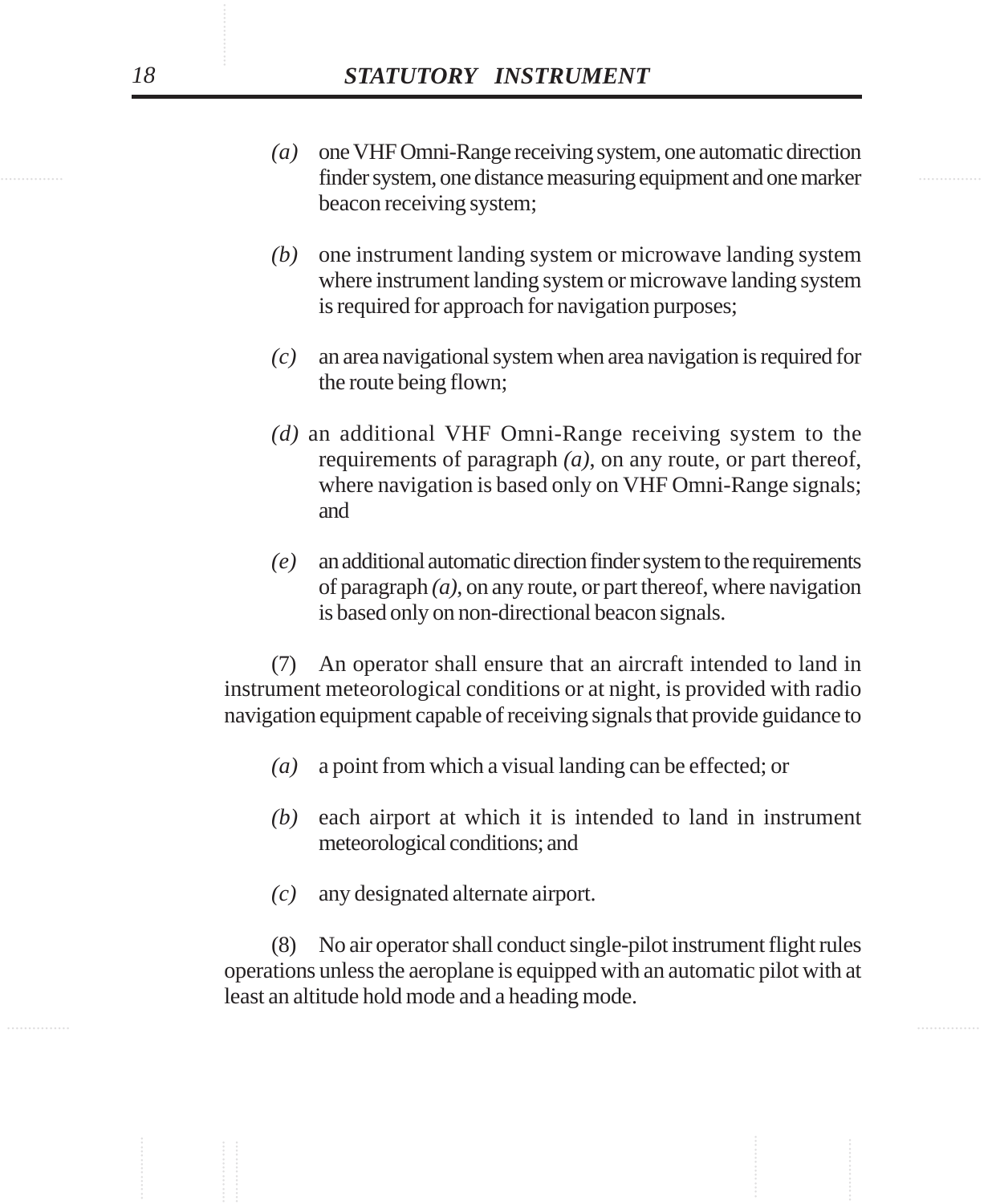*(a)* one VHF Omni-Range receiving system, one automatic direction finder system, one distance measuring equipment and one marker beacon receiving system;

*(b)* one instrument landing system or microwave landing system where instrument landing system or microwave landing system is required for approach for navigation purposes;

*(c)* an area navigational system when area navigation is required for the route being flown;

*(d)* an additional VHF Omni-Range receiving system to the requirements of paragraph *(a)*, on any route, or part thereof, where navigation is based only on VHF Omni-Range signals; and

*(e)* an additional automatic direction finder system to the requirements of paragraph *(a)*, on any route, or part thereof, where navigation is based only on non-directional beacon signals.

(7) An operator shall ensure that an aircraft intended to land in instrument meteorological conditions or at night, is provided with radio navigation equipment capable of receiving signals that provide guidance to

*(a)* a point from which a visual landing can be effected; or

*(b)* each airport at which it is intended to land in instrument meteorological conditions; and

*(c)* any designated alternate airport.

(8) No air operator shall conduct single-pilot instrument flight rules operations unless the aeroplane is equipped with an automatic pilot with at least an altitude hold mode and a heading mode.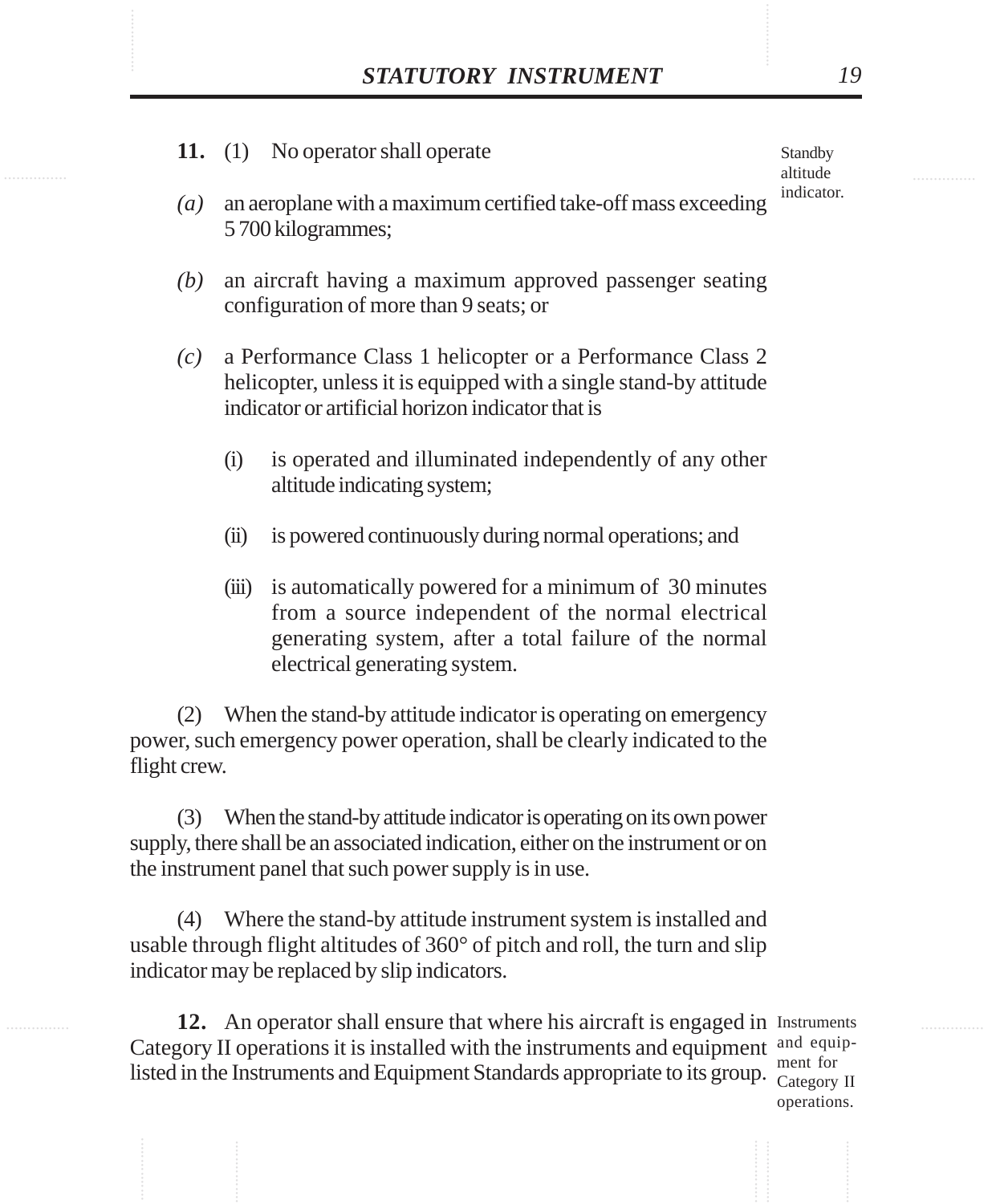Standby altitude indicator.

**11.** (1) No operator shall operate

*(a)* an aeroplane with a maximum certified take-off mass exceeding 5 700 kilogrammes;

*(b)* an aircraft having a maximum approved passenger seating configuration of more than 9 seats; or

*(c)* a Performance Class 1 helicopter or a Performance Class 2 helicopter, unless it is equipped with a single stand-by attitude indicator or artificial horizon indicator that is

(i) is operated and illuminated independently of any other altitude indicating system;

(ii) is powered continuously during normal operations; and

(iii) is automatically powered for a minimum of 30 minutes from a source independent of the normal electrical generating system, after a total failure of the normal electrical generating system.

(2) When the stand-by attitude indicator is operating on emergency power, such emergency power operation, shall be clearly indicated to the flight crew.

(3) When the stand-by attitude indicator is operating on its own power supply, there shall be an associated indication, either on the instrument or on the instrument panel that such power supply is in use.

(4) Where the stand-by attitude instrument system is installed and usable through flight altitudes of 360° of pitch and roll, the turn and slip indicator may be replaced by slip indicators.

Instruments and equipment for Category II operations.

**12.** An operator shall ensure that where his aircraft is engaged in Category II operations it is installed with the instruments and equipment listed in the Instruments and Equipment Standards appropriate to its group.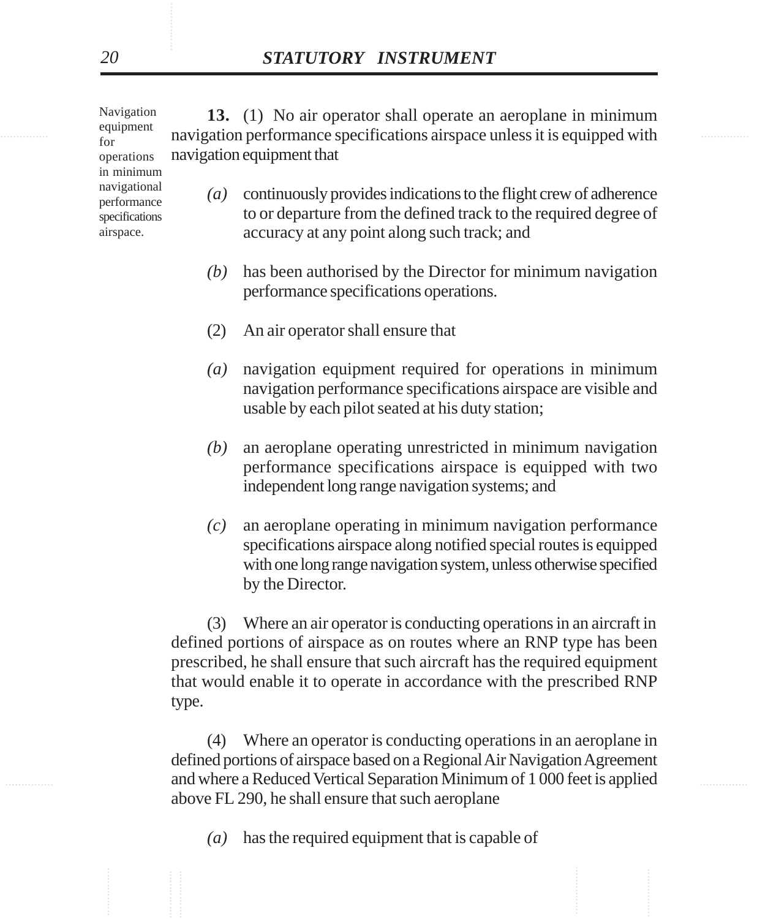Navigation equipment for operations in minimum navigational performance specifications airspace.

**13.** (1) No air operator shall operate an aeroplane in minimum navigation performance specifications airspace unless it is equipped with navigation equipment that

*(a)* continuously provides indications to the flight crew of adherence to or departure from the defined track to the required degree of accuracy at any point along such track; and

*(b)* has been authorised by the Director for minimum navigation performance specifications operations.

(2) An air operator shall ensure that

*(a)* navigation equipment required for operations in minimum navigation performance specifications airspace are visible and usable by each pilot seated at his duty station;

*(b)* an aeroplane operating unrestricted in minimum navigation performance specifications airspace is equipped with two independent long range navigation systems; and

*(c)* an aeroplane operating in minimum navigation performance specifications airspace along notified special routes is equipped with one long range navigation system, unless otherwise specified by the Director.

(3) Where an air operator is conducting operations in an aircraft in defined portions of airspace as on routes where an RNP type has been prescribed, he shall ensure that such aircraft has the required equipment that would enable it to operate in accordance with the prescribed RNP type.

(4) Where an operator is conducting operations in an aeroplane in defined portions of airspace based on a Regional Air Navigation Agreement and where a Reduced Vertical Separation Minimum of 1 000 feet is applied above FL 290, he shall ensure that such aeroplane

*(a)* has the required equipment that is capable of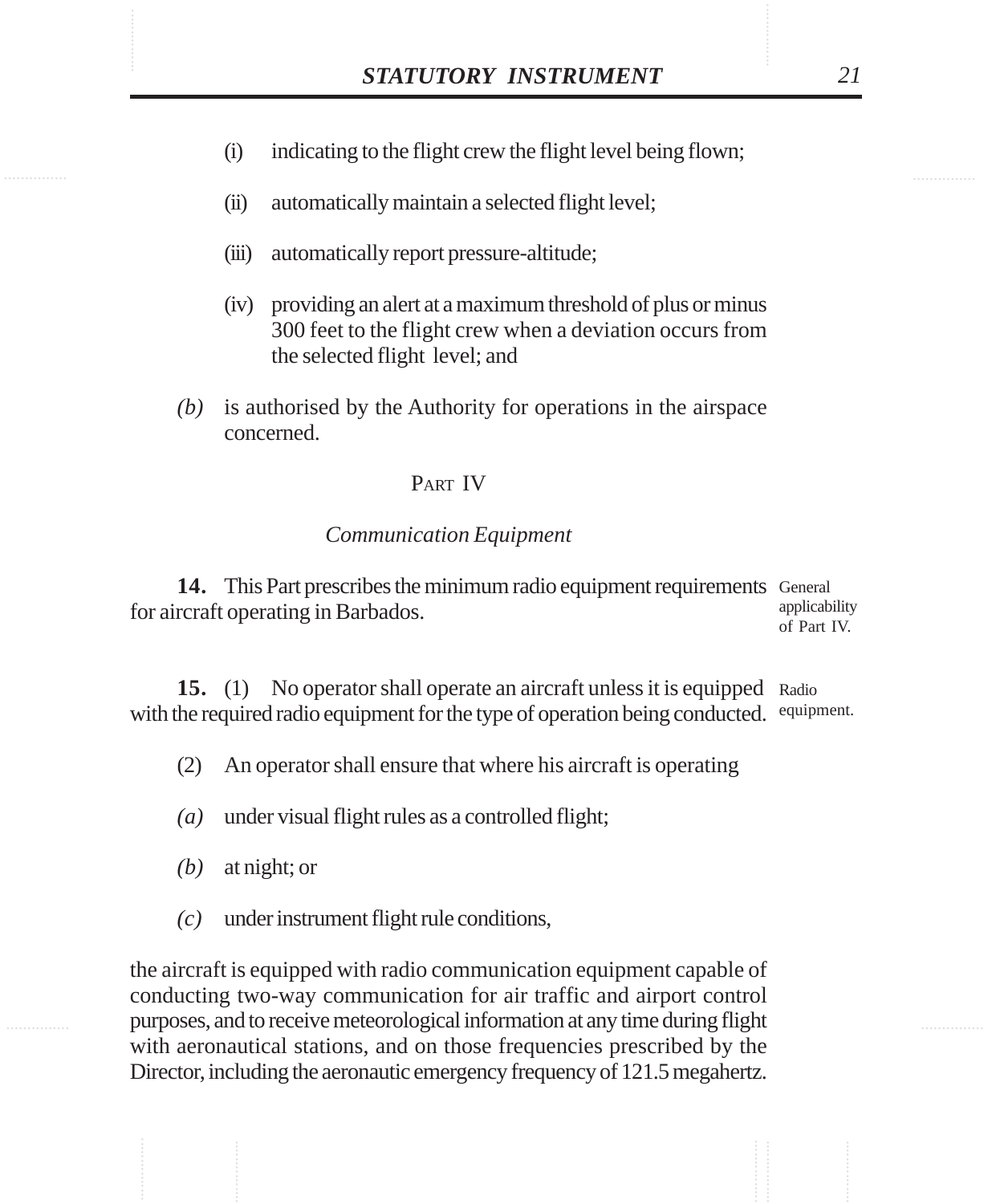(i) indicating to the flight crew the flight level being flown;

(ii) automatically maintain a selected flight level;

(iii) automatically report pressure-altitude;

(iv) providing an alert at a maximum threshold of plus or minus 300 feet to the flight crew when a deviation occurs from the selected flight level; and

*(b)* is authorised by the Authority for operations in the airspace concerned.

## PART IV

### *Communication Equipment*

General applicability of Part IV.

**14.** This Part prescribes the minimum radio equipment requirements for aircraft operating in Barbados.

Radio equipment.

**15.** (1) No operator shall operate an aircraft unless it is equipped with the required radio equipment for the type of operation being conducted.

(2) An operator shall ensure that where his aircraft is operating

*(a)* under visual flight rules as a controlled flight;

*(b)* at night; or

*(c)* under instrument flight rule conditions,

the aircraft is equipped with radio communication equipment capable of conducting two-way communication for air traffic and airport control purposes, and to receive meteorological information at any time during flight with aeronautical stations, and on those frequencies prescribed by the Director, including the aeronautic emergency frequency of 121.5 megahertz.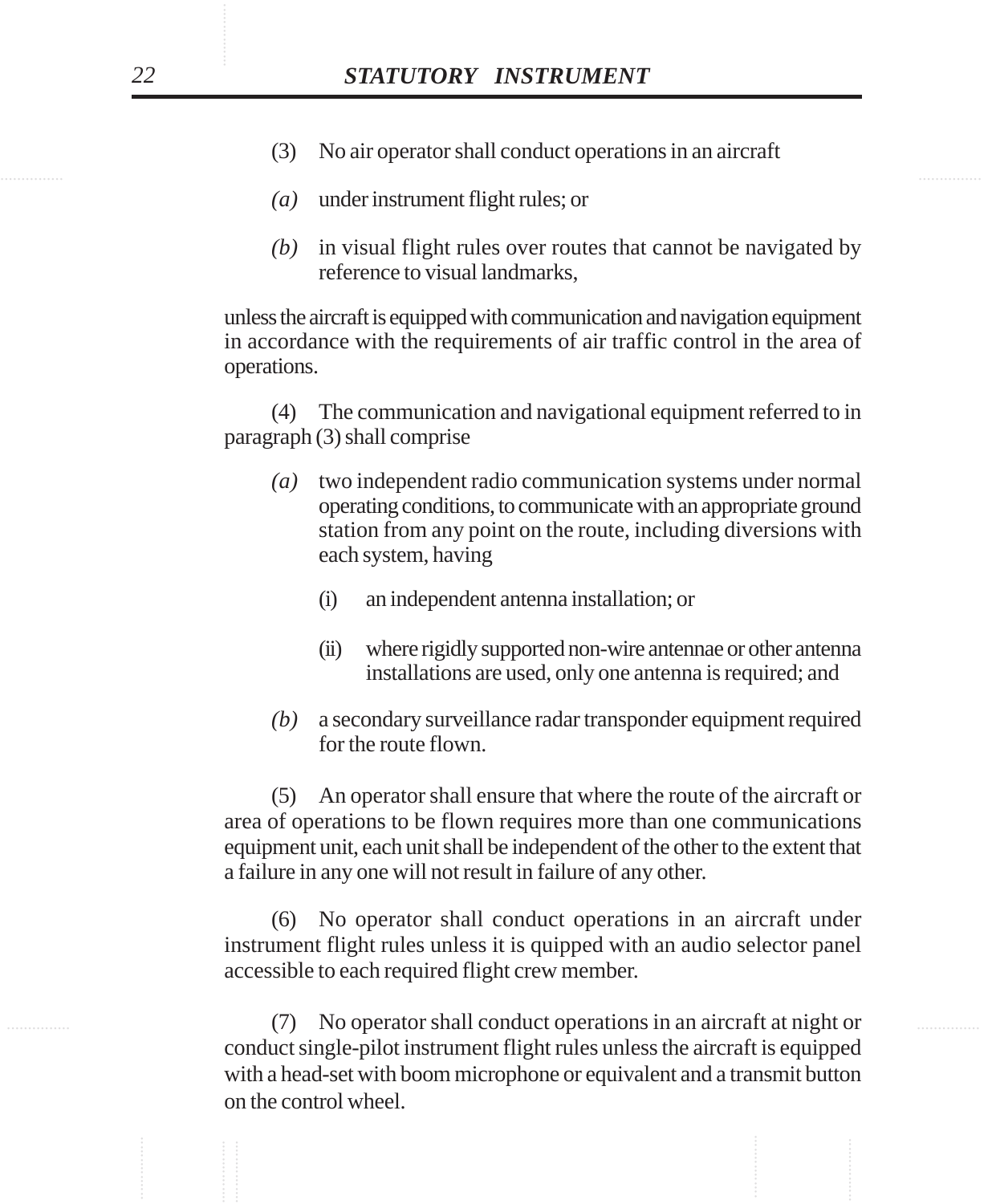(3) No air operator shall conduct operations in an aircraft

*(a)* under instrument flight rules; or

*(b)* in visual flight rules over routes that cannot be navigated by reference to visual landmarks,

unless the aircraft is equipped with communication and navigation equipment in accordance with the requirements of air traffic control in the area of operations.

(4) The communication and navigational equipment referred to in paragraph (3) shall comprise

*(a)* two independent radio communication systems under normal operating conditions, to communicate with an appropriate ground station from any point on the route, including diversions with each system, having

(i) an independent antenna installation; or

(ii) where rigidly supported non-wire antennae or other antenna installations are used, only one antenna is required; and

*(b)* a secondary surveillance radar transponder equipment required for the route flown.

(5) An operator shall ensure that where the route of the aircraft or area of operations to be flown requires more than one communications equipment unit, each unit shall be independent of the other to the extent that a failure in any one will not result in failure of any other.

(6) No operator shall conduct operations in an aircraft under instrument flight rules unless it is quipped with an audio selector panel accessible to each required flight crew member.

(7) No operator shall conduct operations in an aircraft at night or conduct single-pilot instrument flight rules unless the aircraft is equipped with a head-set with boom microphone or equivalent and a transmit button on the control wheel.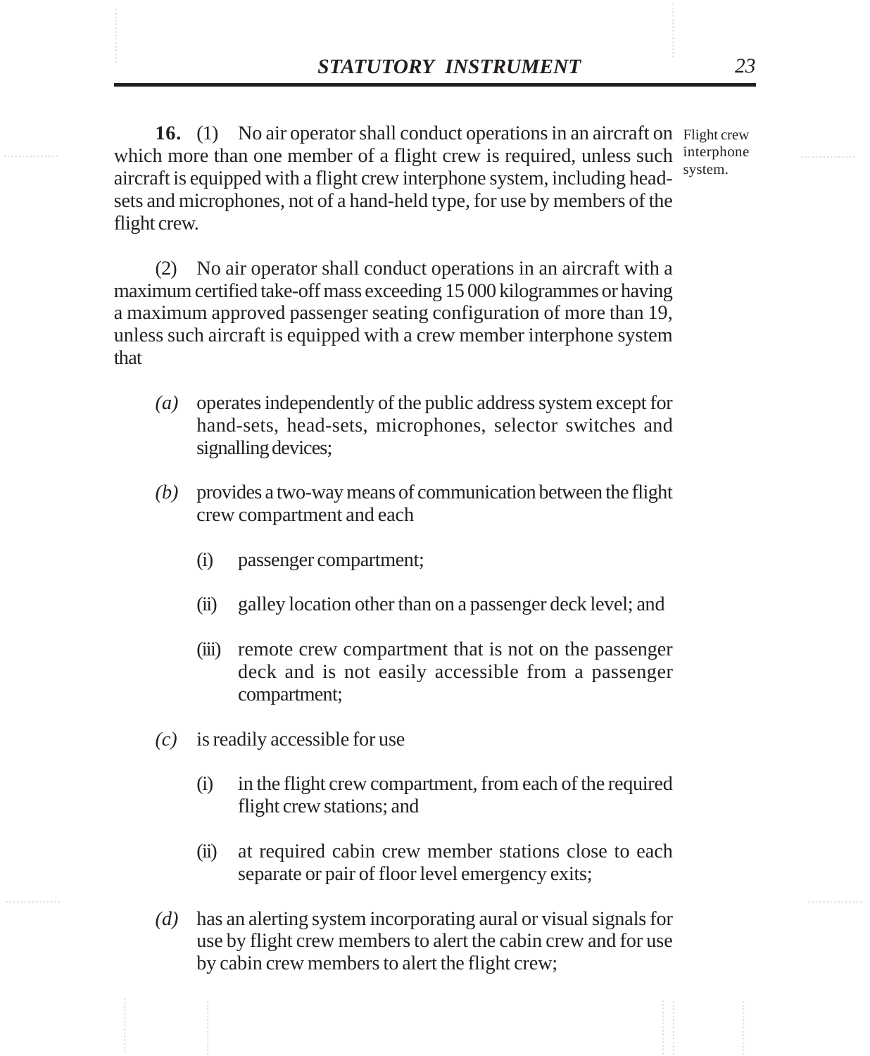**16.** (1) No air operator shall conduct operations in an aircraft on which more than one member of a flight crew is required, unless such aircraft is equipped with a flight crew interphone system, including head-sets and microphones, not of a hand-held type, for use by members of the flight crew.

Flight crew interphone system.

(2) No air operator shall conduct operations in an aircraft with a maximum certified take-off mass exceeding 15 000 kilogrammes or having a maximum approved passenger seating configuration of more than 19, unless such aircraft is equipped with a crew member interphone system that

*(a)* operates independently of the public address system except for hand-sets, head-sets, microphones, selector switches and signalling devices;

*(b)* provides a two-way means of communication between the flight crew compartment and each

(i) passenger compartment;

(ii) galley location other than on a passenger deck level; and

(iii) remote crew compartment that is not on the passenger deck and is not easily accessible from a passenger compartment;

*(c)* is readily accessible for use

(i) in the flight crew compartment, from each of the required flight crew stations; and

(ii) at required cabin crew member stations close to each separate or pair of floor level emergency exits;

*(d)* has an alerting system incorporating aural or visual signals for use by flight crew members to alert the cabin crew and for use by cabin crew members to alert the flight crew;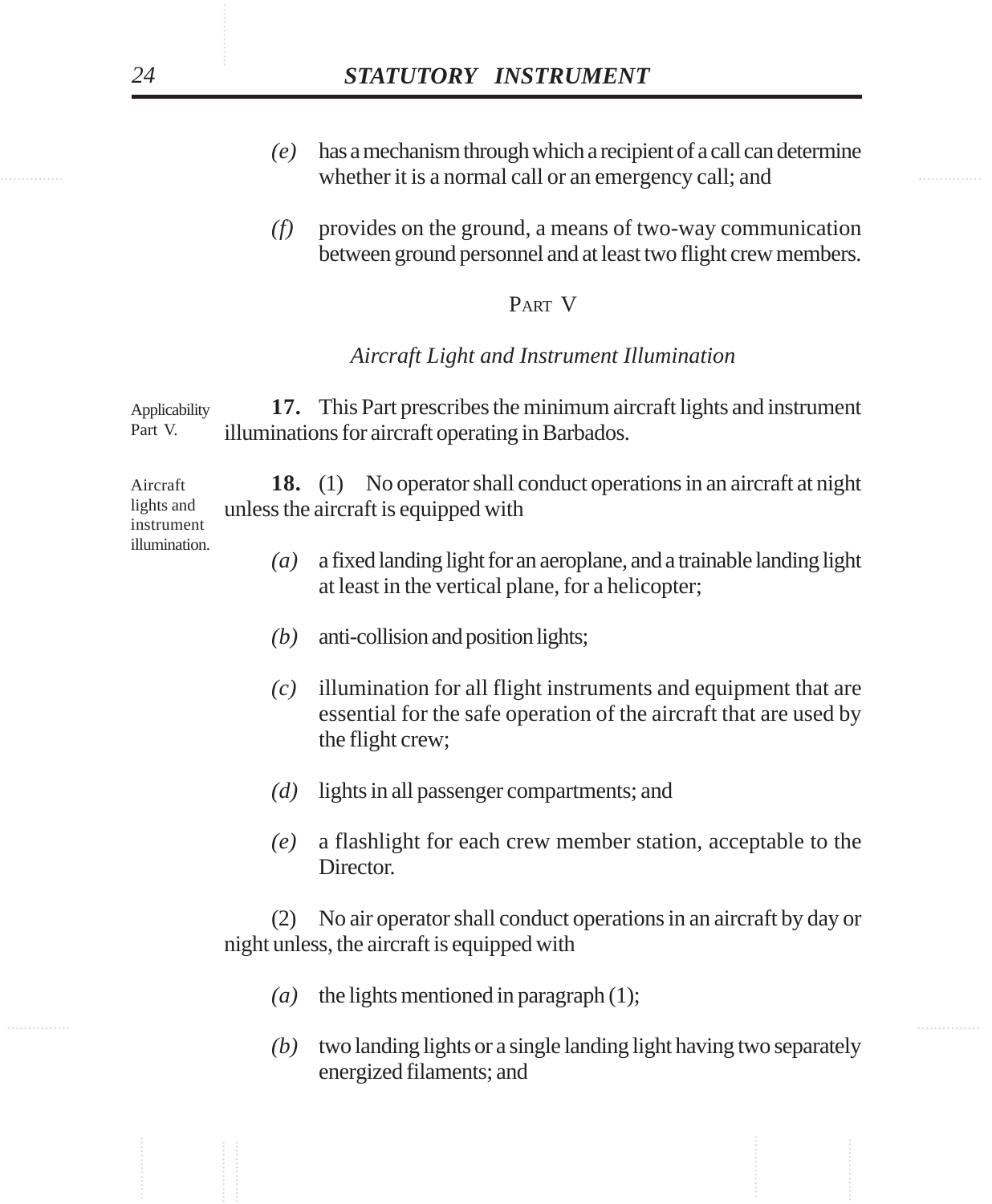*(e)* has a mechanism through which a recipient of a call can determine whether it is a normal call or an emergency call; and

*(f)* provides on the ground, a means of two-way communication between ground personnel and at least two flight crew members.

## PART V

### *Aircraft Light and Instrument Illumination*

Applicability Part V.

**17.** This Part prescribes the minimum aircraft lights and instrument illuminations for aircraft operating in Barbados.

Aircraft lights and instrument illumination.

**18.** (1) No operator shall conduct operations in an aircraft at night unless the aircraft is equipped with

*(a)* a fixed landing light for an aeroplane, and a trainable landing light at least in the vertical plane, for a helicopter;

*(b)* anti-collision and position lights;

*(c)* illumination for all flight instruments and equipment that are essential for the safe operation of the aircraft that are used by the flight crew;

*(d)* lights in all passenger compartments; and

*(e)* a flashlight for each crew member station, acceptable to the Director.

(2) No air operator shall conduct operations in an aircraft by day or night unless, the aircraft is equipped with

*(a)* the lights mentioned in paragraph (1);

*(b)* two landing lights or a single landing light having two separately energized filaments; and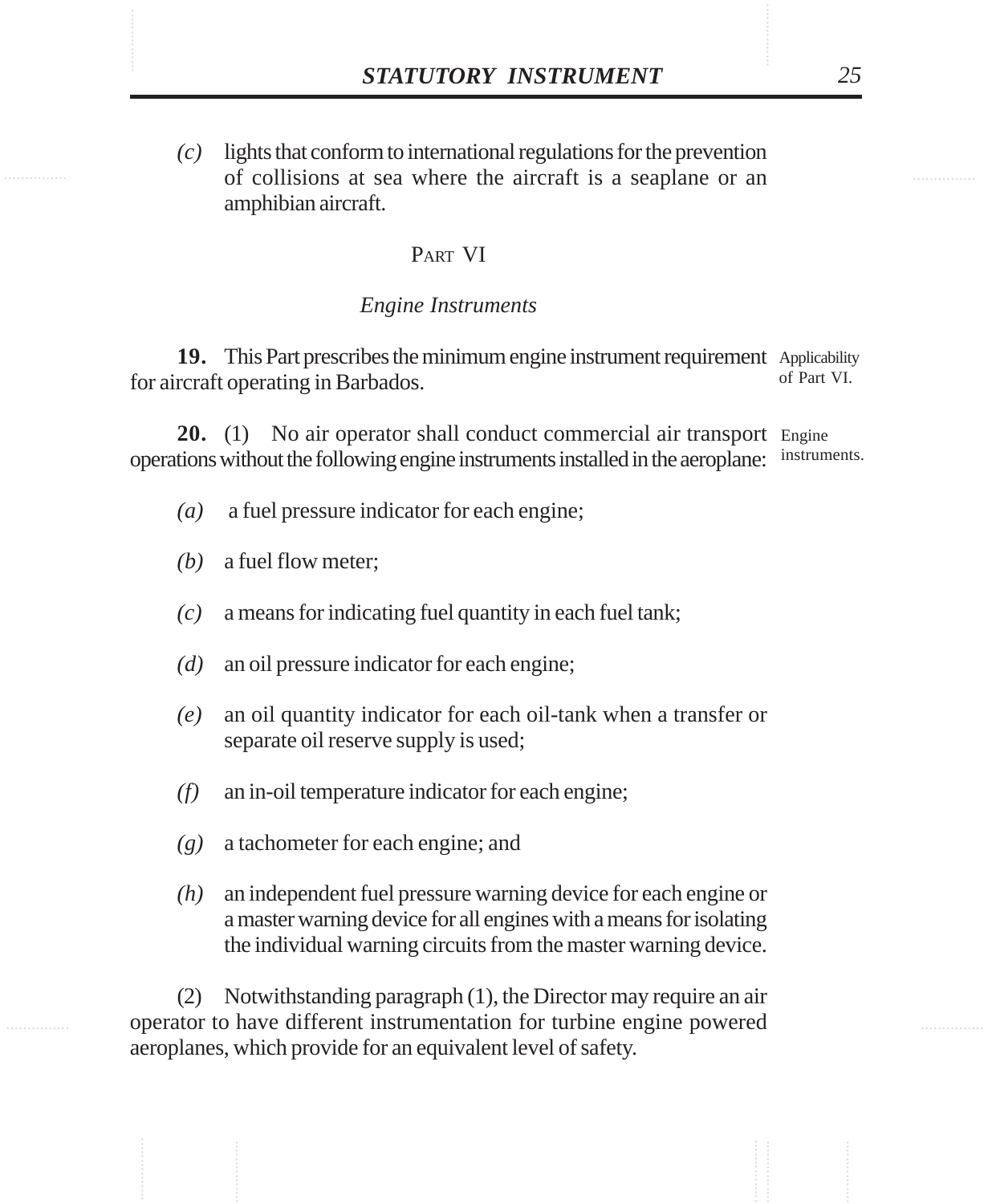*(c)* lights that conform to international regulations for the prevention of collisions at sea where the aircraft is a seaplane or an amphibian aircraft.

## PART VI

### *Engine Instruments*

**19.** This Part prescribes the minimum engine instrument requirement for aircraft operating in Barbados.

Applicability of Part VI.

**20.** (1) No air operator shall conduct commercial air transport operations without the following engine instruments installed in the aeroplane:

Engine instruments.

*(a)* a fuel pressure indicator for each engine;

*(b)* a fuel flow meter;

*(c)* a means for indicating fuel quantity in each fuel tank;

*(d)* an oil pressure indicator for each engine;

*(e)* an oil quantity indicator for each oil-tank when a transfer or separate oil reserve supply is used;

*(f)* an in-oil temperature indicator for each engine;

*(g)* a tachometer for each engine; and

*(h)* an independent fuel pressure warning device for each engine or a master warning device for all engines with a means for isolating the individual warning circuits from the master warning device.

(2) Notwithstanding paragraph (1), the Director may require an air operator to have different instrumentation for turbine engine powered aeroplanes, which provide for an equivalent level of safety.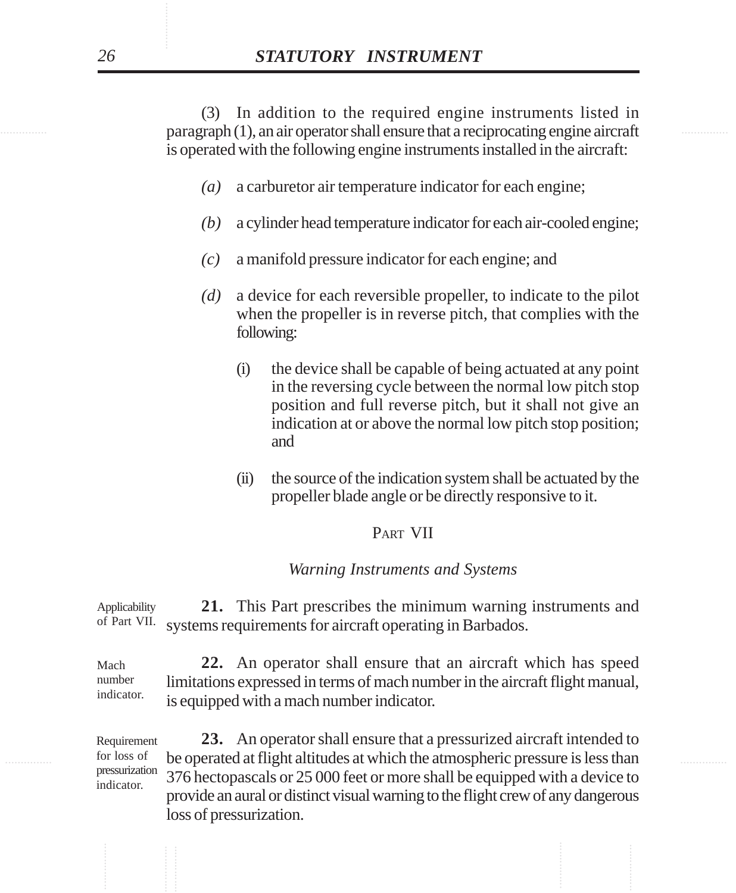(3) In addition to the required engine instruments listed in paragraph (1), an air operator shall ensure that a reciprocating engine aircraft is operated with the following engine instruments installed in the aircraft:

*(a)* a carburetor air temperature indicator for each engine;

*(b)* a cylinder head temperature indicator for each air-cooled engine;

*(c)* a manifold pressure indicator for each engine; and

*(d)* a device for each reversible propeller, to indicate to the pilot when the propeller is in reverse pitch, that complies with the following:

(i) the device shall be capable of being actuated at any point in the reversing cycle between the normal low pitch stop position and full reverse pitch, but it shall not give an indication at or above the normal low pitch stop position; and

(ii) the source of the indication system shall be actuated by the propeller blade angle or be directly responsive to it.

## PART VII

### *Warning Instruments and Systems*

Applicability of Part VII.

**21.** This Part prescribes the minimum warning instruments and systems requirements for aircraft operating in Barbados.

Mach number indicator.

**22.** An operator shall ensure that an aircraft which has speed limitations expressed in terms of mach number in the aircraft flight manual, is equipped with a mach number indicator.

Requirement for loss of pressurization indicator.

**23.** An operator shall ensure that a pressurized aircraft intended to be operated at flight altitudes at which the atmospheric pressure is less than 376 hectopascals or 25 000 feet or more shall be equipped with a device to provide an aural or distinct visual warning to the flight crew of any dangerous loss of pressurization.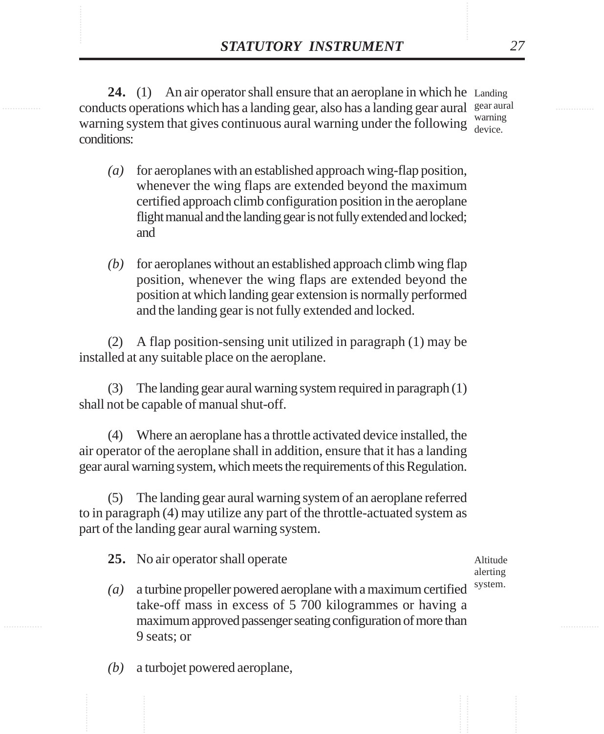**24.** (1) An air operator shall ensure that an aeroplane in which he conducts operations which has a landing gear, also has a landing gear aural warning system that gives continuous aural warning under the following conditions:

Landing gear aural warning device.

*(a)* for aeroplanes with an established approach wing-flap position, whenever the wing flaps are extended beyond the maximum certified approach climb configuration position in the aeroplane flight manual and the landing gear is not fully extended and locked; and

*(b)* for aeroplanes without an established approach climb wing flap position, whenever the wing flaps are extended beyond the position at which landing gear extension is normally performed and the landing gear is not fully extended and locked.

(2) A flap position-sensing unit utilized in paragraph (1) may be installed at any suitable place on the aeroplane.

(3) The landing gear aural warning system required in paragraph (1) shall not be capable of manual shut-off.

(4) Where an aeroplane has a throttle activated device installed, the air operator of the aeroplane shall in addition, ensure that it has a landing gear aural warning system, which meets the requirements of this Regulation.

(5) The landing gear aural warning system of an aeroplane referred to in paragraph (4) may utilize any part of the throttle-actuated system as part of the landing gear aural warning system.

**25.** No air operator shall operate

Altitude alerting system.

*(a)* a turbine propeller powered aeroplane with a maximum certified take-off mass in excess of 5 700 kilogrammes or having a maximum approved passenger seating configuration of more than 9 seats; or

*(b)* a turbojet powered aeroplane,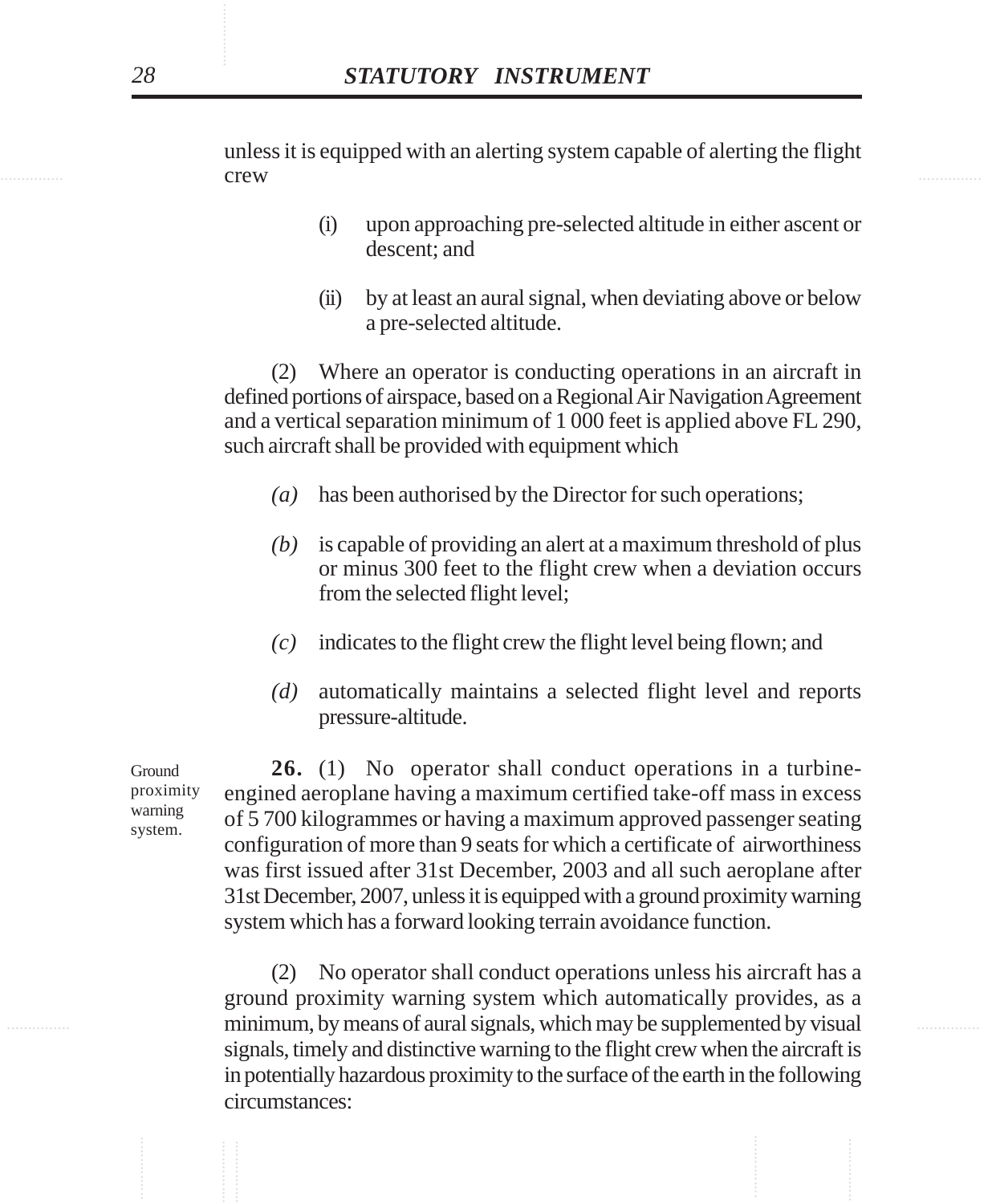unless it is equipped with an alerting system capable of alerting the flight crew

(i) upon approaching pre-selected altitude in either ascent or descent; and

(ii) by at least an aural signal, when deviating above or below a pre-selected altitude.

(2) Where an operator is conducting operations in an aircraft in defined portions of airspace, based on a Regional Air Navigation Agreement and a vertical separation minimum of 1 000 feet is applied above FL 290, such aircraft shall be provided with equipment which

*(a)* has been authorised by the Director for such operations;

*(b)* is capable of providing an alert at a maximum threshold of plus or minus 300 feet to the flight crew when a deviation occurs from the selected flight level;

*(c)* indicates to the flight crew the flight level being flown; and

*(d)* automatically maintains a selected flight level and reports pressure-altitude.

Ground proximity warning system.

**26.** (1) No operator shall conduct operations in a turbine-engined aeroplane having a maximum certified take-off mass in excess of 5 700 kilogrammes or having a maximum approved passenger seating configuration of more than 9 seats for which a certificate of airworthiness was first issued after 31st December, 2003 and all such aeroplane after 31st December, 2007, unless it is equipped with a ground proximity warning system which has a forward looking terrain avoidance function.

(2) No operator shall conduct operations unless his aircraft has a ground proximity warning system which automatically provides, as a minimum, by means of aural signals, which may be supplemented by visual signals, timely and distinctive warning to the flight crew when the aircraft is in potentially hazardous proximity to the surface of the earth in the following circumstances: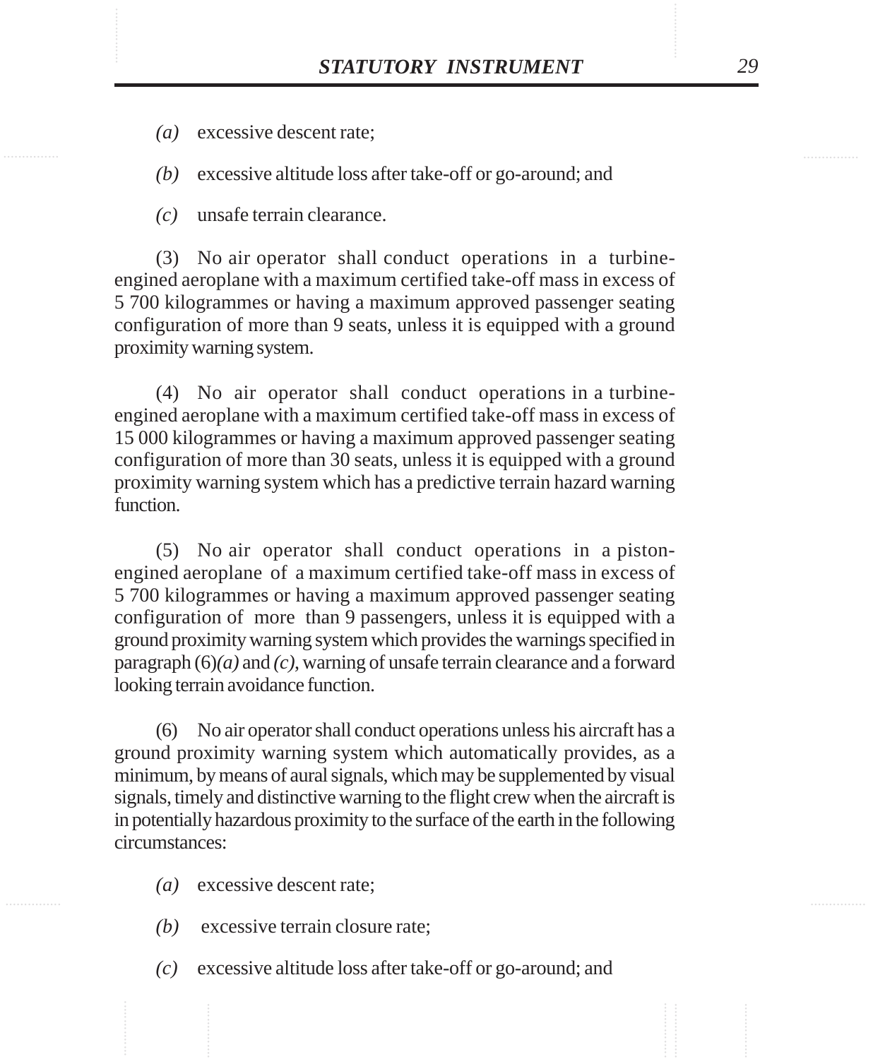*(a)* excessive descent rate;

*(b)* excessive altitude loss after take-off or go-around; and

*(c)* unsafe terrain clearance.

(3) No air operator shall conduct operations in a turbine-engined aeroplane with a maximum certified take-off mass in excess of 5 700 kilogrammes or having a maximum approved passenger seating configuration of more than 9 seats, unless it is equipped with a ground proximity warning system.

(4) No air operator shall conduct operations in a turbine-engined aeroplane with a maximum certified take-off mass in excess of 15 000 kilogrammes or having a maximum approved passenger seating configuration of more than 30 seats, unless it is equipped with a ground proximity warning system which has a predictive terrain hazard warning function.

(5) No air operator shall conduct operations in a piston-engined aeroplane of a maximum certified take-off mass in excess of 5 700 kilogrammes or having a maximum approved passenger seating configuration of more than 9 passengers, unless it is equipped with a ground proximity warning system which provides the warnings specified in paragraph (6)*(a)* and *(c)*, warning of unsafe terrain clearance and a forward looking terrain avoidance function.

(6) No air operator shall conduct operations unless his aircraft has a ground proximity warning system which automatically provides, as a minimum, by means of aural signals, which may be supplemented by visual signals, timely and distinctive warning to the flight crew when the aircraft is in potentially hazardous proximity to the surface of the earth in the following circumstances:

*(a)* excessive descent rate;

*(b)* excessive terrain closure rate;

*(c)* excessive altitude loss after take-off or go-around; and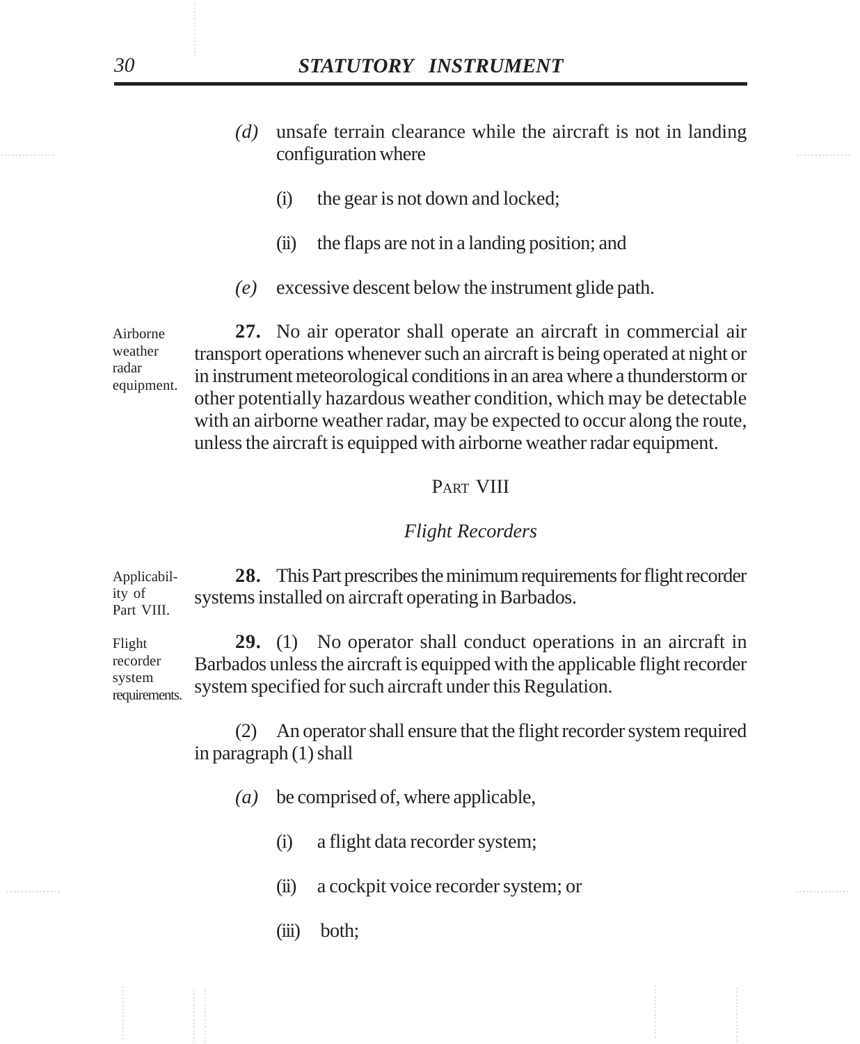*(d)* unsafe terrain clearance while the aircraft is not in landing configuration where

(i) the gear is not down and locked;

(ii) the flaps are not in a landing position; and

*(e)* excessive descent below the instrument glide path.

Airborne weather radar equipment.

**27.** No air operator shall operate an aircraft in commercial air transport operations whenever such an aircraft is being operated at night or in instrument meteorological conditions in an area where a thunderstorm or other potentially hazardous weather condition, which may be detectable with an airborne weather radar, may be expected to occur along the route, unless the aircraft is equipped with airborne weather radar equipment.

## PART VIII

### *Flight Recorders*

Applicability of Part VIII.

**28.** This Part prescribes the minimum requirements for flight recorder systems installed on aircraft operating in Barbados.

Flight recorder system requirements.

**29.** (1) No operator shall conduct operations in an aircraft in Barbados unless the aircraft is equipped with the applicable flight recorder system specified for such aircraft under this Regulation.

(2) An operator shall ensure that the flight recorder system required in paragraph (1) shall

*(a)* be comprised of, where applicable,

(i) a flight data recorder system;

(ii) a cockpit voice recorder system; or

(iii) both;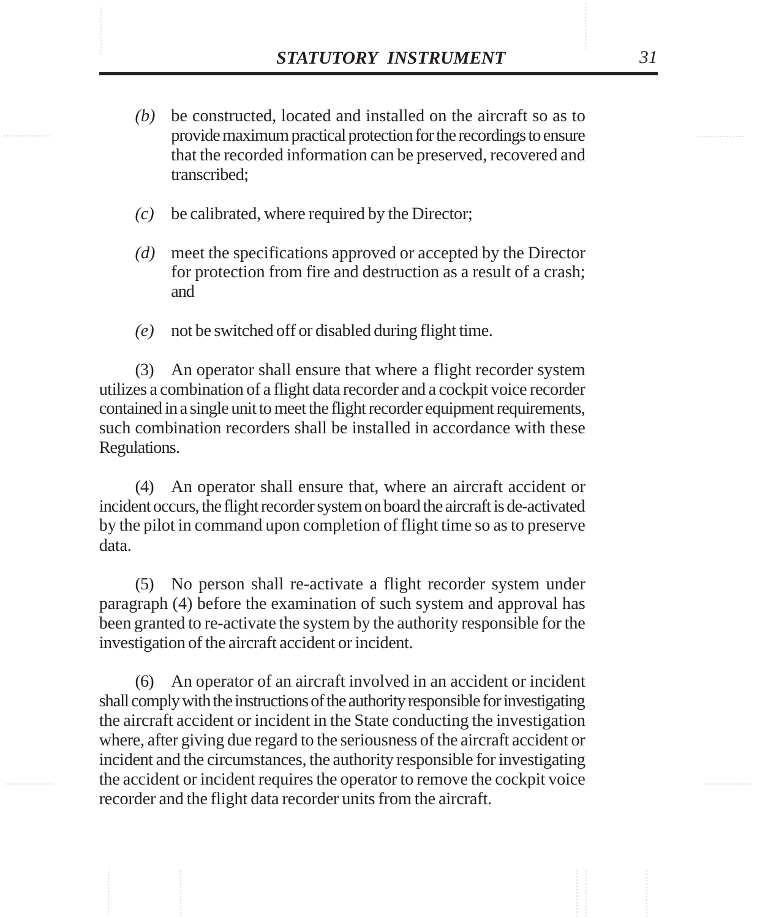*(b)* be constructed, located and installed on the aircraft so as to provide maximum practical protection for the recordings to ensure that the recorded information can be preserved, recovered and transcribed;

*(c)* be calibrated, where required by the Director;

*(d)* meet the specifications approved or accepted by the Director for protection from fire and destruction as a result of a crash; and

*(e)* not be switched off or disabled during flight time.

(3) An operator shall ensure that where a flight recorder system utilizes a combination of a flight data recorder and a cockpit voice recorder contained in a single unit to meet the flight recorder equipment requirements, such combination recorders shall be installed in accordance with these Regulations.

(4) An operator shall ensure that, where an aircraft accident or incident occurs, the flight recorder system on board the aircraft is de-activated by the pilot in command upon completion of flight time so as to preserve data.

(5) No person shall re-activate a flight recorder system under paragraph (4) before the examination of such system and approval has been granted to re-activate the system by the authority responsible for the investigation of the aircraft accident or incident.

(6) An operator of an aircraft involved in an accident or incident shall comply with the instructions of the authority responsible for investigating the aircraft accident or incident in the State conducting the investigation where, after giving due regard to the seriousness of the aircraft accident or incident and the circumstances, the authority responsible for investigating the accident or incident requires the operator to remove the cockpit voice recorder and the flight data recorder units from the aircraft.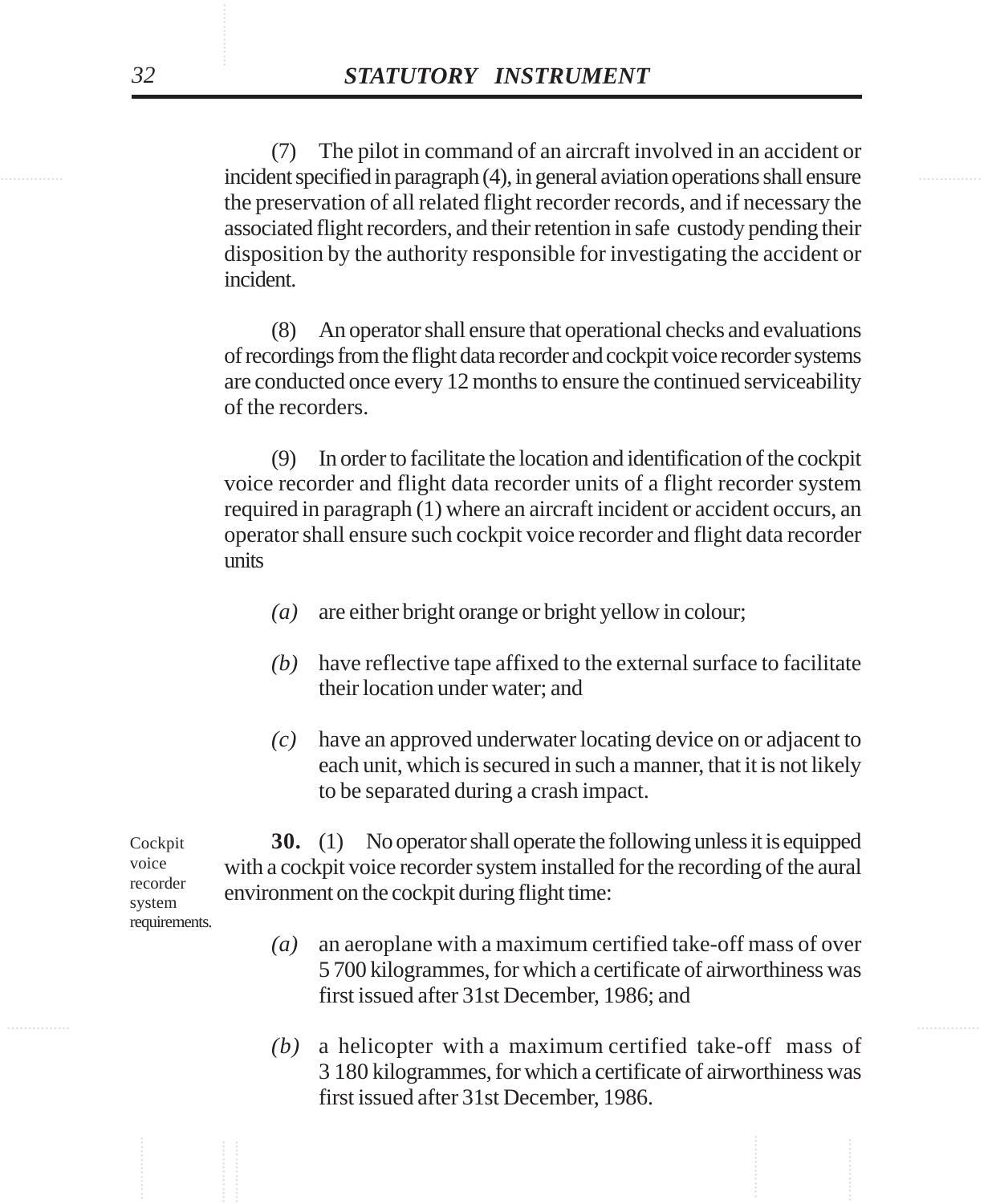(7) The pilot in command of an aircraft involved in an accident or incident specified in paragraph (4), in general aviation operations shall ensure the preservation of all related flight recorder records, and if necessary the associated flight recorders, and their retention in safe custody pending their disposition by the authority responsible for investigating the accident or incident.

(8) An operator shall ensure that operational checks and evaluations of recordings from the flight data recorder and cockpit voice recorder systems are conducted once every 12 months to ensure the continued serviceability of the recorders.

(9) In order to facilitate the location and identification of the cockpit voice recorder and flight data recorder units of a flight recorder system required in paragraph (1) where an aircraft incident or accident occurs, an operator shall ensure such cockpit voice recorder and flight data recorder units

*(a)* are either bright orange or bright yellow in colour;

*(b)* have reflective tape affixed to the external surface to facilitate their location under water; and

*(c)* have an approved underwater locating device on or adjacent to each unit, which is secured in such a manner, that it is not likely to be separated during a crash impact.

Cockpit voice recorder system requirements.

**30.** (1) No operator shall operate the following unless it is equipped with a cockpit voice recorder system installed for the recording of the aural environment on the cockpit during flight time:

*(a)* an aeroplane with a maximum certified take-off mass of over 5 700 kilogrammes, for which a certificate of airworthiness was first issued after 31st December, 1986; and

*(b)* a helicopter with a maximum certified take-off mass of 3 180 kilogrammes, for which a certificate of airworthiness was first issued after 31st December, 1986.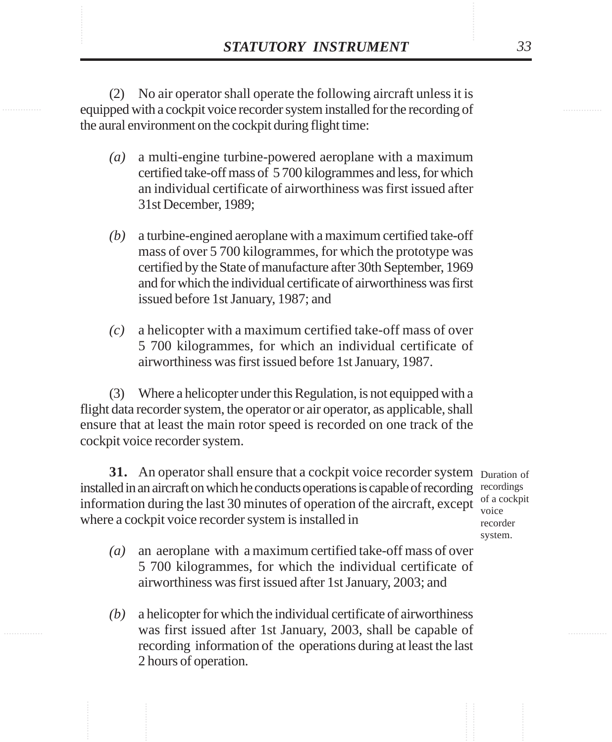(2) No air operator shall operate the following aircraft unless it is equipped with a cockpit voice recorder system installed for the recording of the aural environment on the cockpit during flight time:

*(a)* a multi-engine turbine-powered aeroplane with a maximum certified take-off mass of 5 700 kilogrammes and less, for which an individual certificate of airworthiness was first issued after 31st December, 1989;

*(b)* a turbine-engined aeroplane with a maximum certified take-off mass of over 5 700 kilogrammes, for which the prototype was certified by the State of manufacture after 30th September, 1969 and for which the individual certificate of airworthiness was first issued before 1st January, 1987; and

*(c)* a helicopter with a maximum certified take-off mass of over 5 700 kilogrammes, for which an individual certificate of airworthiness was first issued before 1st January, 1987.

(3) Where a helicopter under this Regulation, is not equipped with a flight data recorder system, the operator or air operator, as applicable, shall ensure that at least the main rotor speed is recorded on one track of the cockpit voice recorder system.

Duration of recordings of a cockpit voice recorder system.

**31.** An operator shall ensure that a cockpit voice recorder system installed in an aircraft on which he conducts operations is capable of recording information during the last 30 minutes of operation of the aircraft, except where a cockpit voice recorder system is installed in

*(a)* an aeroplane with a maximum certified take-off mass of over 5 700 kilogrammes, for which the individual certificate of airworthiness was first issued after 1st January, 2003; and

*(b)* a helicopter for which the individual certificate of airworthiness was first issued after 1st January, 2003, shall be capable of recording information of the operations during at least the last 2 hours of operation.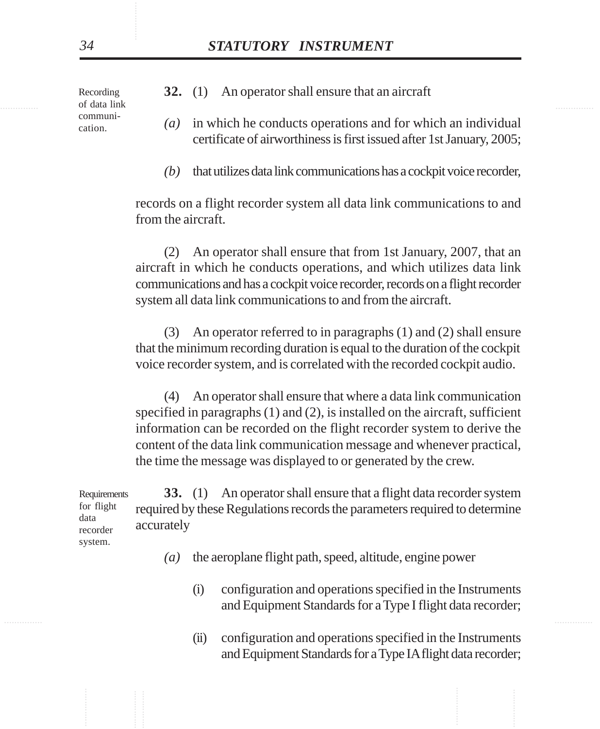Recording of data link communication.

**32.** (1) An operator shall ensure that an aircraft

*(a)* in which he conducts operations and for which an individual certificate of airworthiness is first issued after 1st January, 2005;

*(b)* that utilizes data link communications has a cockpit voice recorder,

records on a flight recorder system all data link communications to and from the aircraft.

(2) An operator shall ensure that from 1st January, 2007, that an aircraft in which he conducts operations, and which utilizes data link communications and has a cockpit voice recorder, records on a flight recorder system all data link communications to and from the aircraft.

(3) An operator referred to in paragraphs (1) and (2) shall ensure that the minimum recording duration is equal to the duration of the cockpit voice recorder system, and is correlated with the recorded cockpit audio.

(4) An operator shall ensure that where a data link communication specified in paragraphs (1) and (2), is installed on the aircraft, sufficient information can be recorded on the flight recorder system to derive the content of the data link communication message and whenever practical, the time the message was displayed to or generated by the crew.

Requirements for flight data recorder system.

**33.** (1) An operator shall ensure that a flight data recorder system required by these Regulations records the parameters required to determine accurately

*(a)* the aeroplane flight path, speed, altitude, engine power

(i) configuration and operations specified in the Instruments and Equipment Standards for a Type I flight data recorder;

(ii) configuration and operations specified in the Instruments and Equipment Standards for a Type IA flight data recorder;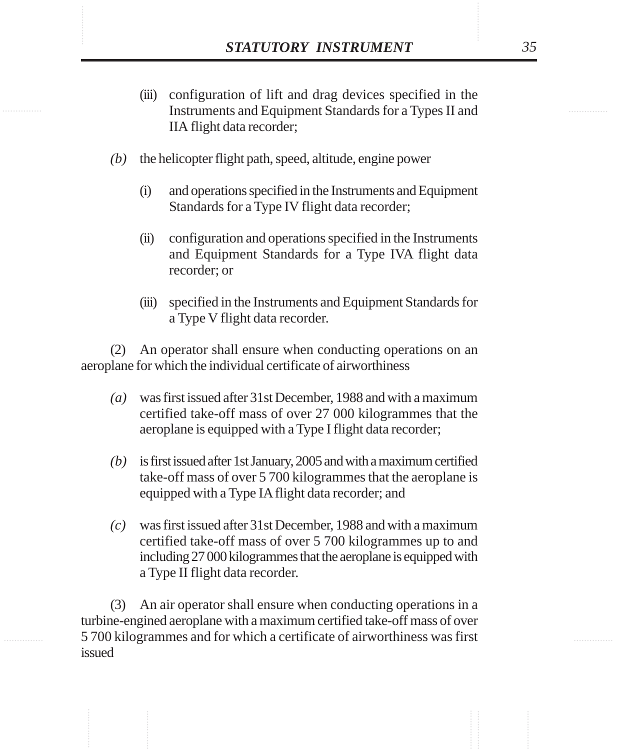(iii) configuration of lift and drag devices specified in the Instruments and Equipment Standards for a Types II and IIA flight data recorder;

*(b)* the helicopter flight path, speed, altitude, engine power

(i) and operations specified in the Instruments and Equipment Standards for a Type IV flight data recorder;

(ii) configuration and operations specified in the Instruments and Equipment Standards for a Type IVA flight data recorder; or

(iii) specified in the Instruments and Equipment Standards for a Type V flight data recorder.

(2) An operator shall ensure when conducting operations on an aeroplane for which the individual certificate of airworthiness

*(a)* was first issued after 31st December, 1988 and with a maximum certified take-off mass of over 27 000 kilogrammes that the aeroplane is equipped with a Type I flight data recorder;

*(b)* is first issued after 1st January, 2005 and with a maximum certified take-off mass of over 5 700 kilogrammes that the aeroplane is equipped with a Type IA flight data recorder; and

*(c)* was first issued after 31st December, 1988 and with a maximum certified take-off mass of over 5 700 kilogrammes up to and including 27 000 kilogrammes that the aeroplane is equipped with a Type II flight data recorder.

(3) An air operator shall ensure when conducting operations in a turbine-engined aeroplane with a maximum certified take-off mass of over 5 700 kilogrammes and for which a certificate of airworthiness was first issued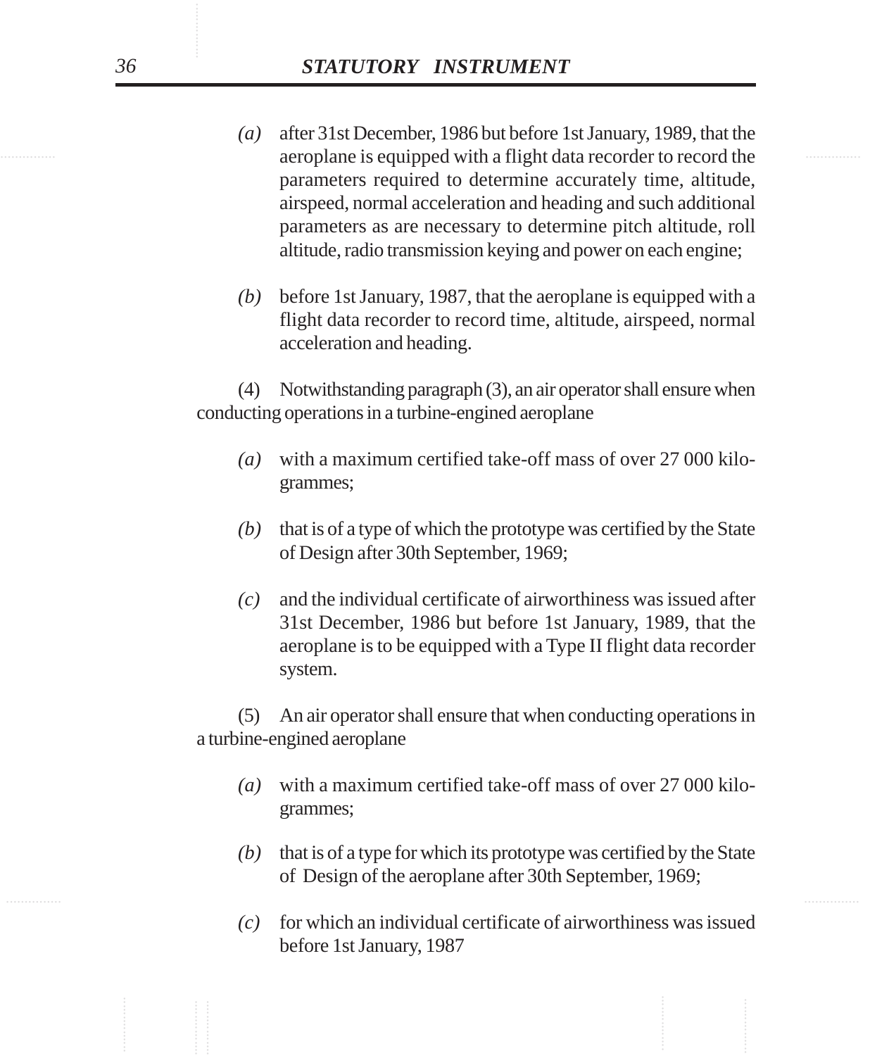*(a)* after 31st December, 1986 but before 1st January, 1989, that the aeroplane is equipped with a flight data recorder to record the parameters required to determine accurately time, altitude, airspeed, normal acceleration and heading and such additional parameters as are necessary to determine pitch altitude, roll altitude, radio transmission keying and power on each engine;

*(b)* before 1st January, 1987, that the aeroplane is equipped with a flight data recorder to record time, altitude, airspeed, normal acceleration and heading.

(4) Notwithstanding paragraph (3), an air operator shall ensure when conducting operations in a turbine-engined aeroplane

*(a)* with a maximum certified take-off mass of over 27 000 kilogrammes;

*(b)* that is of a type of which the prototype was certified by the State of Design after 30th September, 1969;

*(c)* and the individual certificate of airworthiness was issued after 31st December, 1986 but before 1st January, 1989, that the aeroplane is to be equipped with a Type II flight data recorder system.

(5) An air operator shall ensure that when conducting operations in a turbine-engined aeroplane

*(a)* with a maximum certified take-off mass of over 27 000 kilogrammes;

*(b)* that is of a type for which its prototype was certified by the State of Design of the aeroplane after 30th September, 1969;

*(c)* for which an individual certificate of airworthiness was issued before 1st January, 1987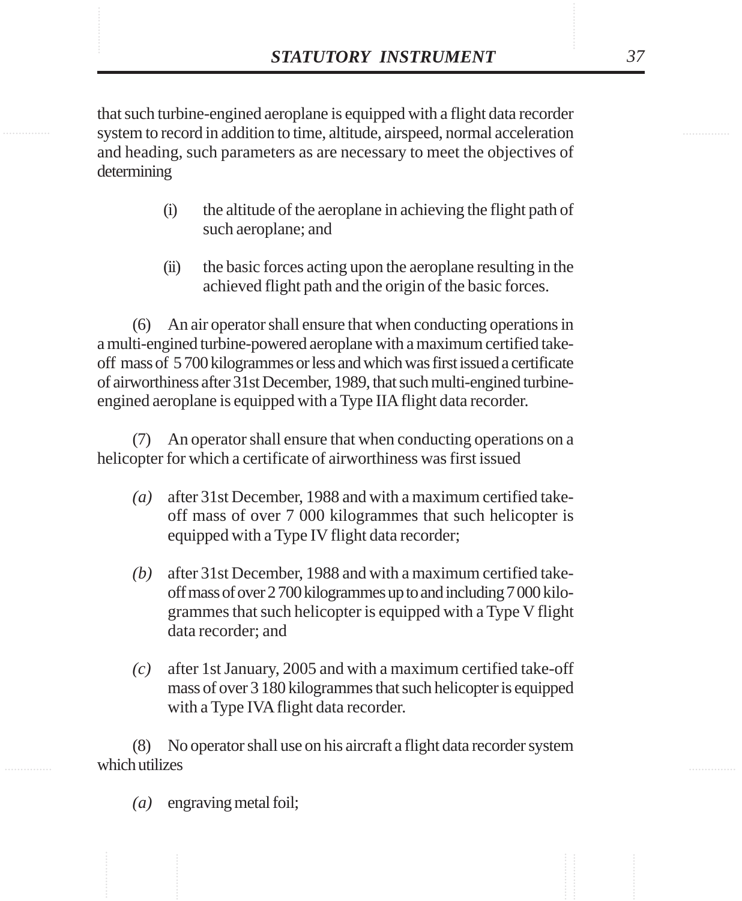that such turbine-engined aeroplane is equipped with a flight data recorder system to record in addition to time, altitude, airspeed, normal acceleration and heading, such parameters as are necessary to meet the objectives of determining

(i) the altitude of the aeroplane in achieving the flight path of such aeroplane; and

(ii) the basic forces acting upon the aeroplane resulting in the achieved flight path and the origin of the basic forces.

(6) An air operator shall ensure that when conducting operations in a multi-engined turbine-powered aeroplane with a maximum certified take-off mass of 5 700 kilogrammes or less and which was first issued a certificate of airworthiness after 31st December, 1989, that such multi-engined turbine-engined aeroplane is equipped with a Type IIA flight data recorder.

(7) An operator shall ensure that when conducting operations on a helicopter for which a certificate of airworthiness was first issued

*(a)* after 31st December, 1988 and with a maximum certified take-off mass of over 7 000 kilogrammes that such helicopter is equipped with a Type IV flight data recorder;

*(b)* after 31st December, 1988 and with a maximum certified take-off mass of over 2 700 kilogrammes up to and including 7 000 kilogrammes that such helicopter is equipped with a Type V flight data recorder; and

*(c)* after 1st January, 2005 and with a maximum certified take-off mass of over 3 180 kilogrammes that such helicopter is equipped with a Type IVA flight data recorder.

(8) No operator shall use on his aircraft a flight data recorder system which utilizes

*(a)* engraving metal foil;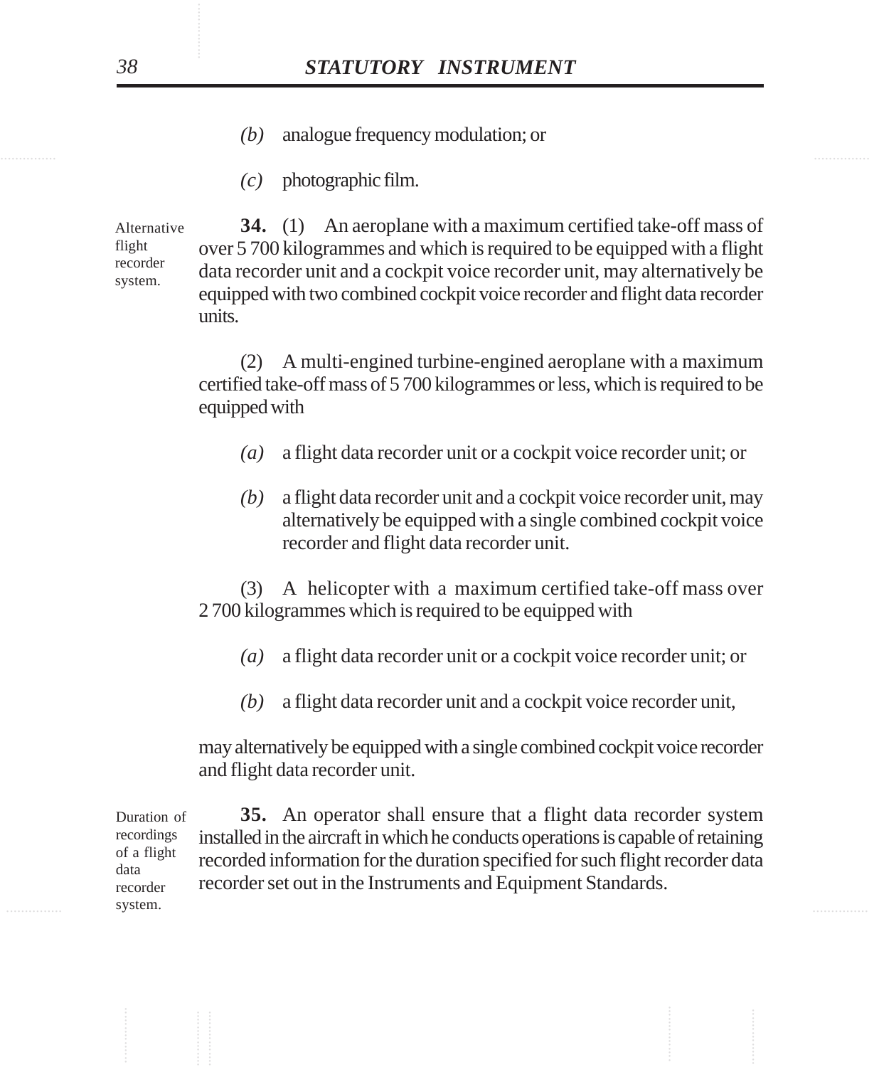*(b)* analogue frequency modulation; or

*(c)* photographic film.

Alternative flight recorder system.

**34.** (1) An aeroplane with a maximum certified take-off mass of over 5 700 kilogrammes and which is required to be equipped with a flight data recorder unit and a cockpit voice recorder unit, may alternatively be equipped with two combined cockpit voice recorder and flight data recorder units.

(2) A multi-engined turbine-engined aeroplane with a maximum certified take-off mass of 5 700 kilogrammes or less, which is required to be equipped with

*(a)* a flight data recorder unit or a cockpit voice recorder unit; or

*(b)* a flight data recorder unit and a cockpit voice recorder unit, may alternatively be equipped with a single combined cockpit voice recorder and flight data recorder unit.

(3) A helicopter with a maximum certified take-off mass over 2 700 kilogrammes which is required to be equipped with

*(a)* a flight data recorder unit or a cockpit voice recorder unit; or

*(b)* a flight data recorder unit and a cockpit voice recorder unit,

may alternatively be equipped with a single combined cockpit voice recorder and flight data recorder unit.

Duration of recordings of a flight data recorder system.

**35.** An operator shall ensure that a flight data recorder system installed in the aircraft in which he conducts operations is capable of retaining recorded information for the duration specified for such flight recorder data recorder set out in the Instruments and Equipment Standards.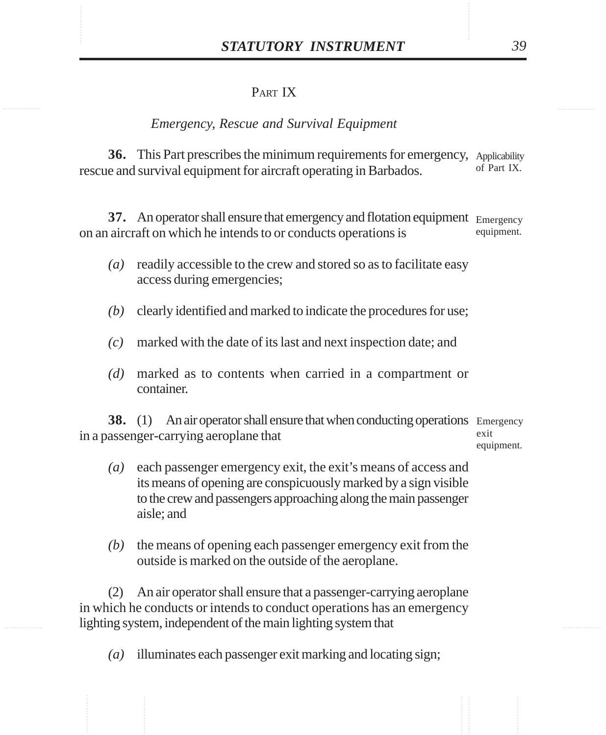## PART IX

*Emergency, Rescue and Survival Equipment*

**36.** This Part prescribes the minimum requirements for emergency, rescue and survival equipment for aircraft operating in Barbados.

Applicability of Part IX.

**37.** An operator shall ensure that emergency and flotation equipment on an aircraft on which he intends to or conducts operations is

Emergency equipment.

*(a)* readily accessible to the crew and stored so as to facilitate easy access during emergencies;

*(b)* clearly identified and marked to indicate the procedures for use;

*(c)* marked with the date of its last and next inspection date; and

*(d)* marked as to contents when carried in a compartment or container.

**38.** (1) An air operator shall ensure that when conducting operations in a passenger-carrying aeroplane that

Emergency exit equipment.

*(a)* each passenger emergency exit, the exit's means of access and its means of opening are conspicuously marked by a sign visible to the crew and passengers approaching along the main passenger aisle; and

*(b)* the means of opening each passenger emergency exit from the outside is marked on the outside of the aeroplane.

(2) An air operator shall ensure that a passenger-carrying aeroplane in which he conducts or intends to conduct operations has an emergency lighting system, independent of the main lighting system that

*(a)* illuminates each passenger exit marking and locating sign;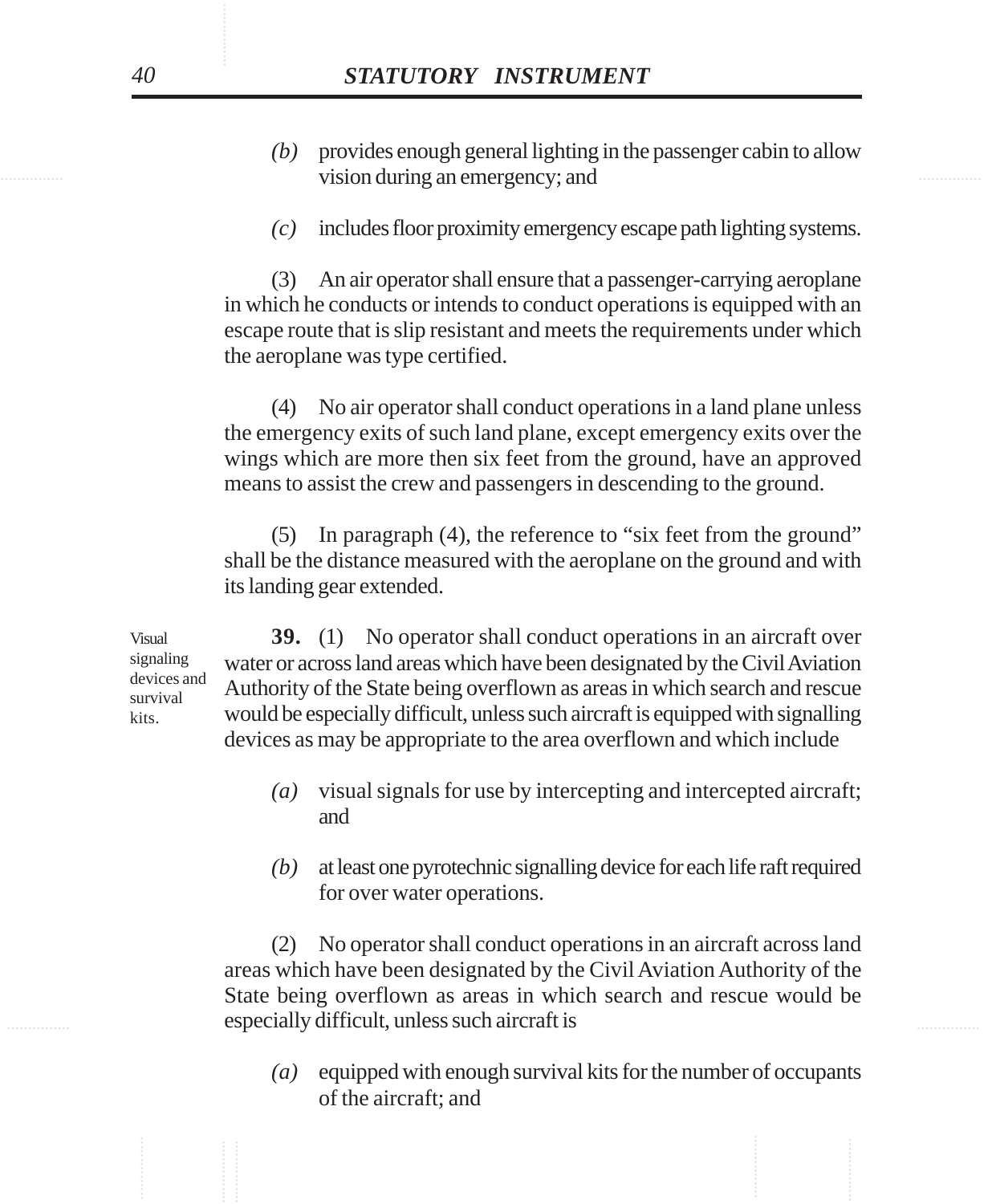*(b)* provides enough general lighting in the passenger cabin to allow vision during an emergency; and

*(c)* includes floor proximity emergency escape path lighting systems.

(3) An air operator shall ensure that a passenger-carrying aeroplane in which he conducts or intends to conduct operations is equipped with an escape route that is slip resistant and meets the requirements under which the aeroplane was type certified.

(4) No air operator shall conduct operations in a land plane unless the emergency exits of such land plane, except emergency exits over the wings which are more then six feet from the ground, have an approved means to assist the crew and passengers in descending to the ground.

(5) In paragraph (4), the reference to "six feet from the ground" shall be the distance measured with the aeroplane on the ground and with its landing gear extended.

Visual signaling devices and survival kits.

**39.** (1) No operator shall conduct operations in an aircraft over water or across land areas which have been designated by the Civil Aviation Authority of the State being overflown as areas in which search and rescue would be especially difficult, unless such aircraft is equipped with signalling devices as may be appropriate to the area overflown and which include

*(a)* visual signals for use by intercepting and intercepted aircraft; and

*(b)* at least one pyrotechnic signalling device for each life raft required for over water operations.

(2) No operator shall conduct operations in an aircraft across land areas which have been designated by the Civil Aviation Authority of the State being overflown as areas in which search and rescue would be especially difficult, unless such aircraft is

*(a)* equipped with enough survival kits for the number of occupants of the aircraft; and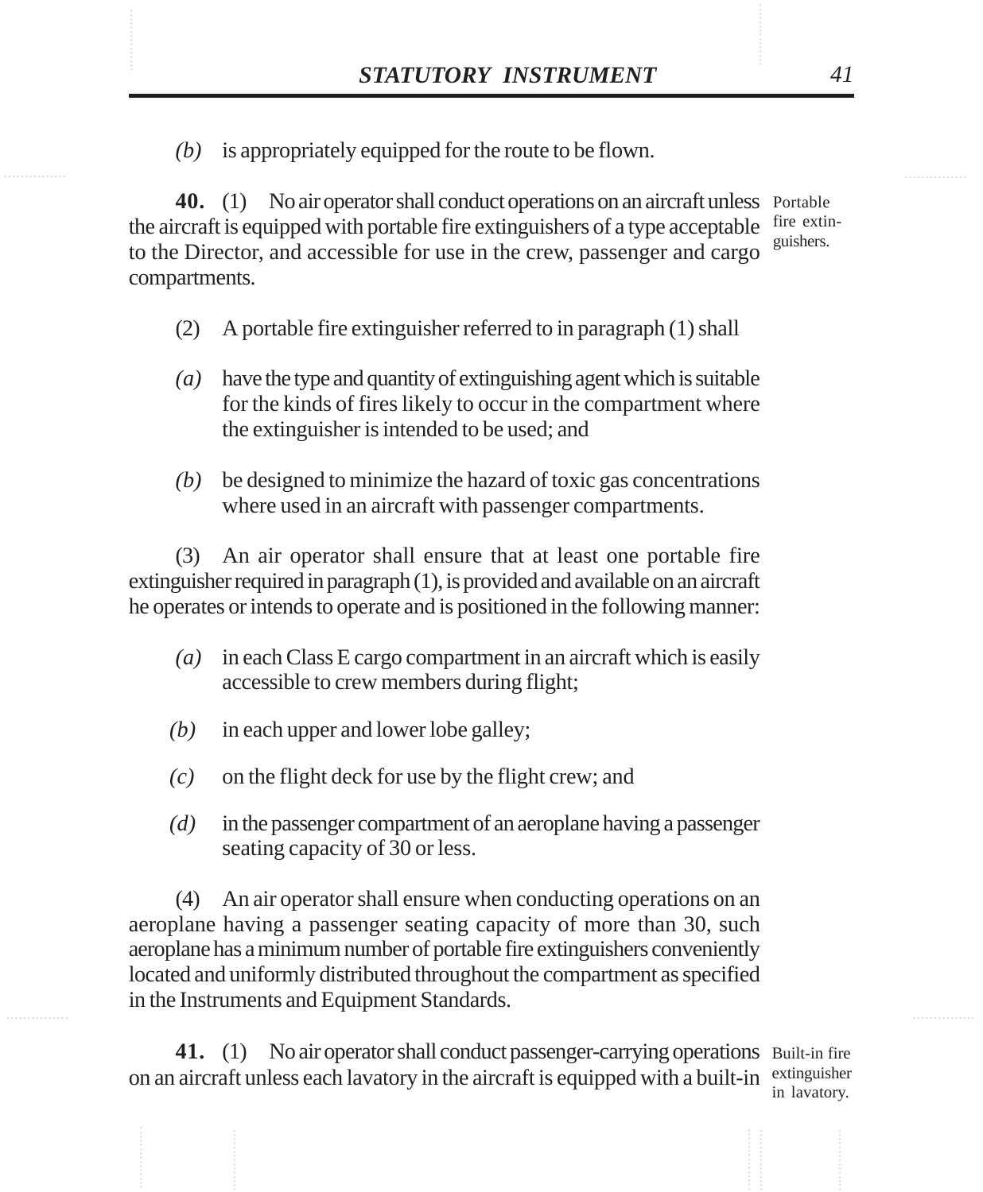*(b)* is appropriately equipped for the route to be flown.

**40.** (1) No air operator shall conduct operations on an aircraft unless the aircraft is equipped with portable fire extinguishers of a type acceptable to the Director, and accessible for use in the crew, passenger and cargo compartments.

Portable fire extinguishers.

(2) A portable fire extinguisher referred to in paragraph (1) shall

*(a)* have the type and quantity of extinguishing agent which is suitable for the kinds of fires likely to occur in the compartment where the extinguisher is intended to be used; and

*(b)* be designed to minimize the hazard of toxic gas concentrations where used in an aircraft with passenger compartments.

(3) An air operator shall ensure that at least one portable fire extinguisher required in paragraph (1), is provided and available on an aircraft he operates or intends to operate and is positioned in the following manner:

*(a)* in each Class E cargo compartment in an aircraft which is easily accessible to crew members during flight;

*(b)* in each upper and lower lobe galley;

*(c)* on the flight deck for use by the flight crew; and

*(d)* in the passenger compartment of an aeroplane having a passenger seating capacity of 30 or less.

(4) An air operator shall ensure when conducting operations on an aeroplane having a passenger seating capacity of more than 30, such aeroplane has a minimum number of portable fire extinguishers conveniently located and uniformly distributed throughout the compartment as specified in the Instruments and Equipment Standards.

**41.** (1) No air operator shall conduct passenger-carrying operations on an aircraft unless each lavatory in the aircraft is equipped with a built-in

Built-in fire extinguisher in lavatory.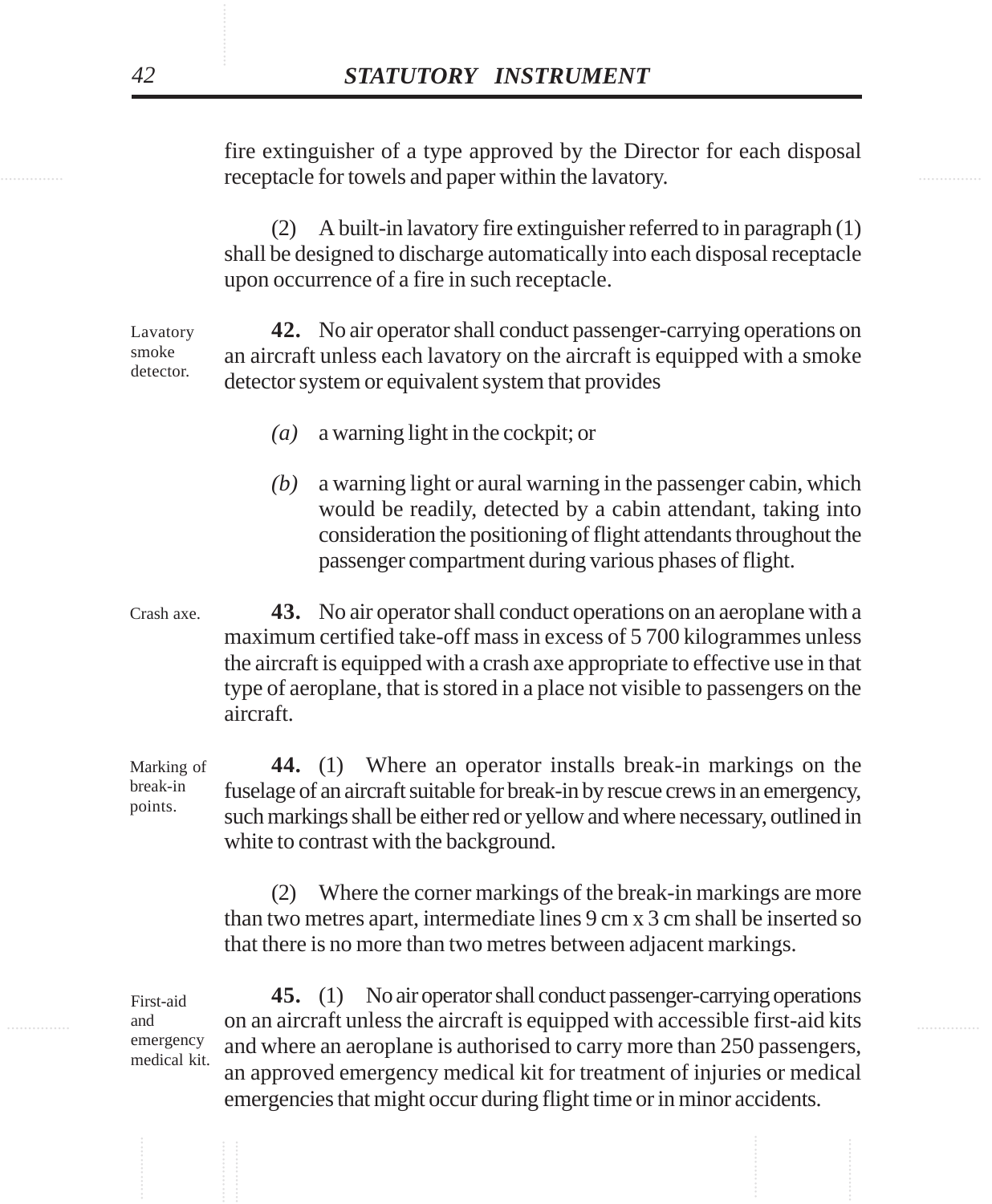fire extinguisher of a type approved by the Director for each disposal receptacle for towels and paper within the lavatory.

(2) A built-in lavatory fire extinguisher referred to in paragraph (1) shall be designed to discharge automatically into each disposal receptacle upon occurrence of a fire in such receptacle.

Lavatory smoke detector.

**42.** No air operator shall conduct passenger-carrying operations on an aircraft unless each lavatory on the aircraft is equipped with a smoke detector system or equivalent system that provides

*(a)* a warning light in the cockpit; or

*(b)* a warning light or aural warning in the passenger cabin, which would be readily, detected by a cabin attendant, taking into consideration the positioning of flight attendants throughout the passenger compartment during various phases of flight.

Crash axe.

**43.** No air operator shall conduct operations on an aeroplane with a maximum certified take-off mass in excess of 5 700 kilogrammes unless the aircraft is equipped with a crash axe appropriate to effective use in that type of aeroplane, that is stored in a place not visible to passengers on the aircraft.

Marking of break-in points.

**44.** (1) Where an operator installs break-in markings on the fuselage of an aircraft suitable for break-in by rescue crews in an emergency, such markings shall be either red or yellow and where necessary, outlined in white to contrast with the background.

(2) Where the corner markings of the break-in markings are more than two metres apart, intermediate lines 9 cm x 3 cm shall be inserted so that there is no more than two metres between adjacent markings.

First-aid and emergency medical kit.

**45.** (1) No air operator shall conduct passenger-carrying operations on an aircraft unless the aircraft is equipped with accessible first-aid kits and where an aeroplane is authorised to carry more than 250 passengers, an approved emergency medical kit for treatment of injuries or medical emergencies that might occur during flight time or in minor accidents.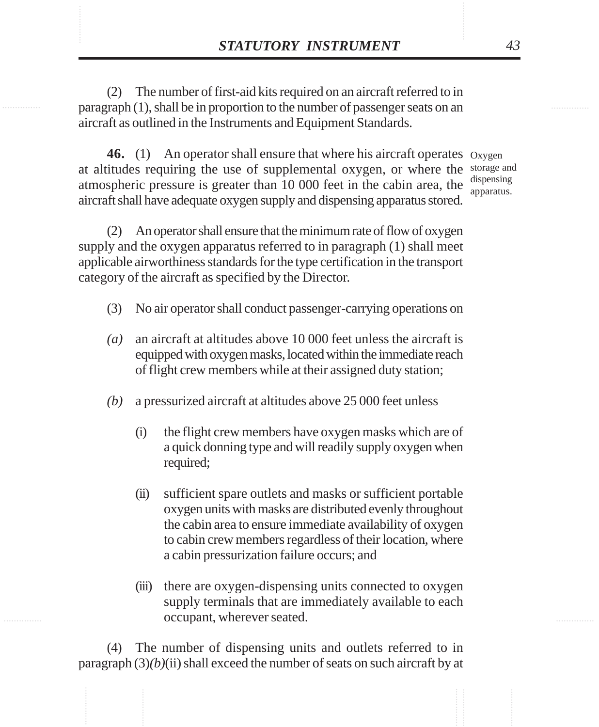(2) The number of first-aid kits required on an aircraft referred to in paragraph (1), shall be in proportion to the number of passenger seats on an aircraft as outlined in the Instruments and Equipment Standards.

Oxygen storage and dispensing apparatus.

**46.** (1) An operator shall ensure that where his aircraft operates at altitudes requiring the use of supplemental oxygen, or where the atmospheric pressure is greater than 10 000 feet in the cabin area, the aircraft shall have adequate oxygen supply and dispensing apparatus stored.

(2) An operator shall ensure that the minimum rate of flow of oxygen supply and the oxygen apparatus referred to in paragraph (1) shall meet applicable airworthiness standards for the type certification in the transport category of the aircraft as specified by the Director.

(3) No air operator shall conduct passenger-carrying operations on

*(a)* an aircraft at altitudes above 10 000 feet unless the aircraft is equipped with oxygen masks, located within the immediate reach of flight crew members while at their assigned duty station;

*(b)* a pressurized aircraft at altitudes above 25 000 feet unless

(i) the flight crew members have oxygen masks which are of a quick donning type and will readily supply oxygen when required;

(ii) sufficient spare outlets and masks or sufficient portable oxygen units with masks are distributed evenly throughout the cabin area to ensure immediate availability of oxygen to cabin crew members regardless of their location, where a cabin pressurization failure occurs; and

(iii) there are oxygen-dispensing units connected to oxygen supply terminals that are immediately available to each occupant, wherever seated.

(4) The number of dispensing units and outlets referred to in paragraph (3)*(b)*(ii) shall exceed the number of seats on such aircraft by at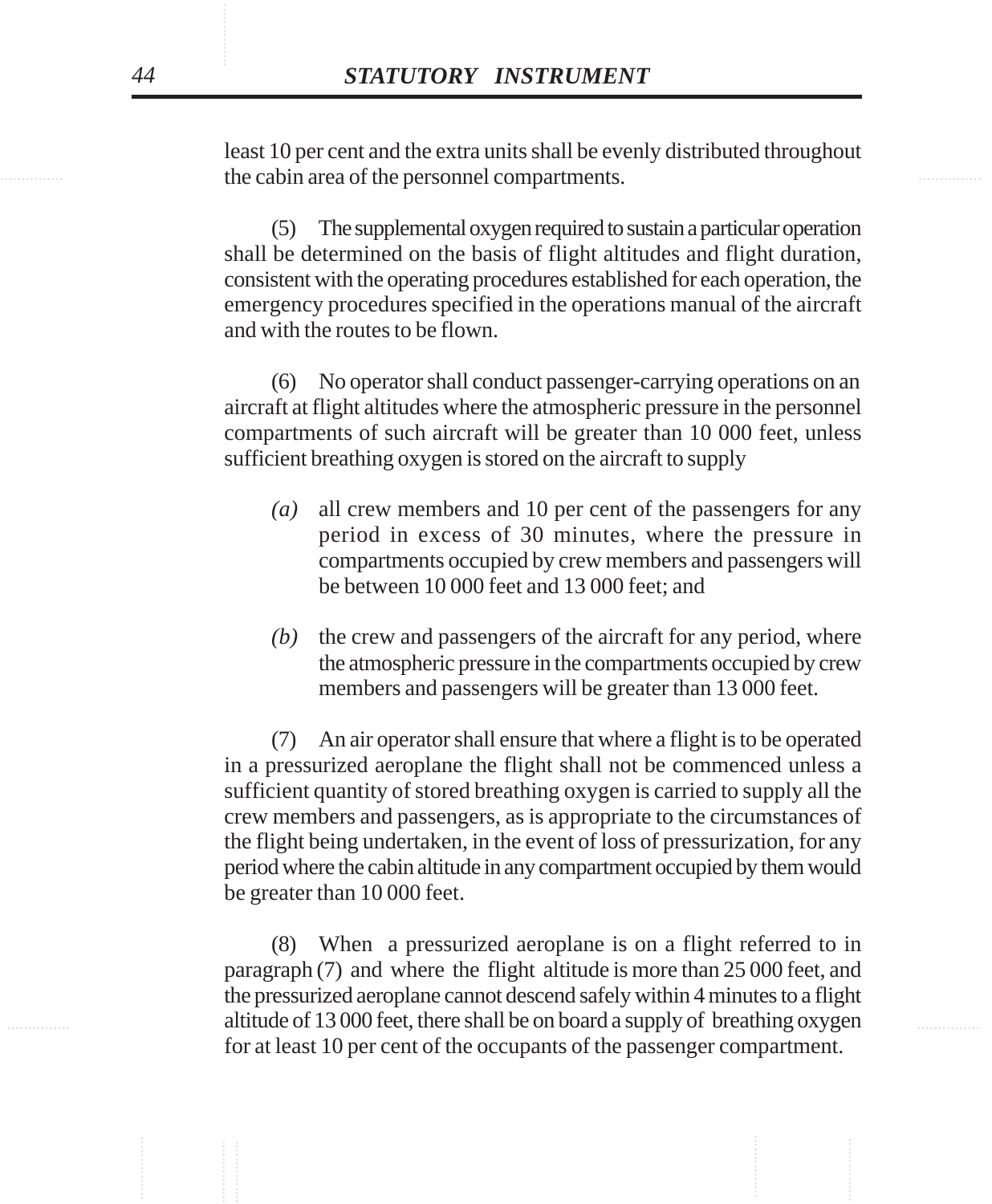least 10 per cent and the extra units shall be evenly distributed throughout the cabin area of the personnel compartments.

(5) The supplemental oxygen required to sustain a particular operation shall be determined on the basis of flight altitudes and flight duration, consistent with the operating procedures established for each operation, the emergency procedures specified in the operations manual of the aircraft and with the routes to be flown.

(6) No operator shall conduct passenger-carrying operations on an aircraft at flight altitudes where the atmospheric pressure in the personnel compartments of such aircraft will be greater than 10 000 feet, unless sufficient breathing oxygen is stored on the aircraft to supply

*(a)* all crew members and 10 per cent of the passengers for any period in excess of 30 minutes, where the pressure in compartments occupied by crew members and passengers will be between 10 000 feet and 13 000 feet; and

*(b)* the crew and passengers of the aircraft for any period, where the atmospheric pressure in the compartments occupied by crew members and passengers will be greater than 13 000 feet.

(7) An air operator shall ensure that where a flight is to be operated in a pressurized aeroplane the flight shall not be commenced unless a sufficient quantity of stored breathing oxygen is carried to supply all the crew members and passengers, as is appropriate to the circumstances of the flight being undertaken, in the event of loss of pressurization, for any period where the cabin altitude in any compartment occupied by them would be greater than 10 000 feet.

(8) When a pressurized aeroplane is on a flight referred to in paragraph (7) and where the flight altitude is more than 25 000 feet, and the pressurized aeroplane cannot descend safely within 4 minutes to a flight altitude of 13 000 feet, there shall be on board a supply of breathing oxygen for at least 10 per cent of the occupants of the passenger compartment.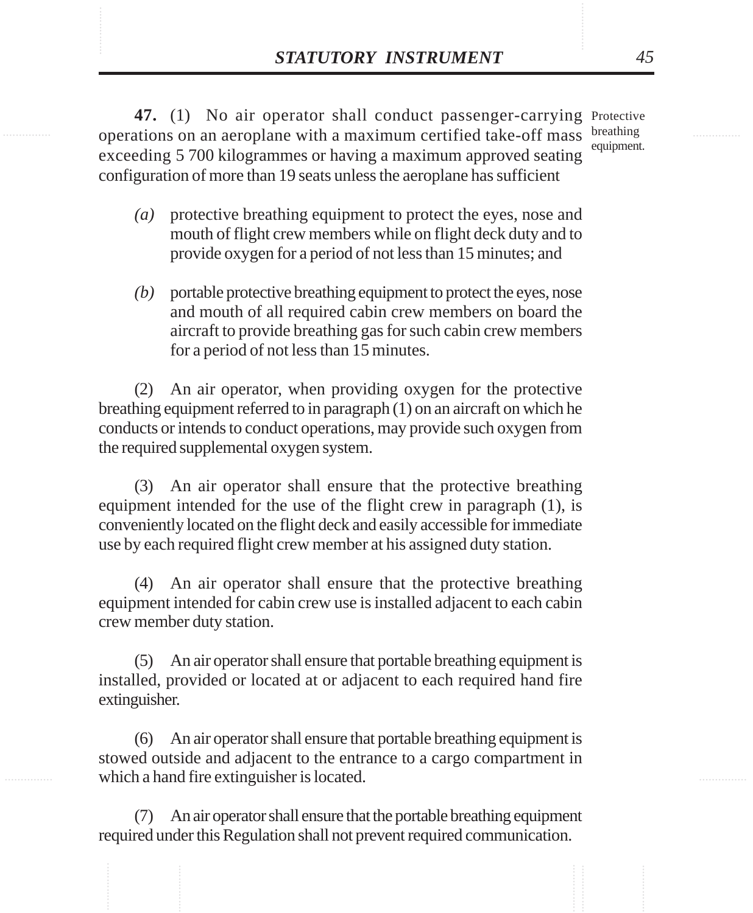**47.** (1) No air operator shall conduct passenger-carrying operations on an aeroplane with a maximum certified take-off mass exceeding 5 700 kilogrammes or having a maximum approved seating configuration of more than 19 seats unless the aeroplane has sufficient

Protective breathing equipment.

*(a)* protective breathing equipment to protect the eyes, nose and mouth of flight crew members while on flight deck duty and to provide oxygen for a period of not less than 15 minutes; and

*(b)* portable protective breathing equipment to protect the eyes, nose and mouth of all required cabin crew members on board the aircraft to provide breathing gas for such cabin crew members for a period of not less than 15 minutes.

(2) An air operator, when providing oxygen for the protective breathing equipment referred to in paragraph (1) on an aircraft on which he conducts or intends to conduct operations, may provide such oxygen from the required supplemental oxygen system.

(3) An air operator shall ensure that the protective breathing equipment intended for the use of the flight crew in paragraph (1), is conveniently located on the flight deck and easily accessible for immediate use by each required flight crew member at his assigned duty station.

(4) An air operator shall ensure that the protective breathing equipment intended for cabin crew use is installed adjacent to each cabin crew member duty station.

(5) An air operator shall ensure that portable breathing equipment is installed, provided or located at or adjacent to each required hand fire extinguisher.

(6) An air operator shall ensure that portable breathing equipment is stowed outside and adjacent to the entrance to a cargo compartment in which a hand fire extinguisher is located.

(7) An air operator shall ensure that the portable breathing equipment required under this Regulation shall not prevent required communication.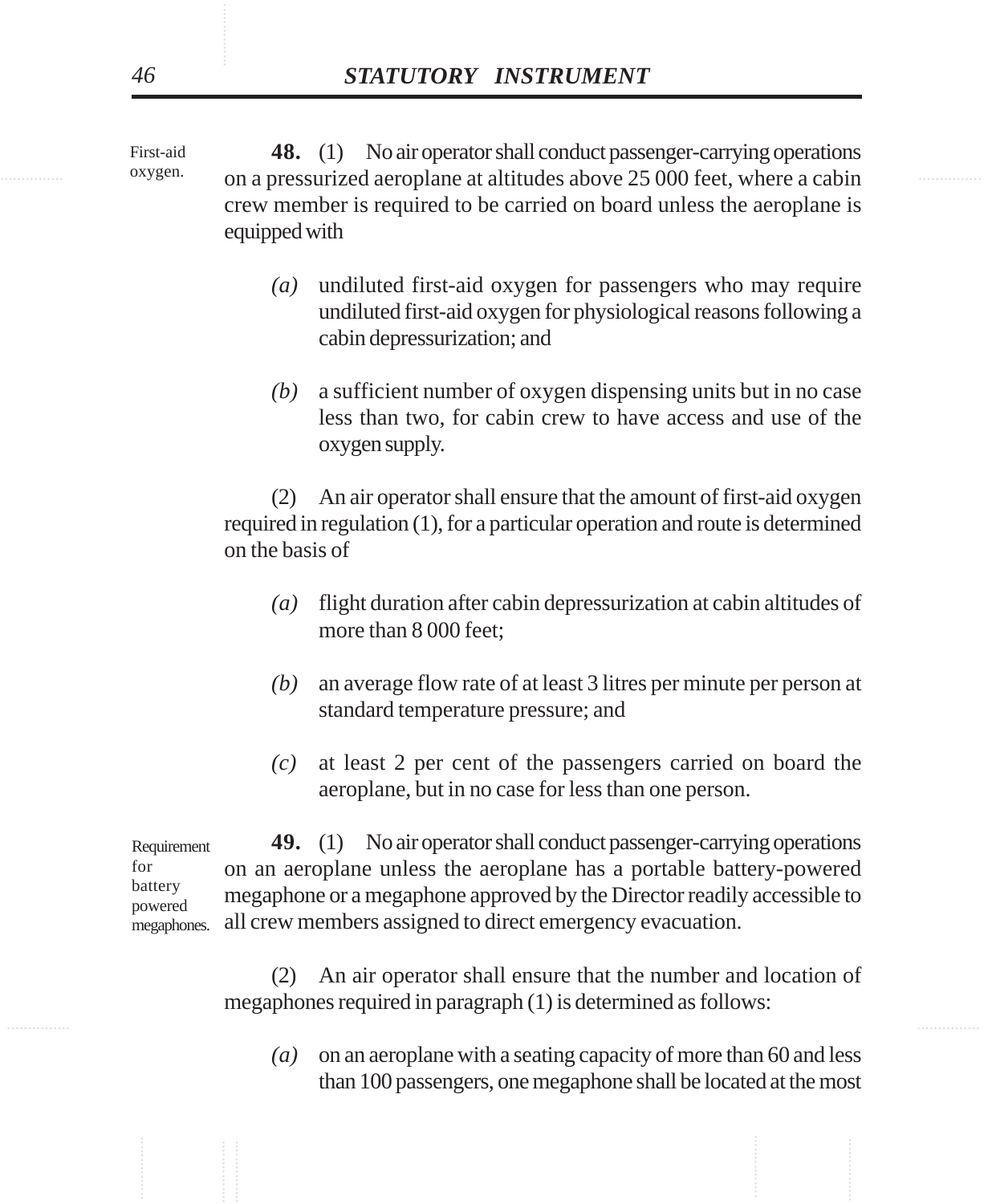First-aid oxygen.

**48.** (1) No air operator shall conduct passenger-carrying operations on a pressurized aeroplane at altitudes above 25 000 feet, where a cabin crew member is required to be carried on board unless the aeroplane is equipped with

*(a)* undiluted first-aid oxygen for passengers who may require undiluted first-aid oxygen for physiological reasons following a cabin depressurization; and

*(b)* a sufficient number of oxygen dispensing units but in no case less than two, for cabin crew to have access and use of the oxygen supply.

(2) An air operator shall ensure that the amount of first-aid oxygen required in regulation (1), for a particular operation and route is determined on the basis of

*(a)* flight duration after cabin depressurization at cabin altitudes of more than 8 000 feet;

*(b)* an average flow rate of at least 3 litres per minute per person at standard temperature pressure; and

*(c)* at least 2 per cent of the passengers carried on board the aeroplane, but in no case for less than one person.

Requirement for battery powered megaphones.

**49.** (1) No air operator shall conduct passenger-carrying operations on an aeroplane unless the aeroplane has a portable battery-powered megaphone or a megaphone approved by the Director readily accessible to all crew members assigned to direct emergency evacuation.

(2) An air operator shall ensure that the number and location of megaphones required in paragraph (1) is determined as follows:

*(a)* on an aeroplane with a seating capacity of more than 60 and less than 100 passengers, one megaphone shall be located at the most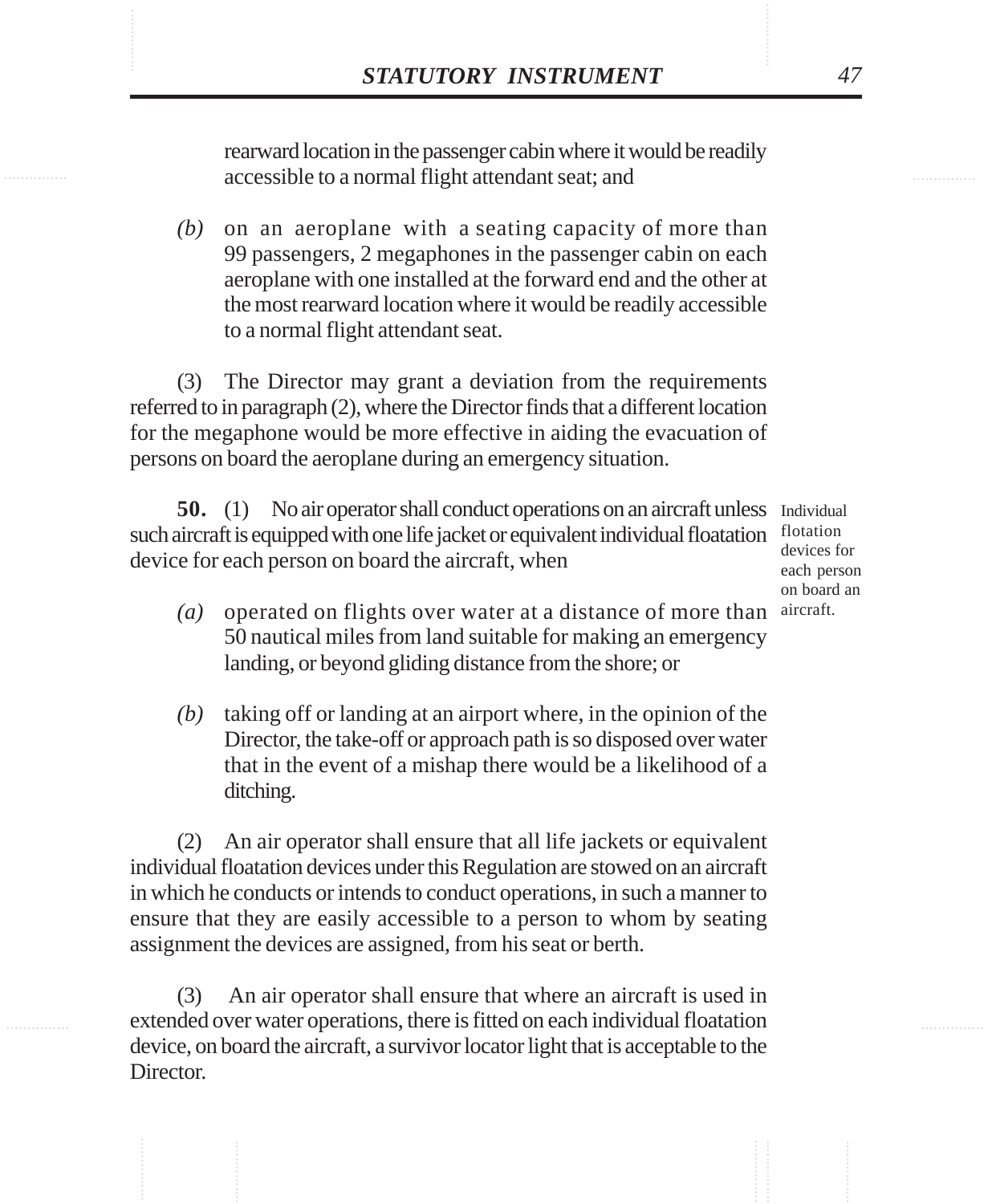rearward location in the passenger cabin where it would be readily accessible to a normal flight attendant seat; and

*(b)* on an aeroplane with a seating capacity of more than 99 passengers, 2 megaphones in the passenger cabin on each aeroplane with one installed at the forward end and the other at the most rearward location where it would be readily accessible to a normal flight attendant seat.

(3) The Director may grant a deviation from the requirements referred to in paragraph (2), where the Director finds that a different location for the megaphone would be more effective in aiding the evacuation of persons on board the aeroplane during an emergency situation.

Individual flotation devices for each person on board an aircraft.

**50.** (1) No air operator shall conduct operations on an aircraft unless such aircraft is equipped with one life jacket or equivalent individual floatation device for each person on board the aircraft, when

*(a)* operated on flights over water at a distance of more than 50 nautical miles from land suitable for making an emergency landing, or beyond gliding distance from the shore; or

*(b)* taking off or landing at an airport where, in the opinion of the Director, the take-off or approach path is so disposed over water that in the event of a mishap there would be a likelihood of a ditching.

(2) An air operator shall ensure that all life jackets or equivalent individual floatation devices under this Regulation are stowed on an aircraft in which he conducts or intends to conduct operations, in such a manner to ensure that they are easily accessible to a person to whom by seating assignment the devices are assigned, from his seat or berth.

(3) An air operator shall ensure that where an aircraft is used in extended over water operations, there is fitted on each individual floatation device, on board the aircraft, a survivor locator light that is acceptable to the Director.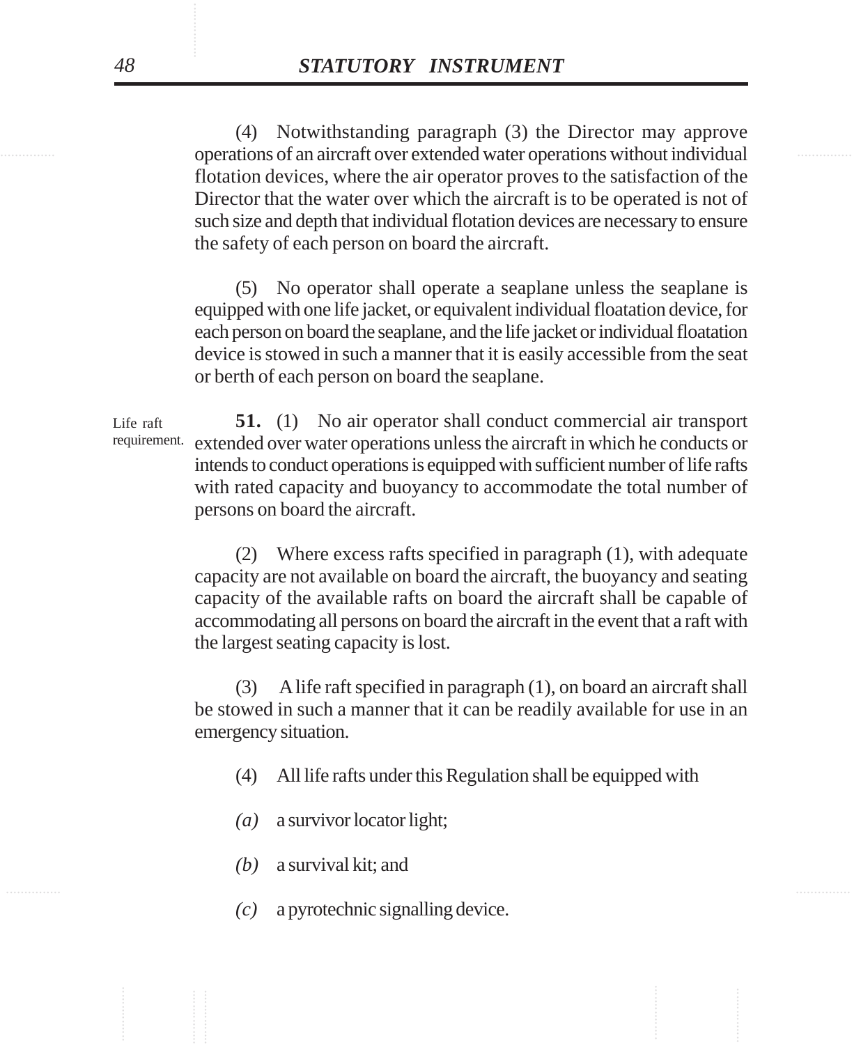(4) Notwithstanding paragraph (3) the Director may approve operations of an aircraft over extended water operations without individual flotation devices, where the air operator proves to the satisfaction of the Director that the water over which the aircraft is to be operated is not of such size and depth that individual flotation devices are necessary to ensure the safety of each person on board the aircraft.

(5) No operator shall operate a seaplane unless the seaplane is equipped with one life jacket, or equivalent individual floatation device, for each person on board the seaplane, and the life jacket or individual floatation device is stowed in such a manner that it is easily accessible from the seat or berth of each person on board the seaplane.

Life raft requirement.

**51.** (1) No air operator shall conduct commercial air transport extended over water operations unless the aircraft in which he conducts or intends to conduct operations is equipped with sufficient number of life rafts with rated capacity and buoyancy to accommodate the total number of persons on board the aircraft.

(2) Where excess rafts specified in paragraph (1), with adequate capacity are not available on board the aircraft, the buoyancy and seating capacity of the available rafts on board the aircraft shall be capable of accommodating all persons on board the aircraft in the event that a raft with the largest seating capacity is lost.

(3) A life raft specified in paragraph (1), on board an aircraft shall be stowed in such a manner that it can be readily available for use in an emergency situation.

(4) All life rafts under this Regulation shall be equipped with

*(a)* a survivor locator light;

*(b)* a survival kit; and

*(c)* a pyrotechnic signalling device.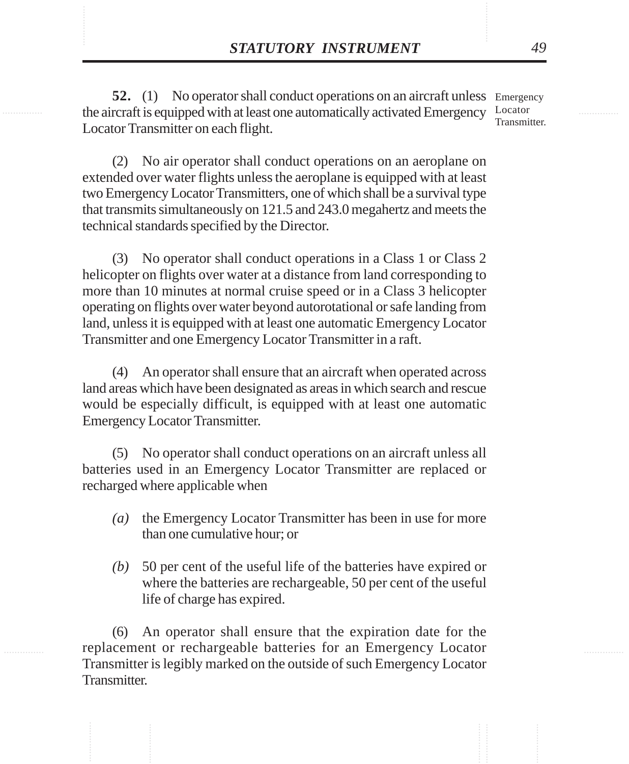**52.** (1) No operator shall conduct operations on an aircraft unless the aircraft is equipped with at least one automatically activated Emergency Locator Transmitter on each flight.

Emergency Locator Transmitter.

(2) No air operator shall conduct operations on an aeroplane on extended over water flights unless the aeroplane is equipped with at least two Emergency Locator Transmitters, one of which shall be a survival type that transmits simultaneously on 121.5 and 243.0 megahertz and meets the technical standards specified by the Director.

(3) No operator shall conduct operations in a Class 1 or Class 2 helicopter on flights over water at a distance from land corresponding to more than 10 minutes at normal cruise speed or in a Class 3 helicopter operating on flights over water beyond autorotational or safe landing from land, unless it is equipped with at least one automatic Emergency Locator Transmitter and one Emergency Locator Transmitter in a raft.

(4) An operator shall ensure that an aircraft when operated across land areas which have been designated as areas in which search and rescue would be especially difficult, is equipped with at least one automatic Emergency Locator Transmitter.

(5) No operator shall conduct operations on an aircraft unless all batteries used in an Emergency Locator Transmitter are replaced or recharged where applicable when

*(a)* the Emergency Locator Transmitter has been in use for more than one cumulative hour; or

*(b)* 50 per cent of the useful life of the batteries have expired or where the batteries are rechargeable, 50 per cent of the useful life of charge has expired.

(6) An operator shall ensure that the expiration date for the replacement or rechargeable batteries for an Emergency Locator Transmitter is legibly marked on the outside of such Emergency Locator Transmitter.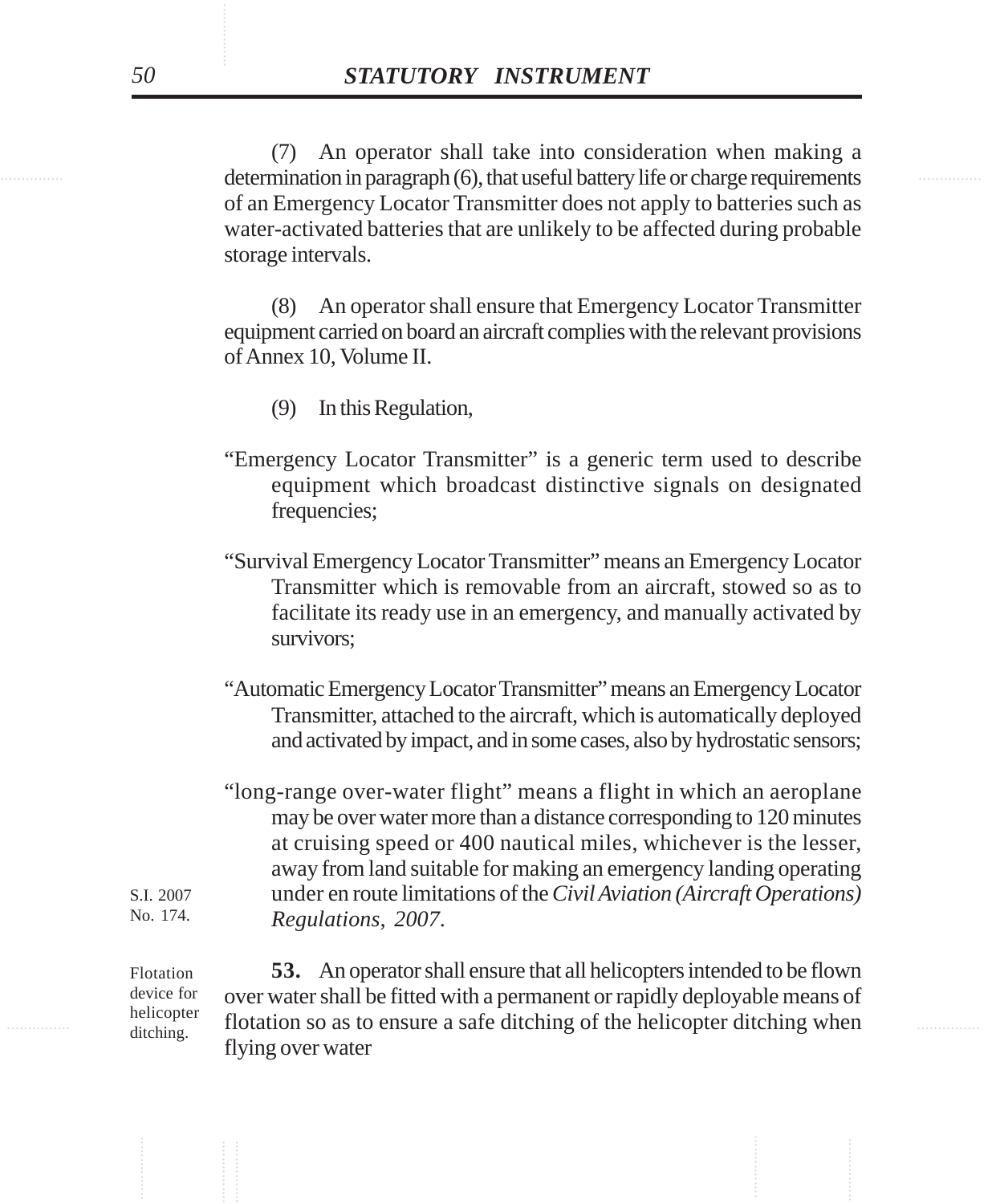(7) An operator shall take into consideration when making a determination in paragraph (6), that useful battery life or charge requirements of an Emergency Locator Transmitter does not apply to batteries such as water-activated batteries that are unlikely to be affected during probable storage intervals.

(8) An operator shall ensure that Emergency Locator Transmitter equipment carried on board an aircraft complies with the relevant provisions of Annex 10, Volume II.

(9) In this Regulation,

"Emergency Locator Transmitter" is a generic term used to describe equipment which broadcast distinctive signals on designated frequencies;

"Survival Emergency Locator Transmitter" means an Emergency Locator Transmitter which is removable from an aircraft, stowed so as to facilitate its ready use in an emergency, and manually activated by survivors;

"Automatic Emergency Locator Transmitter" means an Emergency Locator Transmitter, attached to the aircraft, which is automatically deployed and activated by impact, and in some cases, also by hydrostatic sensors;

"long-range over-water flight" means a flight in which an aeroplane may be over water more than a distance corresponding to 120 minutes at cruising speed or 400 nautical miles, whichever is the lesser, away from land suitable for making an emergency landing operating under en route limitations of the *Civil Aviation (Aircraft Operations) Regulations, 2007*.

S.I. 2007 No. 174.

Flotation device for helicopter ditching.

**53.** An operator shall ensure that all helicopters intended to be flown over water shall be fitted with a permanent or rapidly deployable means of flotation so as to ensure a safe ditching of the helicopter ditching when flying over water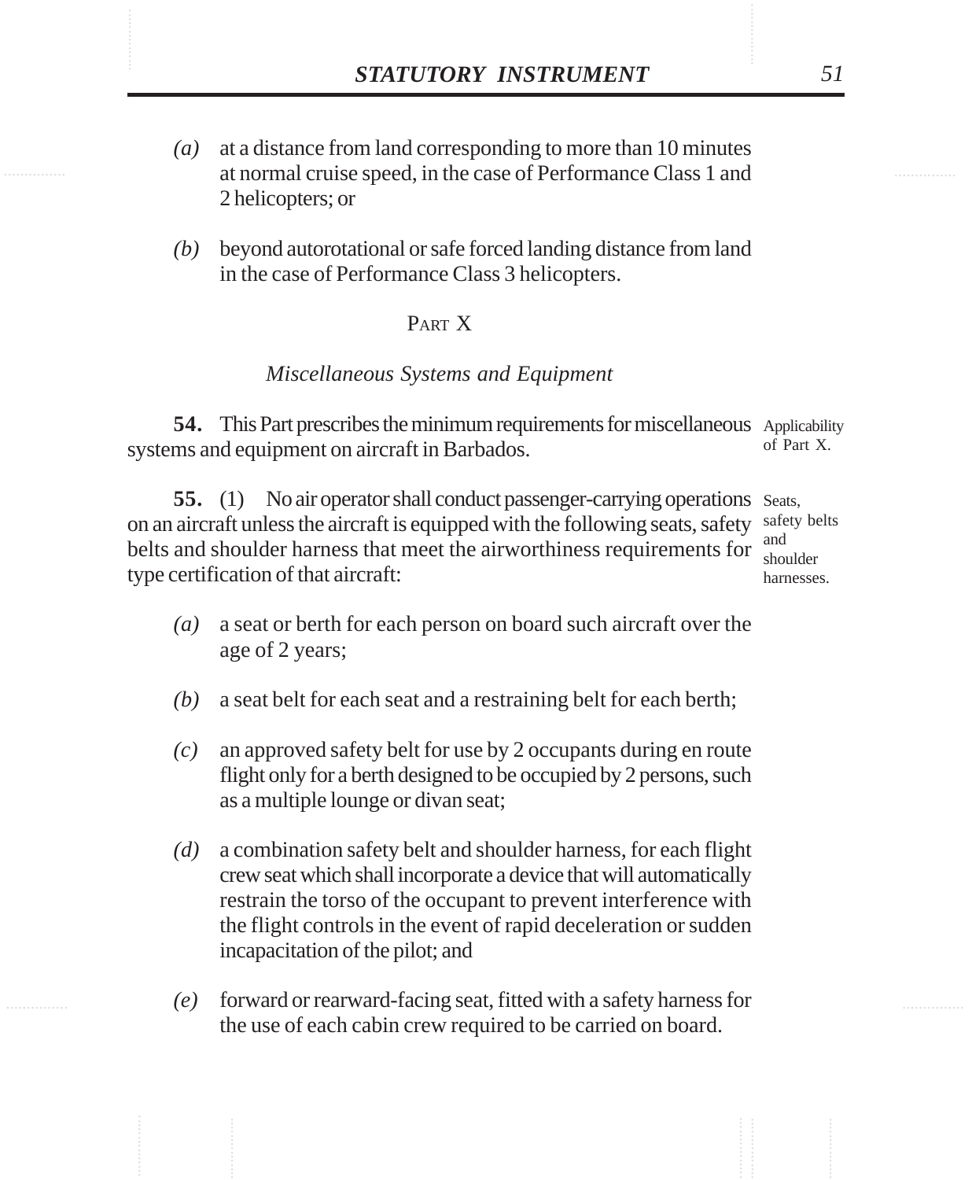*(a)* at a distance from land corresponding to more than 10 minutes at normal cruise speed, in the case of Performance Class 1 and 2 helicopters; or

*(b)* beyond autorotational or safe forced landing distance from land in the case of Performance Class 3 helicopters.

## PART X

### *Miscellaneous Systems and Equipment*

Applicability of Part X.

**54.** This Part prescribes the minimum requirements for miscellaneous systems and equipment on aircraft in Barbados.

Seats, safety belts and shoulder harnesses.

**55.** (1) No air operator shall conduct passenger-carrying operations on an aircraft unless the aircraft is equipped with the following seats, safety belts and shoulder harness that meet the airworthiness requirements for type certification of that aircraft:

*(a)* a seat or berth for each person on board such aircraft over the age of 2 years;

*(b)* a seat belt for each seat and a restraining belt for each berth;

*(c)* an approved safety belt for use by 2 occupants during en route flight only for a berth designed to be occupied by 2 persons, such as a multiple lounge or divan seat;

*(d)* a combination safety belt and shoulder harness, for each flight crew seat which shall incorporate a device that will automatically restrain the torso of the occupant to prevent interference with the flight controls in the event of rapid deceleration or sudden incapacitation of the pilot; and

*(e)* forward or rearward-facing seat, fitted with a safety harness for the use of each cabin crew required to be carried on board.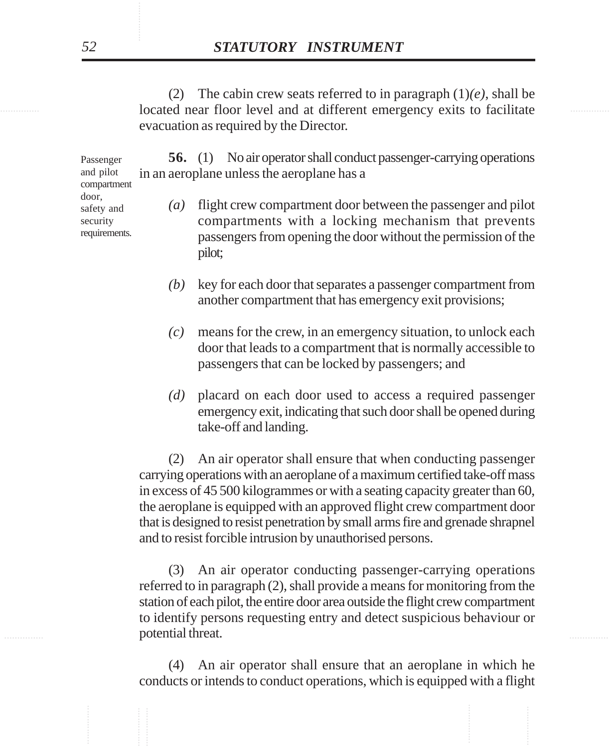(2) The cabin crew seats referred to in paragraph (1)*(e)*, shall be located near floor level and at different emergency exits to facilitate evacuation as required by the Director.

Passenger and pilot compartment door, safety and security requirements.

**56.** (1) No air operator shall conduct passenger-carrying operations in an aeroplane unless the aeroplane has a

*(a)* flight crew compartment door between the passenger and pilot compartments with a locking mechanism that prevents passengers from opening the door without the permission of the pilot;

*(b)* key for each door that separates a passenger compartment from another compartment that has emergency exit provisions;

*(c)* means for the crew, in an emergency situation, to unlock each door that leads to a compartment that is normally accessible to passengers that can be locked by passengers; and

*(d)* placard on each door used to access a required passenger emergency exit, indicating that such door shall be opened during take-off and landing.

(2) An air operator shall ensure that when conducting passenger carrying operations with an aeroplane of a maximum certified take-off mass in excess of 45 500 kilogrammes or with a seating capacity greater than 60, the aeroplane is equipped with an approved flight crew compartment door that is designed to resist penetration by small arms fire and grenade shrapnel and to resist forcible intrusion by unauthorised persons.

(3) An air operator conducting passenger-carrying operations referred to in paragraph (2), shall provide a means for monitoring from the station of each pilot, the entire door area outside the flight crew compartment to identify persons requesting entry and detect suspicious behaviour or potential threat.

(4) An air operator shall ensure that an aeroplane in which he conducts or intends to conduct operations, which is equipped with a flight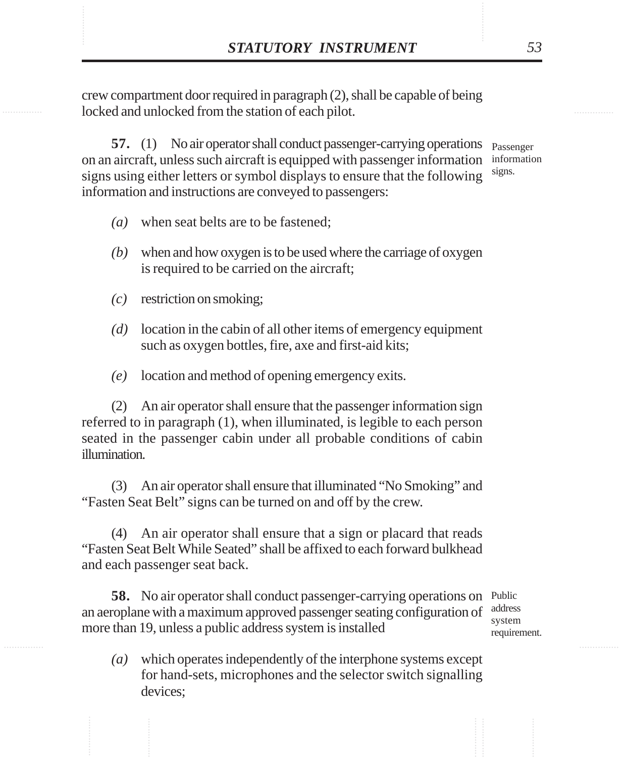crew compartment door required in paragraph (2), shall be capable of being locked and unlocked from the station of each pilot.

Passenger information signs.

**57.** (1) No air operator shall conduct passenger-carrying operations on an aircraft, unless such aircraft is equipped with passenger information signs using either letters or symbol displays to ensure that the following information and instructions are conveyed to passengers:

*(a)* when seat belts are to be fastened;

*(b)* when and how oxygen is to be used where the carriage of oxygen is required to be carried on the aircraft;

*(c)* restriction on smoking;

*(d)* location in the cabin of all other items of emergency equipment such as oxygen bottles, fire, axe and first-aid kits;

*(e)* location and method of opening emergency exits.

(2) An air operator shall ensure that the passenger information sign referred to in paragraph (1), when illuminated, is legible to each person seated in the passenger cabin under all probable conditions of cabin illumination.

(3) An air operator shall ensure that illuminated "No Smoking" and "Fasten Seat Belt" signs can be turned on and off by the crew.

(4) An air operator shall ensure that a sign or placard that reads "Fasten Seat Belt While Seated" shall be affixed to each forward bulkhead and each passenger seat back.

Public address system requirement.

**58.** No air operator shall conduct passenger-carrying operations on an aeroplane with a maximum approved passenger seating configuration of more than 19, unless a public address system is installed

*(a)* which operates independently of the interphone systems except for hand-sets, microphones and the selector switch signalling devices;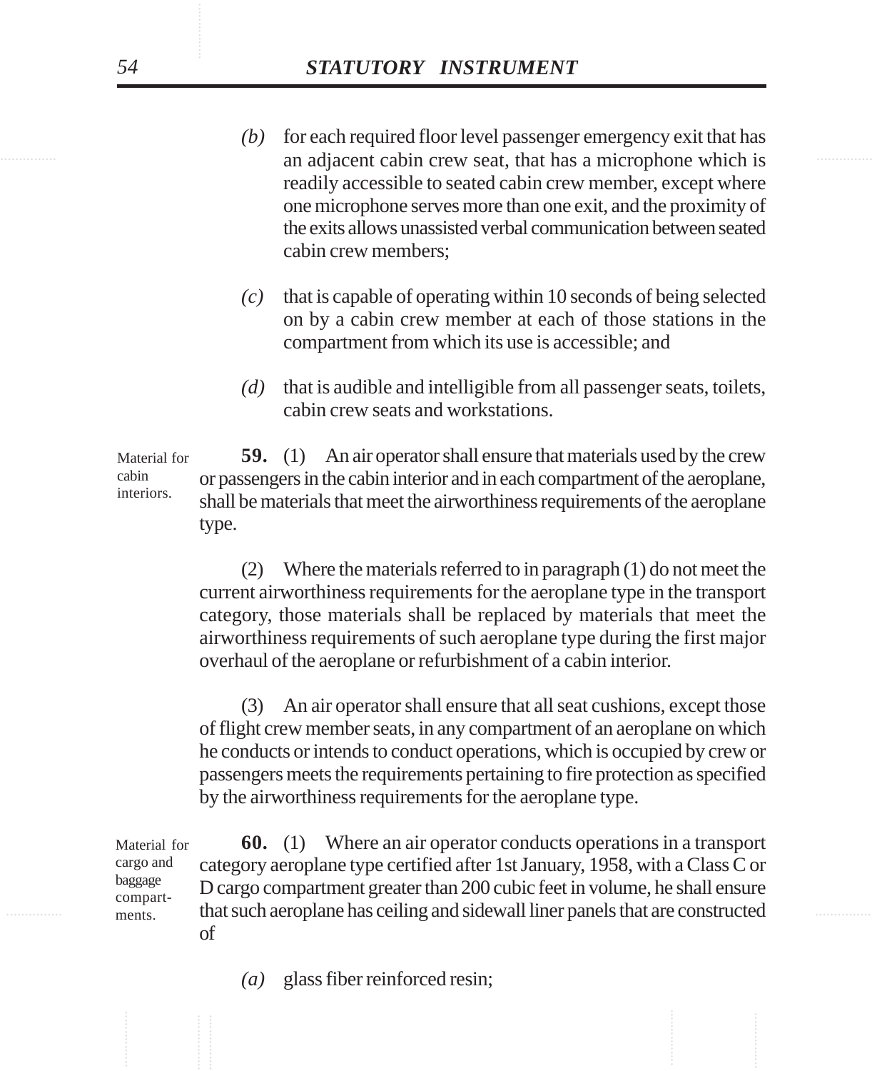*(b)* for each required floor level passenger emergency exit that has an adjacent cabin crew seat, that has a microphone which is readily accessible to seated cabin crew member, except where one microphone serves more than one exit, and the proximity of the exits allows unassisted verbal communication between seated cabin crew members;

*(c)* that is capable of operating within 10 seconds of being selected on by a cabin crew member at each of those stations in the compartment from which its use is accessible; and

*(d)* that is audible and intelligible from all passenger seats, toilets, cabin crew seats and workstations.

Material for cabin interiors.

**59.** (1) An air operator shall ensure that materials used by the crew or passengers in the cabin interior and in each compartment of the aeroplane, shall be materials that meet the airworthiness requirements of the aeroplane type.

(2) Where the materials referred to in paragraph (1) do not meet the current airworthiness requirements for the aeroplane type in the transport category, those materials shall be replaced by materials that meet the airworthiness requirements of such aeroplane type during the first major overhaul of the aeroplane or refurbishment of a cabin interior.

(3) An air operator shall ensure that all seat cushions, except those of flight crew member seats, in any compartment of an aeroplane on which he conducts or intends to conduct operations, which is occupied by crew or passengers meets the requirements pertaining to fire protection as specified by the airworthiness requirements for the aeroplane type.

Material for cargo and baggage compartments.

**60.** (1) Where an air operator conducts operations in a transport category aeroplane type certified after 1st January, 1958, with a Class C or D cargo compartment greater than 200 cubic feet in volume, he shall ensure that such aeroplane has ceiling and sidewall liner panels that are constructed of

*(a)* glass fiber reinforced resin;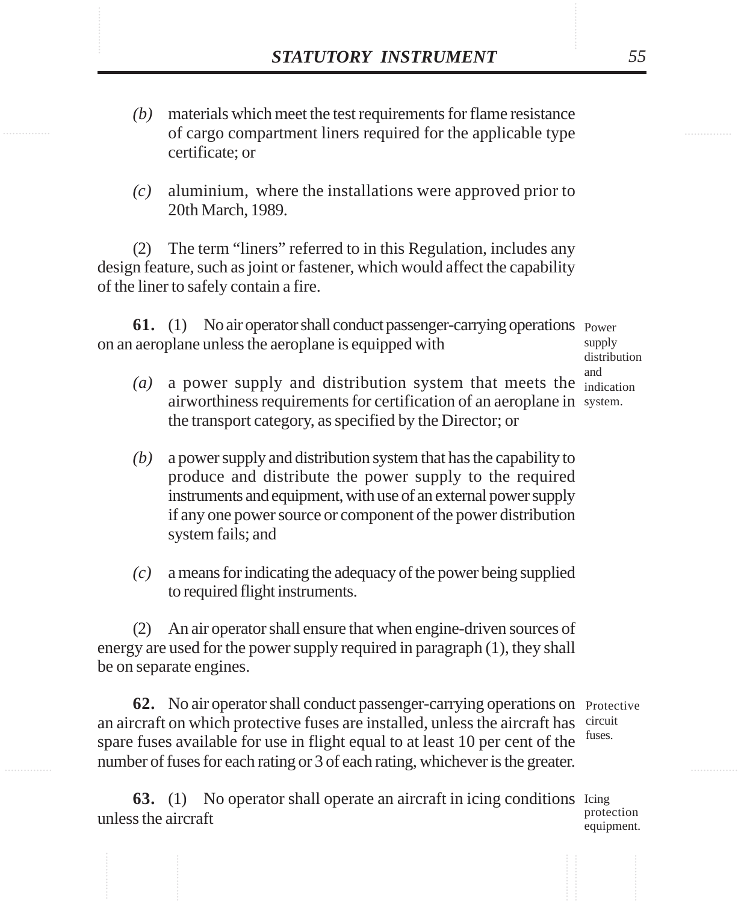*(b)* materials which meet the test requirements for flame resistance of cargo compartment liners required for the applicable type certificate; or

*(c)* aluminium, where the installations were approved prior to 20th March, 1989.

(2) The term "liners" referred to in this Regulation, includes any design feature, such as joint or fastener, which would affect the capability of the liner to safely contain a fire.

**61.** (1) No air operator shall conduct passenger-carrying operations on an aeroplane unless the aeroplane is equipped with

Power supply distribution and indication system.

*(a)* a power supply and distribution system that meets the airworthiness requirements for certification of an aeroplane in the transport category, as specified by the Director; or

*(b)* a power supply and distribution system that has the capability to produce and distribute the power supply to the required instruments and equipment, with use of an external power supply if any one power source or component of the power distribution system fails; and

*(c)* a means for indicating the adequacy of the power being supplied to required flight instruments.

(2) An air operator shall ensure that when engine-driven sources of energy are used for the power supply required in paragraph (1), they shall be on separate engines.

**62.** No air operator shall conduct passenger-carrying operations on an aircraft on which protective fuses are installed, unless the aircraft has spare fuses available for use in flight equal to at least 10 per cent of the number of fuses for each rating or 3 of each rating, whichever is the greater.

Protective circuit fuses.

**63.** (1) No operator shall operate an aircraft in icing conditions unless the aircraft

Icing protection equipment.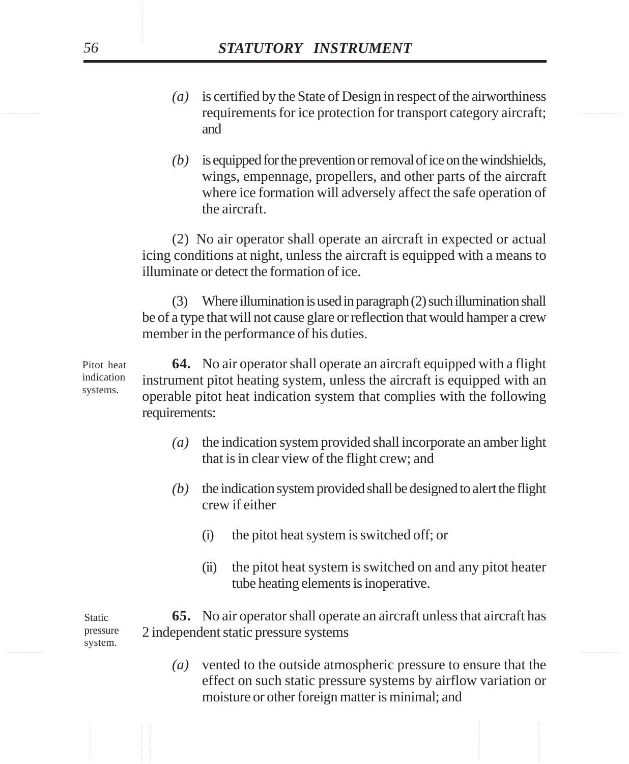*(a)* is certified by the State of Design in respect of the airworthiness requirements for ice protection for transport category aircraft; and

*(b)* is equipped for the prevention or removal of ice on the windshields, wings, empennage, propellers, and other parts of the aircraft where ice formation will adversely affect the safe operation of the aircraft.

(2) No air operator shall operate an aircraft in expected or actual icing conditions at night, unless the aircraft is equipped with a means to illuminate or detect the formation of ice.

(3) Where illumination is used in paragraph (2) such illumination shall be of a type that will not cause glare or reflection that would hamper a crew member in the performance of his duties.

Pitot heat indication systems.

**64.** No air operator shall operate an aircraft equipped with a flight instrument pitot heating system, unless the aircraft is equipped with an operable pitot heat indication system that complies with the following requirements:

*(a)* the indication system provided shall incorporate an amber light that is in clear view of the flight crew; and

*(b)* the indication system provided shall be designed to alert the flight crew if either

(i) the pitot heat system is switched off; or

(ii) the pitot heat system is switched on and any pitot heater tube heating elements is inoperative.

Static pressure system.

**65.** No air operator shall operate an aircraft unless that aircraft has 2 independent static pressure systems

*(a)* vented to the outside atmospheric pressure to ensure that the effect on such static pressure systems by airflow variation or moisture or other foreign matter is minimal; and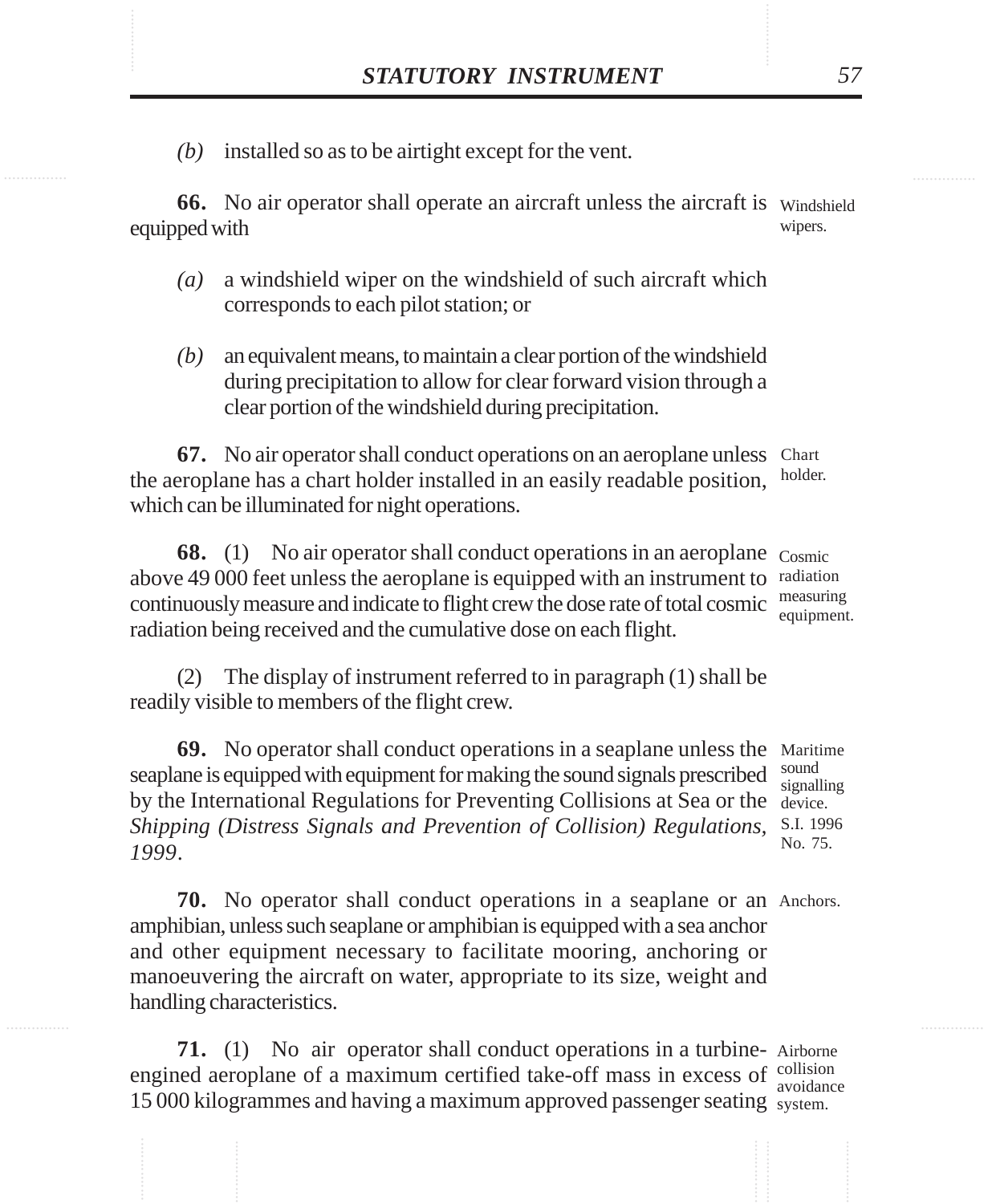*(b)* installed so as to be airtight except for the vent.

**66.** No air operator shall operate an aircraft unless the aircraft is equipped with

Windshield wipers.

*(a)* a windshield wiper on the windshield of such aircraft which corresponds to each pilot station; or

*(b)* an equivalent means, to maintain a clear portion of the windshield during precipitation to allow for clear forward vision through a clear portion of the windshield during precipitation.

**67.** No air operator shall conduct operations on an aeroplane unless the aeroplane has a chart holder installed in an easily readable position, which can be illuminated for night operations.

Chart holder.

**68.** (1) No air operator shall conduct operations in an aeroplane above 49 000 feet unless the aeroplane is equipped with an instrument to continuously measure and indicate to flight crew the dose rate of total cosmic radiation being received and the cumulative dose on each flight.

Cosmic radiation measuring equipment.

(2) The display of instrument referred to in paragraph (1) shall be readily visible to members of the flight crew.

**69.** No operator shall conduct operations in a seaplane unless the seaplane is equipped with equipment for making the sound signals prescribed by the International Regulations for Preventing Collisions at Sea or the *Shipping (Distress Signals and Prevention of Collision) Regulations, 1999*.

Maritime sound signalling device. S.I. 1996 No. 75.

**70.** No operator shall conduct operations in a seaplane or an amphibian, unless such seaplane or amphibian is equipped with a sea anchor and other equipment necessary to facilitate mooring, anchoring or manoeuvering the aircraft on water, appropriate to its size, weight and handling characteristics.

Anchors.

**71.** (1) No air operator shall conduct operations in a turbine-engined aeroplane of a maximum certified take-off mass in excess of 15 000 kilogrammes and having a maximum approved passenger seating

Airborne collision avoidance system.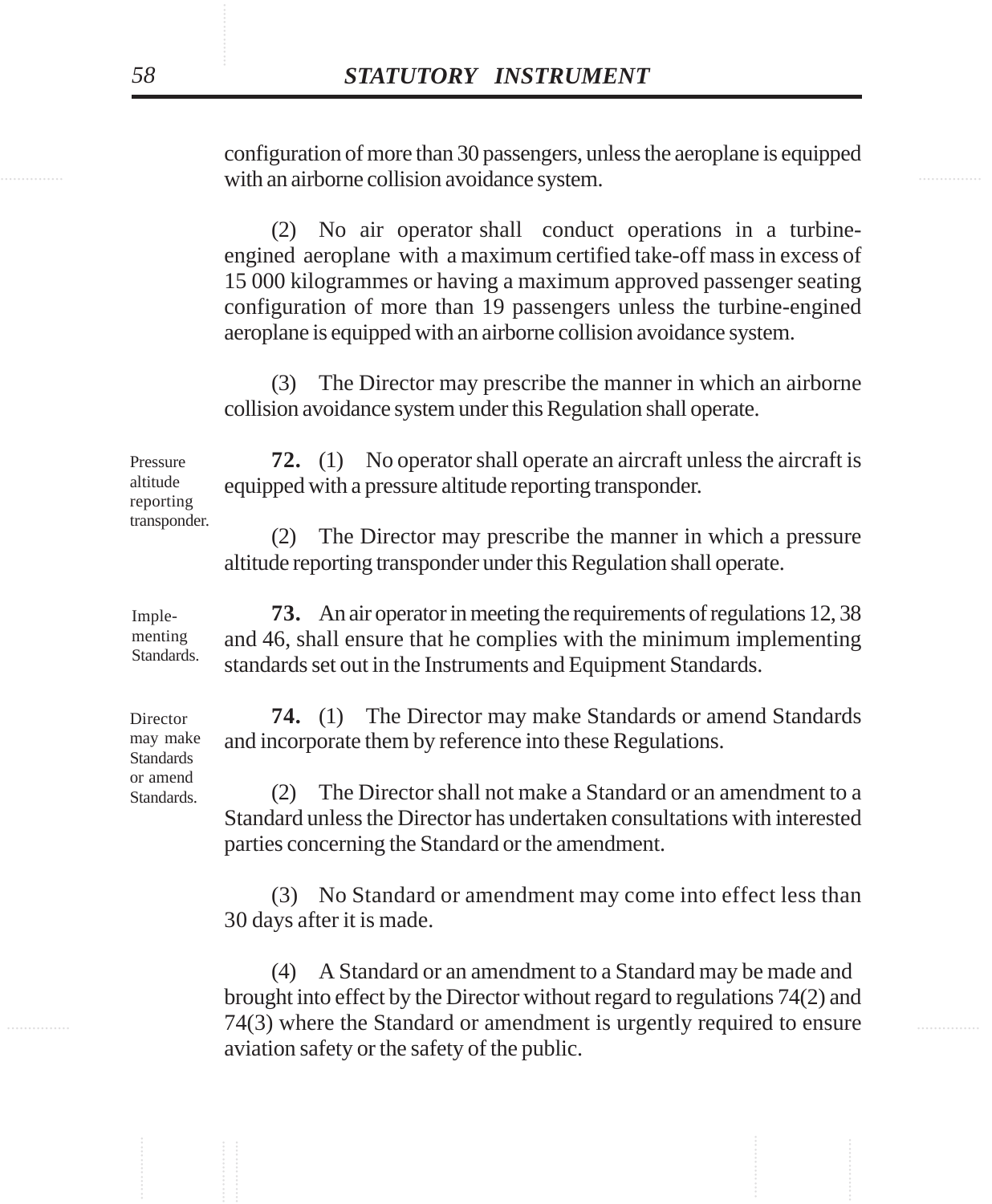configuration of more than 30 passengers, unless the aeroplane is equipped with an airborne collision avoidance system.

(2) No air operator shall conduct operations in a turbine-engined aeroplane with a maximum certified take-off mass in excess of 15 000 kilogrammes or having a maximum approved passenger seating configuration of more than 19 passengers unless the turbine-engined aeroplane is equipped with an airborne collision avoidance system.

(3) The Director may prescribe the manner in which an airborne collision avoidance system under this Regulation shall operate.

Pressure altitude reporting transponder.

**72.** (1) No operator shall operate an aircraft unless the aircraft is equipped with a pressure altitude reporting transponder.

(2) The Director may prescribe the manner in which a pressure altitude reporting transponder under this Regulation shall operate.

Implementing Standards.

**73.** An air operator in meeting the requirements of regulations 12, 38 and 46, shall ensure that he complies with the minimum implementing standards set out in the Instruments and Equipment Standards.

Director may make Standards or amend Standards.

**74.** (1) The Director may make Standards or amend Standards and incorporate them by reference into these Regulations.

(2) The Director shall not make a Standard or an amendment to a Standard unless the Director has undertaken consultations with interested parties concerning the Standard or the amendment.

(3) No Standard or amendment may come into effect less than 30 days after it is made.

(4) A Standard or an amendment to a Standard may be made and brought into effect by the Director without regard to regulations 74(2) and 74(3) where the Standard or amendment is urgently required to ensure aviation safety or the safety of the public.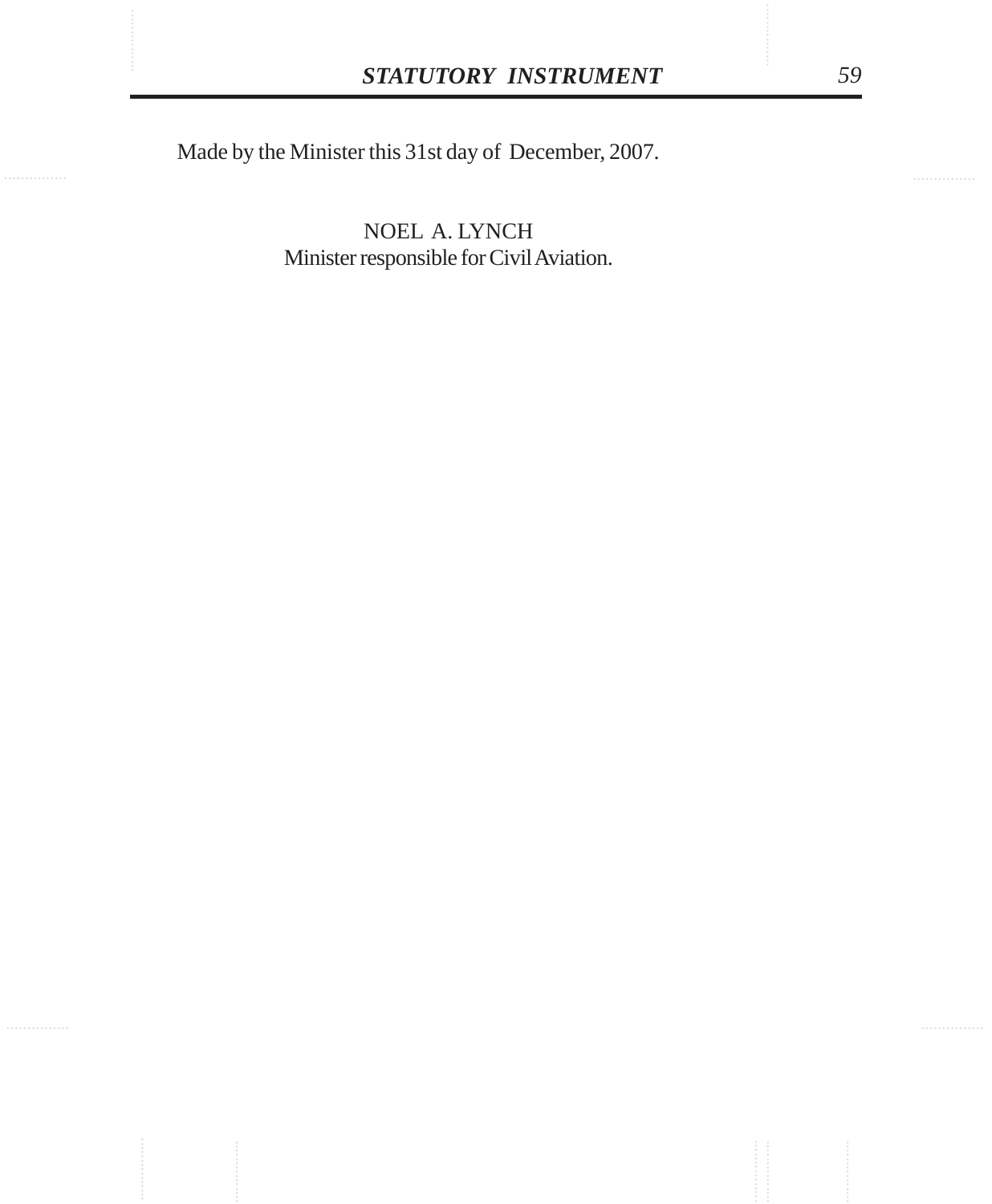Made by the Minister this 31st day of December, 2007.

NOEL A. LYNCH
Minister responsible for Civil Aviation.